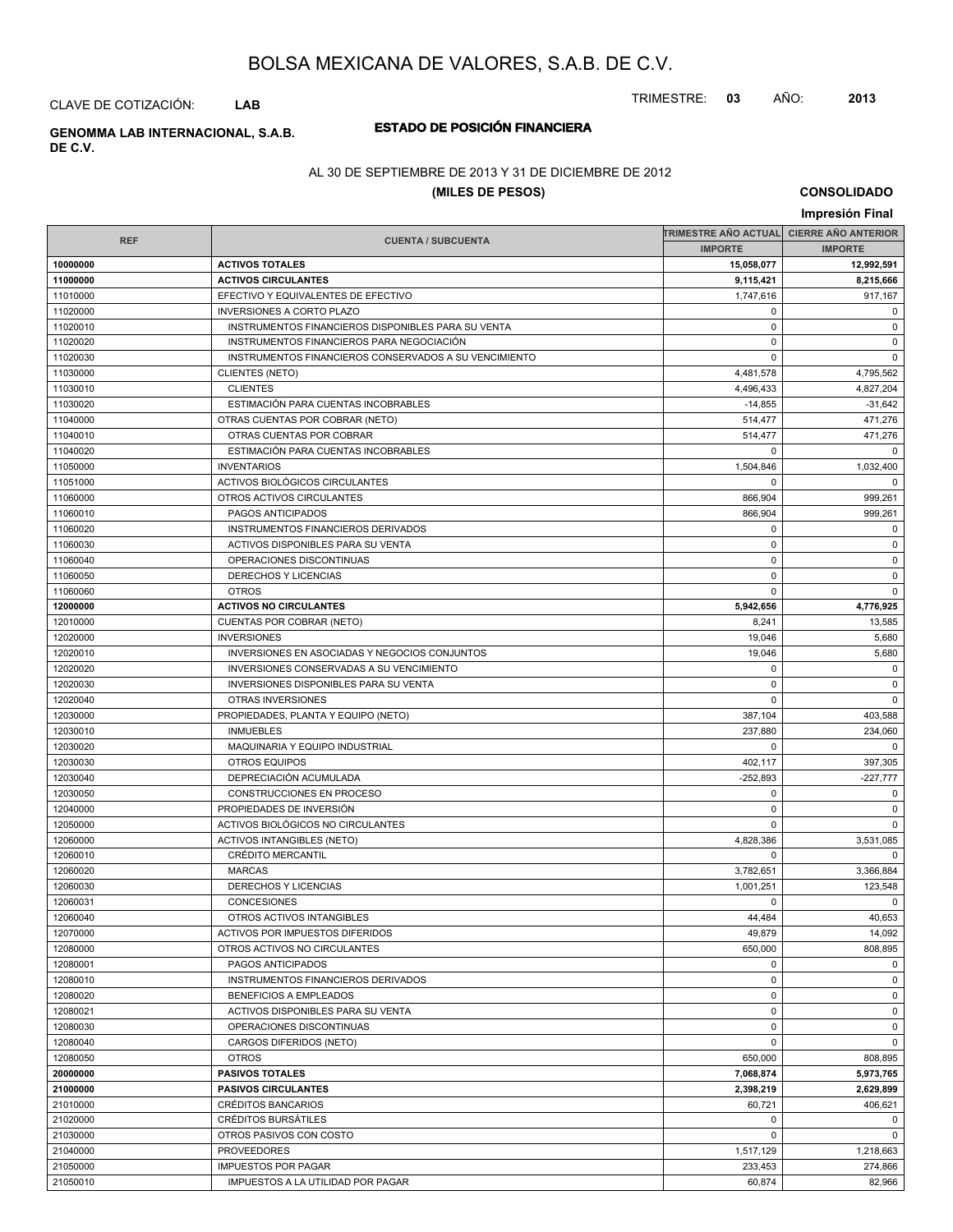# BOLSA MEXICANA DE VALORES, S.A.B. DE C.V.

CLAVE DE COTIZACIÓN: **LAB**

TRIMESTRE: **03** AÑO: **2013**

**GENOMMA LAB INTERNACIONAL, S.A.B. DE C.V.**

## ESTADO DE POSICIÓN FINANCIERA

AL 30 DE SEPTIEMBRE DE 2013 Y 31 DE DICIEMBRE DE 2012

**(MILES DE PESOS)**

**CONSOLIDADO**

**Impresión Final**

| REF | CUENTA / SUBCUENTA | TRIMESTRE AÑO ACTUAL IMPORTE | CIERRE AÑO ANTERIOR IMPORTE |
|---|---|---|---|
| **10000000** | **ACTIVOS TOTALES** | **15,058,077** | **12,992,591** |
| **11000000** | **ACTIVOS CIRCULANTES** | **9,115,421** | **8,215,666** |
| 11010000 | EFECTIVO Y EQUIVALENTES DE EFECTIVO | 1,747,616 | 917,167 |
| 11020000 | INVERSIONES A CORTO PLAZO | 0 | 0 |
| 11020010 | INSTRUMENTOS FINANCIEROS DISPONIBLES PARA SU VENTA | 0 | 0 |
| 11020020 | INSTRUMENTOS FINANCIEROS PARA NEGOCIACIÓN | 0 | 0 |
| 11020030 | INSTRUMENTOS FINANCIEROS CONSERVADOS A SU VENCIMIENTO | 0 | 0 |
| 11030000 | CLIENTES (NETO) | 4,481,578 | 4,795,562 |
| 11030010 | CLIENTES | 4,496,433 | 4,827,204 |
| 11030020 | ESTIMACIÓN PARA CUENTAS INCOBRABLES | -14,855 | -31,642 |
| 11040000 | OTRAS CUENTAS POR COBRAR (NETO) | 514,477 | 471,276 |
| 11040010 | OTRAS CUENTAS POR COBRAR | 514,477 | 471,276 |
| 11040020 | ESTIMACIÓN PARA CUENTAS INCOBRABLES | 0 | 0 |
| 11050000 | INVENTARIOS | 1,504,846 | 1,032,400 |
| 11051000 | ACTIVOS BIOLÓGICOS CIRCULANTES | 0 | 0 |
| 11060000 | OTROS ACTIVOS CIRCULANTES | 866,904 | 999,261 |
| 11060010 | PAGOS ANTICIPADOS | 866,904 | 999,261 |
| 11060020 | INSTRUMENTOS FINANCIEROS DERIVADOS | 0 | 0 |
| 11060030 | ACTIVOS DISPONIBLES PARA SU VENTA | 0 | 0 |
| 11060040 | OPERACIONES DISCONTINUAS | 0 | 0 |
| 11060050 | DERECHOS Y LICENCIAS | 0 | 0 |
| 11060060 | OTROS | 0 | 0 |
| **12000000** | **ACTIVOS NO CIRCULANTES** | **5,942,656** | **4,776,925** |
| 12010000 | CUENTAS POR COBRAR (NETO) | 8,241 | 13,585 |
| 12020000 | INVERSIONES | 19,046 | 5,680 |
| 12020010 | INVERSIONES EN ASOCIADAS Y NEGOCIOS CONJUNTOS | 19,046 | 5,680 |
| 12020020 | INVERSIONES CONSERVADAS A SU VENCIMIENTO | 0 | 0 |
| 12020030 | INVERSIONES DISPONIBLES PARA SU VENTA | 0 | 0 |
| 12020040 | OTRAS INVERSIONES | 0 | 0 |
| 12030000 | PROPIEDADES, PLANTA Y EQUIPO (NETO) | 387,104 | 403,588 |
| 12030010 | INMUEBLES | 237,880 | 234,060 |
| 12030020 | MAQUINARIA Y EQUIPO INDUSTRIAL | 0 | 0 |
| 12030030 | OTROS EQUIPOS | 402,117 | 397,305 |
| 12030040 | DEPRECIACIÓN ACUMULADA | -252,893 | -227,777 |
| 12030050 | CONSTRUCCIONES EN PROCESO | 0 | 0 |
| 12040000 | PROPIEDADES DE INVERSIÓN | 0 | 0 |
| 12050000 | ACTIVOS BIOLÓGICOS NO CIRCULANTES | 0 | 0 |
| 12060000 | ACTIVOS INTANGIBLES (NETO) | 4,828,386 | 3,531,085 |
| 12060010 | CRÉDITO MERCANTIL | 0 | 0 |
| 12060020 | MARCAS | 3,782,651 | 3,366,884 |
| 12060030 | DERECHOS Y LICENCIAS | 1,001,251 | 123,548 |
| 12060031 | CONCESIONES | 0 | 0 |
| 12060040 | OTROS ACTIVOS INTANGIBLES | 44,484 | 40,653 |
| 12070000 | ACTIVOS POR IMPUESTOS DIFERIDOS | 49,879 | 14,092 |
| 12080000 | OTROS ACTIVOS NO CIRCULANTES | 650,000 | 808,895 |
| 12080001 | PAGOS ANTICIPADOS | 0 | 0 |
| 12080010 | INSTRUMENTOS FINANCIEROS DERIVADOS | 0 | 0 |
| 12080020 | BENEFICIOS A EMPLEADOS | 0 | 0 |
| 12080021 | ACTIVOS DISPONIBLES PARA SU VENTA | 0 | 0 |
| 12080030 | OPERACIONES DISCONTINUAS | 0 | 0 |
| 12080040 | CARGOS DIFERIDOS (NETO) | 0 | 0 |
| 12080050 | OTROS | 650,000 | 808,895 |
| **20000000** | **PASIVOS TOTALES** | **7,068,874** | **5,973,765** |
| **21000000** | **PASIVOS CIRCULANTES** | **2,398,219** | **2,629,899** |
| 21010000 | CRÉDITOS BANCARIOS | 60,721 | 406,621 |
| 21020000 | CRÉDITOS BURSÁTILES | 0 | 0 |
| 21030000 | OTROS PASIVOS CON COSTO | 0 | 0 |
| 21040000 | PROVEEDORES | 1,517,129 | 1,218,663 |
| 21050000 | IMPUESTOS POR PAGAR | 233,453 | 274,866 |
| 21050010 | IMPUESTOS A LA UTILIDAD POR PAGAR | 60,874 | 82,966 |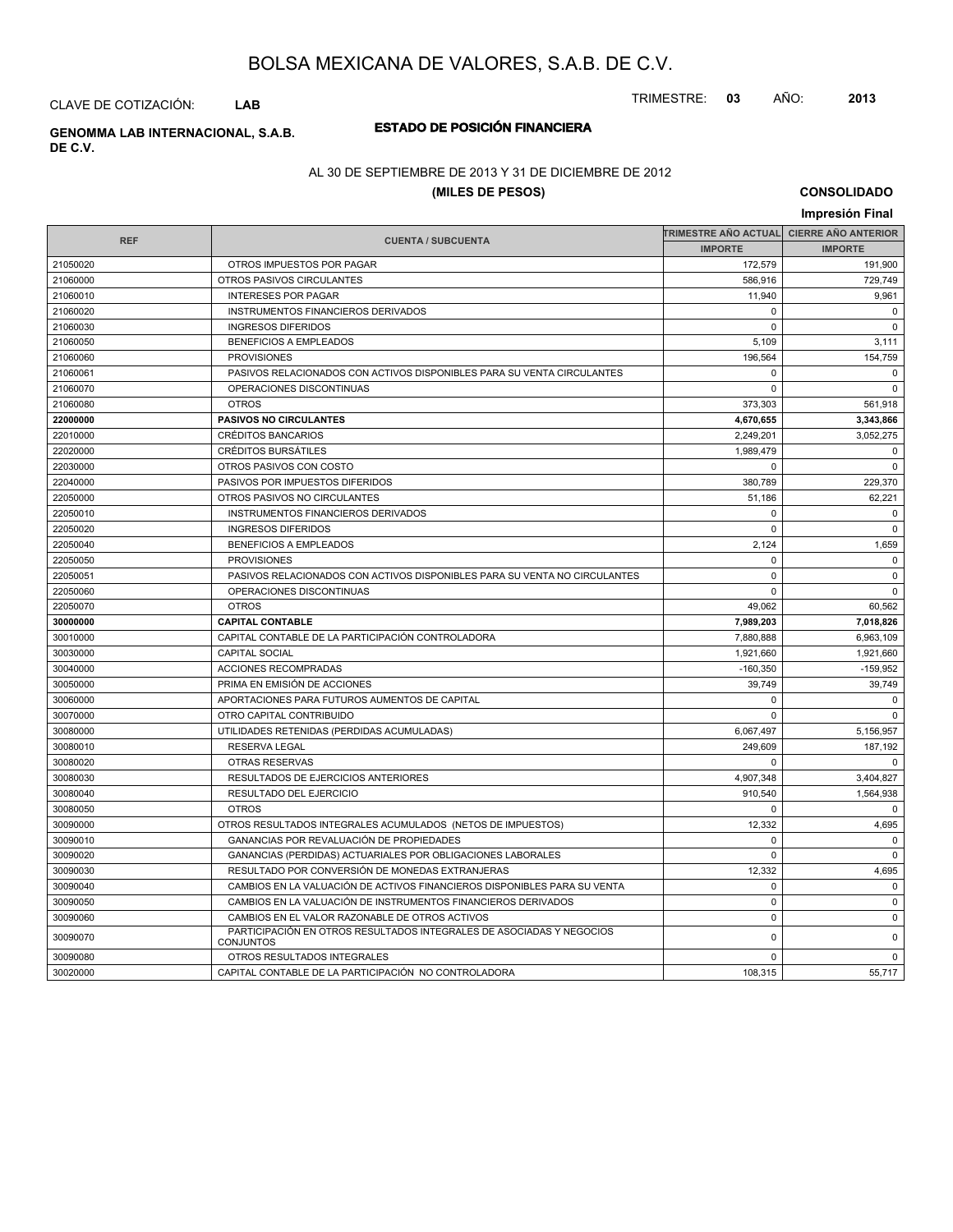# BOLSA MEXICANA DE VALORES, S.A.B. DE C.V.

CLAVE DE COTIZACIÓN: **LAB**

TRIMESTRE: **03** AÑO: **2013**

**GENOMMA LAB INTERNACIONAL, S.A.B. DE C.V.**

## ESTADO DE POSICIÓN FINANCIERA

AL 30 DE SEPTIEMBRE DE 2013 Y 31 DE DICIEMBRE DE 2012

**(MILES DE PESOS)**

**CONSOLIDADO**

**Impresión Final**

| REF | CUENTA / SUBCUENTA | TRIMESTRE AÑO ACTUAL | CIERRE AÑO ANTERIOR |
|---|---|---|---|
| | | IMPORTE | IMPORTE |
| 21050020 | OTROS IMPUESTOS POR PAGAR | 172,579 | 191,900 |
| 21060000 | OTROS PASIVOS CIRCULANTES | 586,916 | 729,749 |
| 21060010 | INTERESES POR PAGAR | 11,940 | 9,961 |
| 21060020 | INSTRUMENTOS FINANCIEROS DERIVADOS | 0 | 0 |
| 21060030 | INGRESOS DIFERIDOS | 0 | 0 |
| 21060050 | BENEFICIOS A EMPLEADOS | 5,109 | 3,111 |
| 21060060 | PROVISIONES | 196,564 | 154,759 |
| 21060061 | PASIVOS RELACIONADOS CON ACTIVOS DISPONIBLES PARA SU VENTA CIRCULANTES | 0 | 0 |
| 21060070 | OPERACIONES DISCONTINUAS | 0 | 0 |
| 21060080 | OTROS | 373,303 | 561,918 |
| **22000000** | **PASIVOS NO CIRCULANTES** | **4,670,655** | **3,343,866** |
| 22010000 | CRÉDITOS BANCARIOS | 2,249,201 | 3,052,275 |
| 22020000 | CRÉDITOS BURSÁTILES | 1,989,479 | 0 |
| 22030000 | OTROS PASIVOS CON COSTO | 0 | 0 |
| 22040000 | PASIVOS POR IMPUESTOS DIFERIDOS | 380,789 | 229,370 |
| 22050000 | OTROS PASIVOS NO CIRCULANTES | 51,186 | 62,221 |
| 22050010 | INSTRUMENTOS FINANCIEROS DERIVADOS | 0 | 0 |
| 22050020 | INGRESOS DIFERIDOS | 0 | 0 |
| 22050040 | BENEFICIOS A EMPLEADOS | 2,124 | 1,659 |
| 22050050 | PROVISIONES | 0 | 0 |
| 22050051 | PASIVOS RELACIONADOS CON ACTIVOS DISPONIBLES PARA SU VENTA NO CIRCULANTES | 0 | 0 |
| 22050060 | OPERACIONES DISCONTINUAS | 0 | 0 |
| 22050070 | OTROS | 49,062 | 60,562 |
| **30000000** | **CAPITAL CONTABLE** | **7,989,203** | **7,018,826** |
| 30010000 | CAPITAL CONTABLE DE LA PARTICIPACIÓN CONTROLADORA | 7,880,888 | 6,963,109 |
| 30030000 | CAPITAL SOCIAL | 1,921,660 | 1,921,660 |
| 30040000 | ACCIONES RECOMPRADAS | -160,350 | -159,952 |
| 30050000 | PRIMA EN EMISIÓN DE ACCIONES | 39,749 | 39,749 |
| 30060000 | APORTACIONES PARA FUTUROS AUMENTOS DE CAPITAL | 0 | 0 |
| 30070000 | OTRO CAPITAL CONTRIBUIDO | 0 | 0 |
| 30080000 | UTILIDADES RETENIDAS (PERDIDAS ACUMULADAS) | 6,067,497 | 5,156,957 |
| 30080010 | RESERVA LEGAL | 249,609 | 187,192 |
| 30080020 | OTRAS RESERVAS | 0 | 0 |
| 30080030 | RESULTADOS DE EJERCICIOS ANTERIORES | 4,907,348 | 3,404,827 |
| 30080040 | RESULTADO DEL EJERCICIO | 910,540 | 1,564,938 |
| 30080050 | OTROS | 0 | 0 |
| 30090000 | OTROS RESULTADOS INTEGRALES ACUMULADOS (NETOS DE IMPUESTOS) | 12,332 | 4,695 |
| 30090010 | GANANCIAS POR REVALUACIÓN DE PROPIEDADES | 0 | 0 |
| 30090020 | GANANCIAS (PERDIDAS) ACTUARIALES POR OBLIGACIONES LABORALES | 0 | 0 |
| 30090030 | RESULTADO POR CONVERSIÓN DE MONEDAS EXTRANJERAS | 12,332 | 4,695 |
| 30090040 | CAMBIOS EN LA VALUACIÓN DE ACTIVOS FINANCIEROS DISPONIBLES PARA SU VENTA | 0 | 0 |
| 30090050 | CAMBIOS EN LA VALUACIÓN DE INSTRUMENTOS FINANCIEROS DERIVADOS | 0 | 0 |
| 30090060 | CAMBIOS EN EL VALOR RAZONABLE DE OTROS ACTIVOS | 0 | 0 |
| 30090070 | PARTICIPACIÓN EN OTROS RESULTADOS INTEGRALES DE ASOCIADAS Y NEGOCIOS CONJUNTOS | 0 | 0 |
| 30090080 | OTROS RESULTADOS INTEGRALES | 0 | 0 |
| 30020000 | CAPITAL CONTABLE DE LA PARTICIPACIÓN NO CONTROLADORA | 108,315 | 55,717 |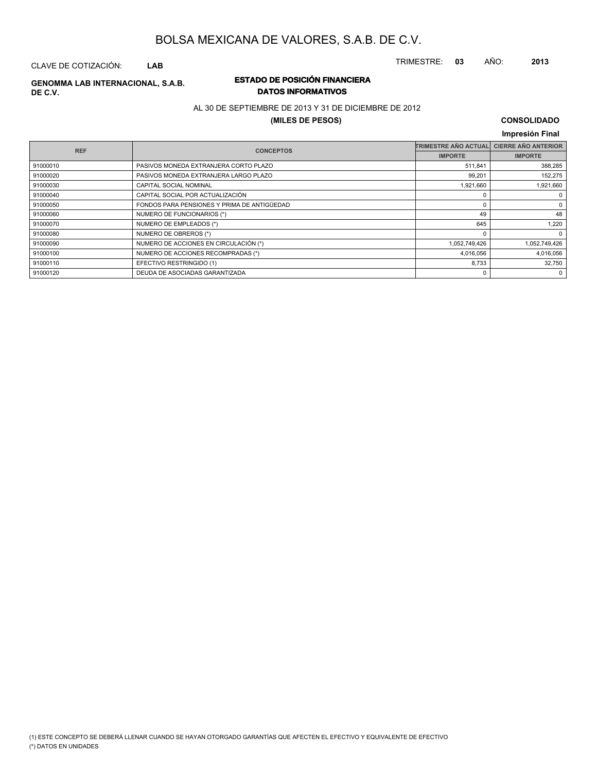# BOLSA MEXICANA DE VALORES, S.A.B. DE C.V.

CLAVE DE COTIZACIÓN: **LAB**

TRIMESTRE: **03** AÑO: **2013**

**GENOMMA LAB INTERNACIONAL, S.A.B. DE C.V.**

## ESTADO DE POSICIÓN FINANCIERA
### DATOS INFORMATIVOS

AL 30 DE SEPTIEMBRE DE 2013 Y 31 DE DICIEMBRE DE 2012

**(MILES DE PESOS)**

**CONSOLIDADO**

**Impresión Final**

| REF | CONCEPTOS | TRIMESTRE AÑO ACTUAL | CIERRE AÑO ANTERIOR |
|---|---|---|---|
| | | IMPORTE | IMPORTE |
| 91000010 | PASIVOS MONEDA EXTRANJERA CORTO PLAZO | 511,841 | 388,285 |
| 91000020 | PASIVOS MONEDA EXTRANJERA LARGO PLAZO | 99,201 | 152,275 |
| 91000030 | CAPITAL SOCIAL NOMINAL | 1,921,660 | 1,921,660 |
| 91000040 | CAPITAL SOCIAL POR ACTUALIZACIÓN | 0 | 0 |
| 91000050 | FONDOS PARA PENSIONES Y PRIMA DE ANTIGÜEDAD | 0 | 0 |
| 91000060 | NUMERO DE FUNCIONARIOS (*) | 49 | 48 |
| 91000070 | NUMERO DE EMPLEADOS (*) | 645 | 1,220 |
| 91000080 | NUMERO DE OBREROS (*) | 0 | 0 |
| 91000090 | NUMERO DE ACCIONES EN CIRCULACIÓN (*) | 1,052,749,426 | 1,052,749,426 |
| 91000100 | NUMERO DE ACCIONES RECOMPRADAS (*) | 4,016,056 | 4,016,056 |
| 91000110 | EFECTIVO RESTRINGIDO (1) | 8,733 | 32,750 |
| 91000120 | DEUDA DE ASOCIADAS GARANTIZADA | 0 | 0 |

(1) ESTE CONCEPTO SE DEBERÁ LLENAR CUANDO SE HAYAN OTORGADO GARANTÍAS QUE AFECTEN EL EFECTIVO Y EQUIVALENTE DE EFECTIVO

(*) DATOS EN UNIDADES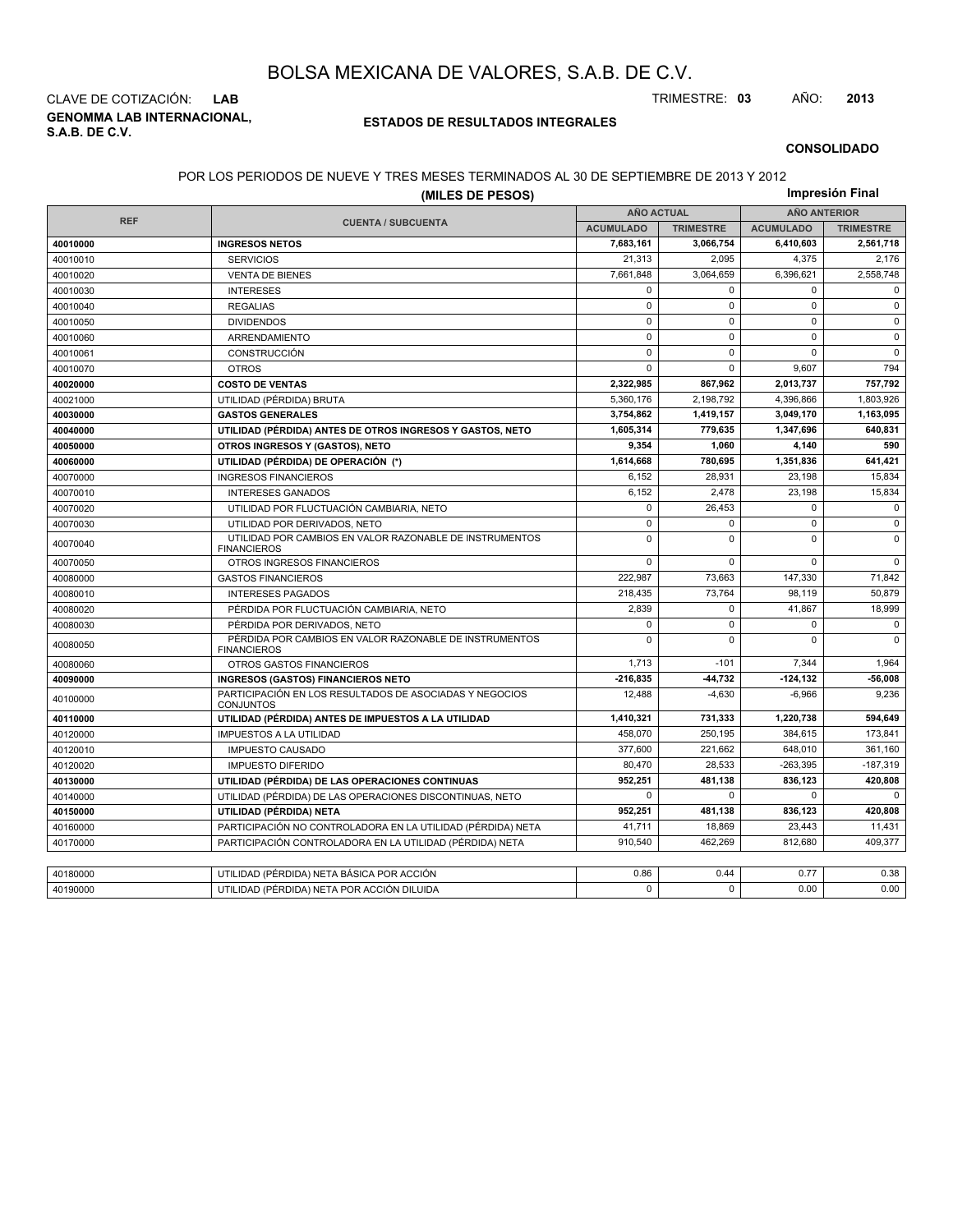# BOLSA MEXICANA DE VALORES, S.A.B. DE C.V.

CLAVE DE COTIZACIÓN: **LAB**

TRIMESTRE: **03** AÑO: **2013**

**GENOMMA LAB INTERNACIONAL, S.A.B. DE C.V.**

## ESTADOS DE RESULTADOS INTEGRALES

**CONSOLIDADO**

POR LOS PERIODOS DE NUEVE Y TRES MESES TERMINADOS AL 30 DE SEPTIEMBRE DE 2013 Y 2012

**(MILES DE PESOS)**

**Impresión Final**

| REF | CUENTA / SUBCUENTA | AÑO ACTUAL | | AÑO ANTERIOR | |
|---|---|---|---|---|---|
| | | ACUMULADO | TRIMESTRE | ACUMULADO | TRIMESTRE |
| **40010000** | **INGRESOS NETOS** | **7,683,161** | **3,066,754** | **6,410,603** | **2,561,718** |
| 40010010 | SERVICIOS | 21,313 | 2,095 | 4,375 | 2,176 |
| 40010020 | VENTA DE BIENES | 7,661,848 | 3,064,659 | 6,396,621 | 2,558,748 |
| 40010030 | INTERESES | 0 | 0 | 0 | 0 |
| 40010040 | REGALIAS | 0 | 0 | 0 | 0 |
| 40010050 | DIVIDENDOS | 0 | 0 | 0 | 0 |
| 40010060 | ARRENDAMIENTO | 0 | 0 | 0 | 0 |
| 40010061 | CONSTRUCCIÓN | 0 | 0 | 0 | 0 |
| 40010070 | OTROS | 0 | 0 | 9,607 | 794 |
| **40020000** | **COSTO DE VENTAS** | **2,322,985** | **867,962** | **2,013,737** | **757,792** |
| 40021000 | UTILIDAD (PÉRDIDA) BRUTA | 5,360,176 | 2,198,792 | 4,396,866 | 1,803,926 |
| **40030000** | **GASTOS GENERALES** | **3,754,862** | **1,419,157** | **3,049,170** | **1,163,095** |
| **40040000** | **UTILIDAD (PÉRDIDA) ANTES DE OTROS INGRESOS Y GASTOS, NETO** | **1,605,314** | **779,635** | **1,347,696** | **640,831** |
| **40050000** | **OTROS INGRESOS Y (GASTOS), NETO** | **9,354** | **1,060** | **4,140** | **590** |
| **40060000** | **UTILIDAD (PÉRDIDA) DE OPERACIÓN (*)** | **1,614,668** | **780,695** | **1,351,836** | **641,421** |
| 40070000 | INGRESOS FINANCIEROS | 6,152 | 28,931 | 23,198 | 15,834 |
| 40070010 | INTERESES GANADOS | 6,152 | 2,478 | 23,198 | 15,834 |
| 40070020 | UTILIDAD POR FLUCTUACIÓN CAMBIARIA, NETO | 0 | 26,453 | 0 | 0 |
| 40070030 | UTILIDAD POR DERIVADOS, NETO | 0 | 0 | 0 | 0 |
| 40070040 | UTILIDAD POR CAMBIOS EN VALOR RAZONABLE DE INSTRUMENTOS FINANCIEROS | 0 | 0 | 0 | 0 |
| 40070050 | OTROS INGRESOS FINANCIEROS | 0 | 0 | 0 | 0 |
| 40080000 | GASTOS FINANCIEROS | 222,987 | 73,663 | 147,330 | 71,842 |
| 40080010 | INTERESES PAGADOS | 218,435 | 73,764 | 98,119 | 50,879 |
| 40080020 | PÉRDIDA POR FLUCTUACIÓN CAMBIARIA, NETO | 2,839 | 0 | 41,867 | 18,999 |
| 40080030 | PÉRDIDA POR DERIVADOS, NETO | 0 | 0 | 0 | 0 |
| 40080050 | PÉRDIDA POR CAMBIOS EN VALOR RAZONABLE DE INSTRUMENTOS FINANCIEROS | 0 | 0 | 0 | 0 |
| 40080060 | OTROS GASTOS FINANCIEROS | 1,713 | -101 | 7,344 | 1,964 |
| **40090000** | **INGRESOS (GASTOS) FINANCIEROS NETO** | **-216,835** | **-44,732** | **-124,132** | **-56,008** |
| 40100000 | PARTICIPACIÓN EN LOS RESULTADOS DE ASOCIADAS Y NEGOCIOS CONJUNTOS | 12,488 | -4,630 | -6,966 | 9,236 |
| **40110000** | **UTILIDAD (PÉRDIDA) ANTES DE IMPUESTOS A LA UTILIDAD** | **1,410,321** | **731,333** | **1,220,738** | **594,649** |
| 40120000 | IMPUESTOS A LA UTILIDAD | 458,070 | 250,195 | 384,615 | 173,841 |
| 40120010 | IMPUESTO CAUSADO | 377,600 | 221,662 | 648,010 | 361,160 |
| 40120020 | IMPUESTO DIFERIDO | 80,470 | 28,533 | -263,395 | -187,319 |
| **40130000** | **UTILIDAD (PÉRDIDA) DE LAS OPERACIONES CONTINUAS** | **952,251** | **481,138** | **836,123** | **420,808** |
| 40140000 | UTILIDAD (PÉRDIDA) DE LAS OPERACIONES DISCONTINUAS, NETO | 0 | 0 | 0 | 0 |
| **40150000** | **UTILIDAD (PÉRDIDA) NETA** | **952,251** | **481,138** | **836,123** | **420,808** |
| 40160000 | PARTICIPACIÓN NO CONTROLADORA EN LA UTILIDAD (PÉRDIDA) NETA | 41,711 | 18,869 | 23,443 | 11,431 |
| 40170000 | PARTICIPACIÓN CONTROLADORA EN LA UTILIDAD (PÉRDIDA) NETA | 910,540 | 462,269 | 812,680 | 409,377 |

| REF | CUENTA / SUBCUENTA | ACUMULADO | TRIMESTRE | ACUMULADO | TRIMESTRE |
|---|---|---|---|---|---|
| 40180000 | UTILIDAD (PÉRDIDA) NETA BÁSICA POR ACCIÓN | 0.86 | 0.44 | 0.77 | 0.38 |
| 40190000 | UTILIDAD (PÉRDIDA) NETA POR ACCIÓN DILUIDA | 0 | 0 | 0.00 | 0.00 |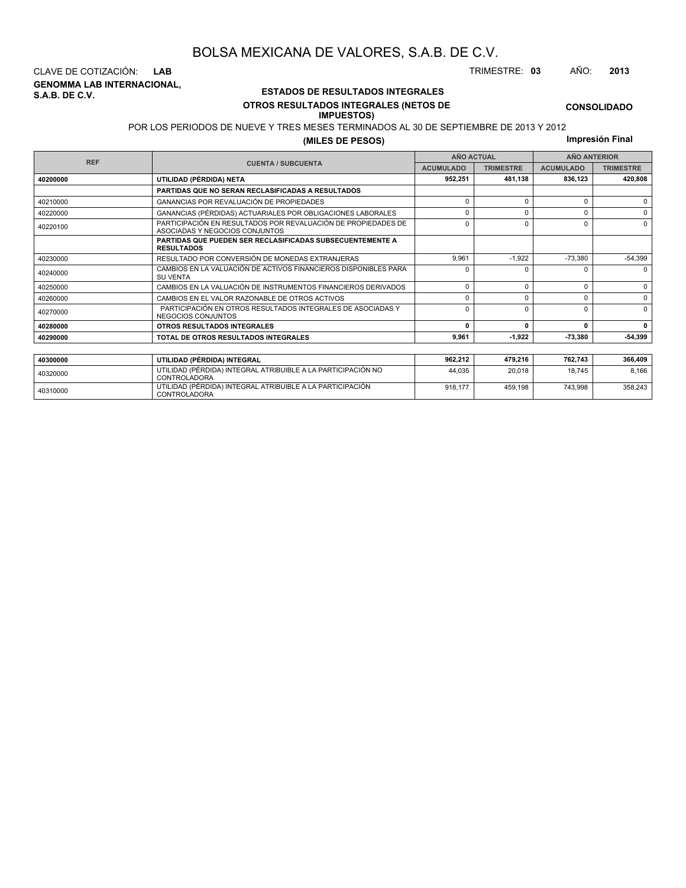# BOLSA MEXICANA DE VALORES, S.A.B. DE C.V.

CLAVE DE COTIZACIÓN: **LAB**

TRIMESTRE: **03** AÑO: **2013**

**GENOMMA LAB INTERNACIONAL, S.A.B. DE C.V.**

## ESTADOS DE RESULTADOS INTEGRALES

### OTROS RESULTADOS INTEGRALES (NETOS DE IMPUESTOS)

**CONSOLIDADO**

POR LOS PERIODOS DE NUEVE Y TRES MESES TERMINADOS AL 30 DE SEPTIEMBRE DE 2013 Y 2012

**(MILES DE PESOS)**

**Impresión Final**

| REF | CUENTA / SUBCUENTA | AÑO ACTUAL | | AÑO ANTERIOR | |
|---|---|---|---|---|---|
| | | ACUMULADO | TRIMESTRE | ACUMULADO | TRIMESTRE |
| **40200000** | **UTILIDAD (PÉRDIDA) NETA** | **952,251** | **481,138** | **836,123** | **420,808** |
| | **PARTIDAS QUE NO SERAN RECLASIFICADAS A RESULTADOS** | | | | |
| 40210000 | GANANCIAS POR REVALUACIÓN DE PROPIEDADES | 0 | 0 | 0 | 0 |
| 40220000 | GANANCIAS (PÉRDIDAS) ACTUARIALES POR OBLIGACIONES LABORALES | 0 | 0 | 0 | 0 |
| 40220100 | PARTICIPACIÓN EN RESULTADOS POR REVALUACIÓN DE PROPIEDADES DE ASOCIADAS Y NEGOCIOS CONJUNTOS | 0 | 0 | 0 | 0 |
| | **PARTIDAS QUE PUEDEN SER RECLASIFICADAS SUBSECUENTEMENTE A RESULTADOS** | | | | |
| 40230000 | RESULTADO POR CONVERSIÓN DE MONEDAS EXTRANJERAS | 9,961 | -1,922 | -73,380 | -54,399 |
| 40240000 | CAMBIOS EN LA VALUACIÓN DE ACTIVOS FINANCIEROS DISPONIBLES PARA SU VENTA | 0 | 0 | 0 | 0 |
| 40250000 | CAMBIOS EN LA VALUACIÓN DE INSTRUMENTOS FINANCIEROS DERIVADOS | 0 | 0 | 0 | 0 |
| 40260000 | CAMBIOS EN EL VALOR RAZONABLE DE OTROS ACTIVOS | 0 | 0 | 0 | 0 |
| 40270000 | PARTICIPACIÓN EN OTROS RESULTADOS INTEGRALES DE ASOCIADAS Y NEGOCIOS CONJUNTOS | 0 | 0 | 0 | 0 |
| **40280000** | **OTROS RESULTADOS INTEGRALES** | **0** | **0** | **0** | **0** |
| **40290000** | **TOTAL DE OTROS RESULTADOS INTEGRALES** | **9,961** | **-1,922** | **-73,380** | **-54,399** |
| **40300000** | **UTILIDAD (PÉRDIDA) INTEGRAL** | **962,212** | **479,216** | **762,743** | **366,409** |
| 40320000 | UTILIDAD (PÉRDIDA) INTEGRAL ATRIBUIBLE A LA PARTICIPACIÓN NO CONTROLADORA | 44,035 | 20,018 | 18,745 | 8,166 |
| 40310000 | UTILIDAD (PÉRDIDA) INTEGRAL ATRIBUIBLE A LA PARTICIPACIÓN CONTROLADORA | 918,177 | 459,198 | 743,998 | 358,243 |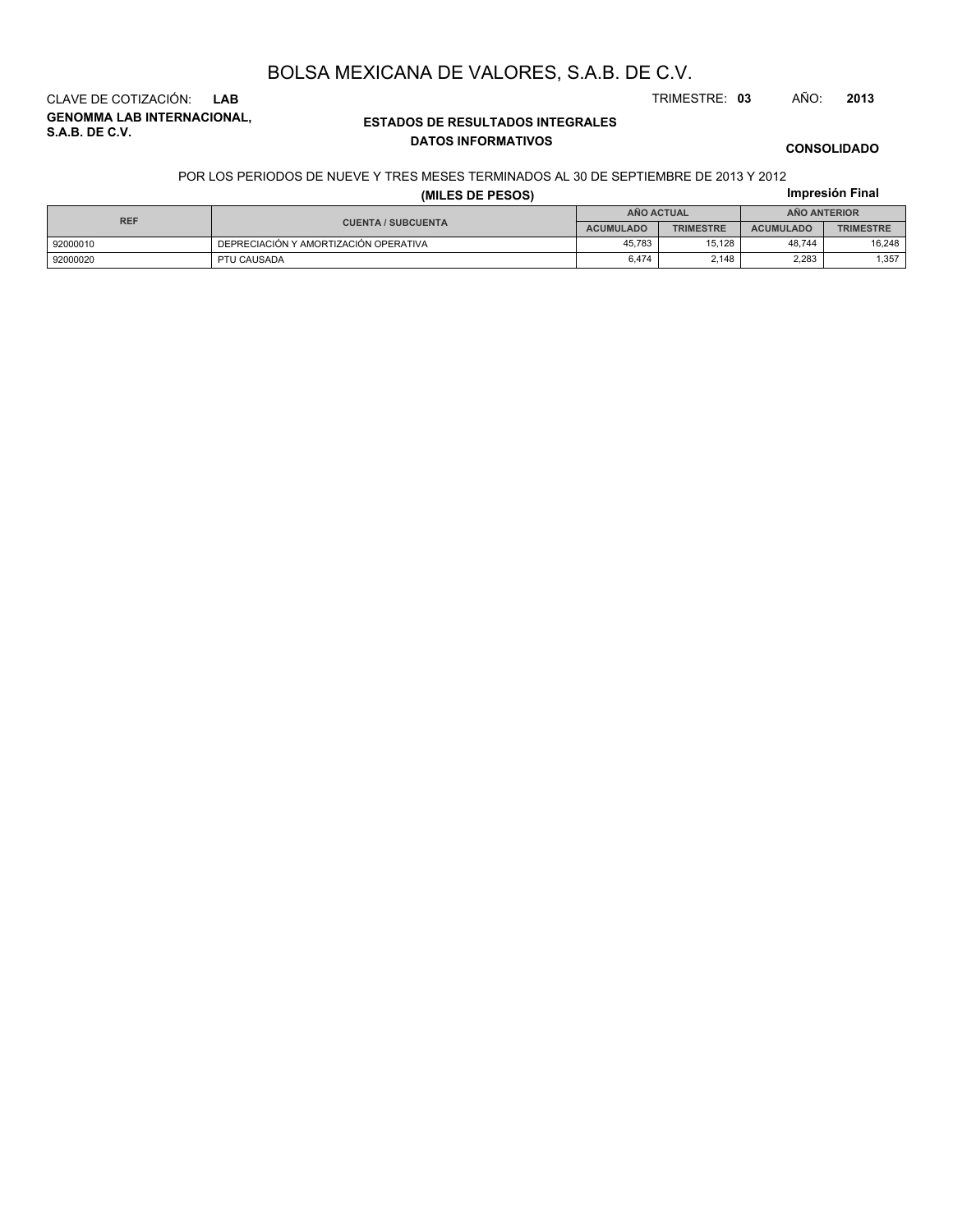# BOLSA MEXICANA DE VALORES, S.A.B. DE C.V.

CLAVE DE COTIZACIÓN: **LAB**

TRIMESTRE: **03** AÑO: **2013**

**GENOMMA LAB INTERNACIONAL, S.A.B. DE C.V.**

## ESTADOS DE RESULTADOS INTEGRALES

### DATOS INFORMATIVOS

**CONSOLIDADO**

POR LOS PERIODOS DE NUEVE Y TRES MESES TERMINADOS AL 30 DE SEPTIEMBRE DE 2013 Y 2012

**(MILES DE PESOS)**

**Impresión Final**

| REF | CUENTA / SUBCUENTA | AÑO ACTUAL | | AÑO ANTERIOR | |
|---|---|---|---|---|---|
| | | ACUMULADO | TRIMESTRE | ACUMULADO | TRIMESTRE |
| 92000010 | DEPRECIACIÓN Y AMORTIZACIÓN OPERATIVA | 45,783 | 15,128 | 48,744 | 16,248 |
| 92000020 | PTU CAUSADA | 6,474 | 2,148 | 2,283 | 1,357 |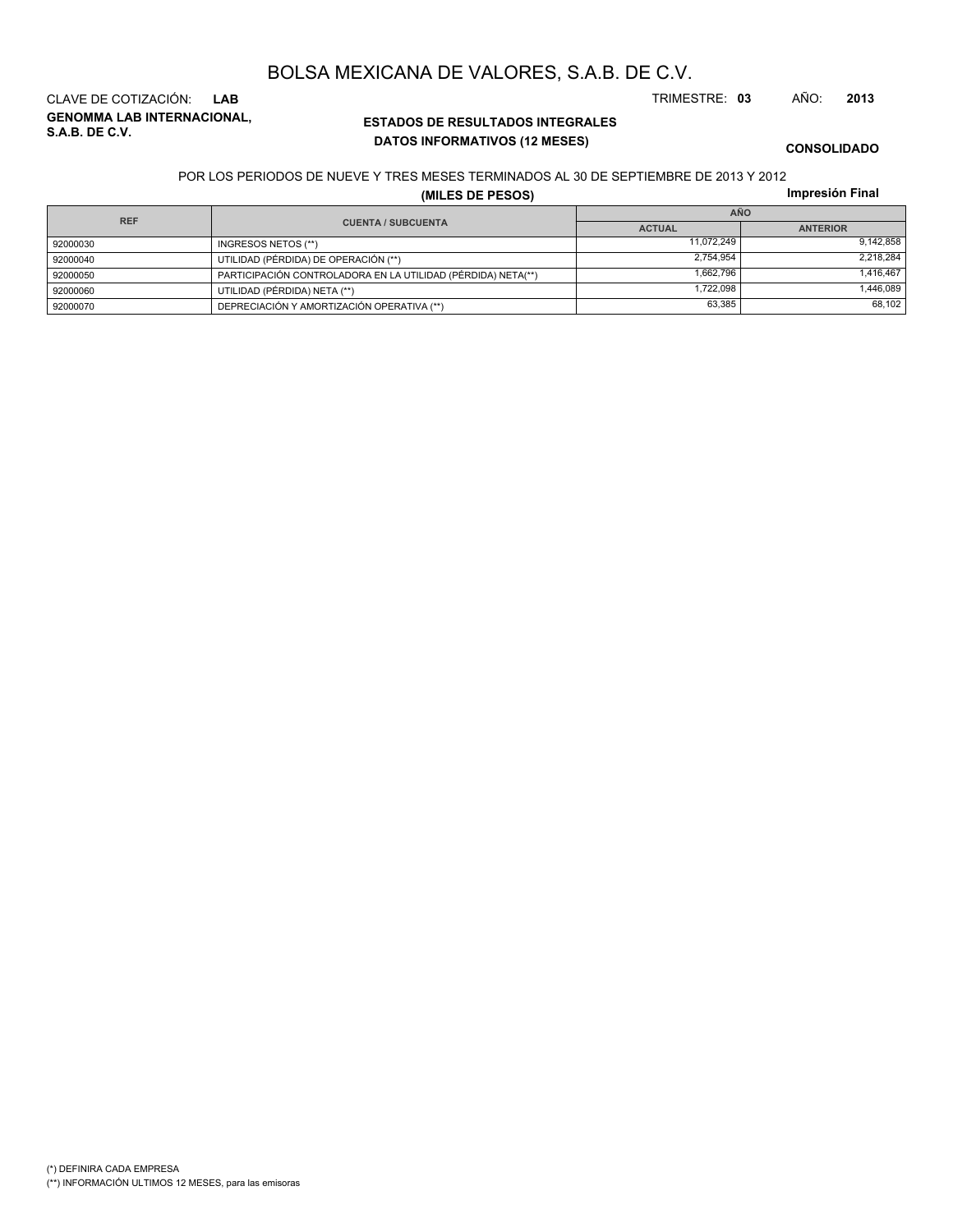# BOLSA MEXICANA DE VALORES, S.A.B. DE C.V.

CLAVE DE COTIZACIÓN: **LAB**

TRIMESTRE: **03** AÑO: **2013**

**GENOMMA LAB INTERNACIONAL, S.A.B. DE C.V.**

**ESTADOS DE RESULTADOS INTEGRALES**

**DATOS INFORMATIVOS (12 MESES)**

**CONSOLIDADO**

POR LOS PERIODOS DE NUEVE Y TRES MESES TERMINADOS AL 30 DE SEPTIEMBRE DE 2013 Y 2012

**(MILES DE PESOS)**

**Impresión Final**

| REF | CUENTA / SUBCUENTA | AÑO | |
|---|---|---|---|
| | | ACTUAL | ANTERIOR |
| 92000030 | INGRESOS NETOS (**) | 11,072,249 | 9,142,858 |
| 92000040 | UTILIDAD (PÉRDIDA) DE OPERACIÓN (**) | 2,754,954 | 2,218,284 |
| 92000050 | PARTICIPACIÓN CONTROLADORA EN LA UTILIDAD (PÉRDIDA) NETA(**) | 1,662,796 | 1,416,467 |
| 92000060 | UTILIDAD (PÉRDIDA) NETA (**) | 1,722,098 | 1,446,089 |
| 92000070 | DEPRECIACIÓN Y AMORTIZACIÓN OPERATIVA (**) | 63,385 | 68,102 |

(*) DEFINIRA CADA EMPRESA

(**) INFORMACIÓN ULTIMOS 12 MESES, para las emisoras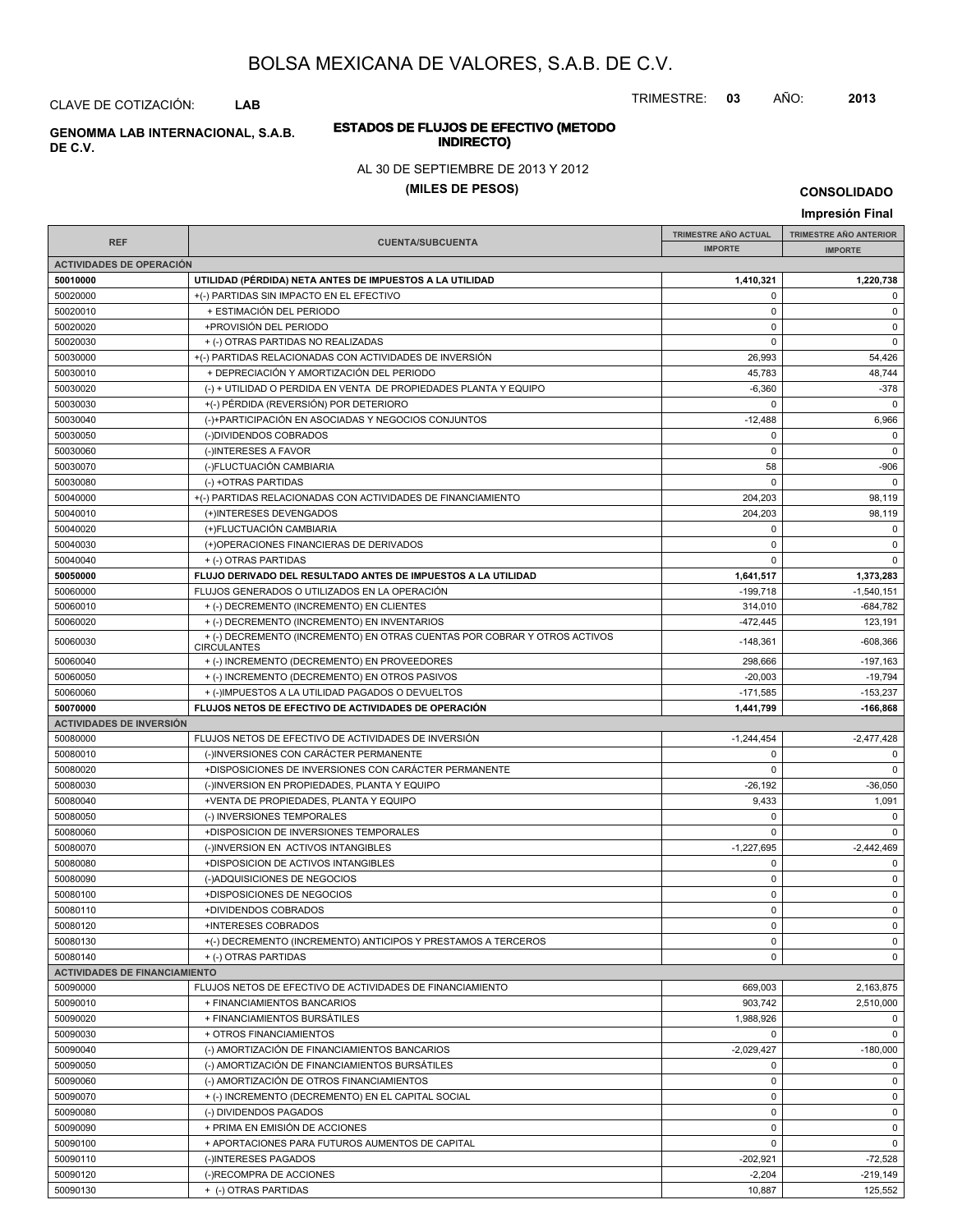# BOLSA MEXICANA DE VALORES, S.A.B. DE C.V.

CLAVE DE COTIZACIÓN: **LAB**

TRIMESTRE: **03** AÑO: **2013**

**GENOMMA LAB INTERNACIONAL, S.A.B. DE C.V.**

## ESTADOS DE FLUJOS DE EFECTIVO (METODO INDIRECTO)

AL 30 DE SEPTIEMBRE DE 2013 Y 2012

**(MILES DE PESOS)**

**CONSOLIDADO**

**Impresión Final**

| REF | CUENTA/SUBCUENTA | TRIMESTRE AÑO ACTUAL IMPORTE | TRIMESTRE AÑO ANTERIOR IMPORTE |
|---|---|---|---|
| **ACTIVIDADES DE OPERACIÓN** | | | |
| **50010000** | **UTILIDAD (PÉRDIDA) NETA ANTES DE IMPUESTOS A LA UTILIDAD** | **1,410,321** | **1,220,738** |
| 50020000 | +(-) PARTIDAS SIN IMPACTO EN EL EFECTIVO | 0 | 0 |
| 50020010 | + ESTIMACIÓN DEL PERIODO | 0 | 0 |
| 50020020 | +PROVISIÓN DEL PERIODO | 0 | 0 |
| 50020030 | + (-) OTRAS PARTIDAS NO REALIZADAS | 0 | 0 |
| 50030000 | +(-) PARTIDAS RELACIONADAS CON ACTIVIDADES DE INVERSIÓN | 26,993 | 54,426 |
| 50030010 | + DEPRECIACIÓN Y AMORTIZACIÓN DEL PERIODO | 45,783 | 48,744 |
| 50030020 | (-) + UTILIDAD O PERDIDA EN VENTA DE PROPIEDADES PLANTA Y EQUIPO | -6,360 | -378 |
| 50030030 | +(-) PÉRDIDA (REVERSIÓN) POR DETERIORO | 0 | 0 |
| 50030040 | (-)+PARTICIPACIÓN EN ASOCIADAS Y NEGOCIOS CONJUNTOS | -12,488 | 6,966 |
| 50030050 | (-)DIVIDENDOS COBRADOS | 0 | 0 |
| 50030060 | (-)INTERESES A FAVOR | 0 | 0 |
| 50030070 | (-)FLUCTUACIÓN CAMBIARIA | 58 | -906 |
| 50030080 | (-) +OTRAS PARTIDAS | 0 | 0 |
| 50040000 | +(-) PARTIDAS RELACIONADAS CON ACTIVIDADES DE FINANCIAMIENTO | 204,203 | 98,119 |
| 50040010 | (+)INTERESES DEVENGADOS | 204,203 | 98,119 |
| 50040020 | (+)FLUCTUACIÓN CAMBIARIA | 0 | 0 |
| 50040030 | (+)OPERACIONES FINANCIERAS DE DERIVADOS | 0 | 0 |
| 50040040 | + (-) OTRAS PARTIDAS | 0 | 0 |
| **50050000** | **FLUJO DERIVADO DEL RESULTADO ANTES DE IMPUESTOS A LA UTILIDAD** | **1,641,517** | **1,373,283** |
| 50060000 | FLUJOS GENERADOS O UTILIZADOS EN LA OPERACIÓN | -199,718 | -1,540,151 |
| 50060010 | + (-) DECREMENTO (INCREMENTO) EN CLIENTES | 314,010 | -684,782 |
| 50060020 | + (-) DECREMENTO (INCREMENTO) EN INVENTARIOS | -472,445 | 123,191 |
| 50060030 | + (-) DECREMENTO (INCREMENTO) EN OTRAS CUENTAS POR COBRAR Y OTROS ACTIVOS CIRCULANTES | -148,361 | -608,366 |
| 50060040 | + (-) INCREMENTO (DECREMENTO) EN PROVEEDORES | 298,666 | -197,163 |
| 50060050 | + (-) INCREMENTO (DECREMENTO) EN OTROS PASIVOS | -20,003 | -19,794 |
| 50060060 | + (-)IMPUESTOS A LA UTILIDAD PAGADOS O DEVUELTOS | -171,585 | -153,237 |
| **50070000** | **FLUJOS NETOS DE EFECTIVO DE ACTIVIDADES DE OPERACIÓN** | **1,441,799** | **-166,868** |
| **ACTIVIDADES DE INVERSIÓN** | | | |
| 50080000 | FLUJOS NETOS DE EFECTIVO DE ACTIVIDADES DE INVERSIÓN | -1,244,454 | -2,477,428 |
| 50080010 | (-)INVERSIONES CON CARÁCTER PERMANENTE | 0 | 0 |
| 50080020 | +DISPOSICIONES DE INVERSIONES CON CARÁCTER PERMANENTE | 0 | 0 |
| 50080030 | (-)INVERSION EN PROPIEDADES, PLANTA Y EQUIPO | -26,192 | -36,050 |
| 50080040 | +VENTA DE PROPIEDADES, PLANTA Y EQUIPO | 9,433 | 1,091 |
| 50080050 | (-) INVERSIONES TEMPORALES | 0 | 0 |
| 50080060 | +DISPOSICION DE INVERSIONES TEMPORALES | 0 | 0 |
| 50080070 | (-)INVERSION EN ACTIVOS INTANGIBLES | -1,227,695 | -2,442,469 |
| 50080080 | +DISPOSICION DE ACTIVOS INTANGIBLES | 0 | 0 |
| 50080090 | (-)ADQUISICIONES DE NEGOCIOS | 0 | 0 |
| 50080100 | +DISPOSICIONES DE NEGOCIOS | 0 | 0 |
| 50080110 | +DIVIDENDOS COBRADOS | 0 | 0 |
| 50080120 | +INTERESES COBRADOS | 0 | 0 |
| 50080130 | +(-) DECREMENTO (INCREMENTO) ANTICIPOS Y PRESTAMOS A TERCEROS | 0 | 0 |
| 50080140 | + (-) OTRAS PARTIDAS | 0 | 0 |
| **ACTIVIDADES DE FINANCIAMIENTO** | | | |
| 50090000 | FLUJOS NETOS DE EFECTIVO DE ACTIVIDADES DE FINANCIAMIENTO | 669,003 | 2,163,875 |
| 50090010 | + FINANCIAMIENTOS BANCARIOS | 903,742 | 2,510,000 |
| 50090020 | + FINANCIAMIENTOS BURSÁTILES | 1,988,926 | 0 |
| 50090030 | + OTROS FINANCIAMIENTOS | 0 | 0 |
| 50090040 | (-) AMORTIZACIÓN DE FINANCIAMIENTOS BANCARIOS | -2,029,427 | -180,000 |
| 50090050 | (-) AMORTIZACIÓN DE FINANCIAMIENTOS BURSÁTILES | 0 | 0 |
| 50090060 | (-) AMORTIZACIÓN DE OTROS FINANCIAMIENTOS | 0 | 0 |
| 50090070 | + (-) INCREMENTO (DECREMENTO) EN EL CAPITAL SOCIAL | 0 | 0 |
| 50090080 | (-) DIVIDENDOS PAGADOS | 0 | 0 |
| 50090090 | + PRIMA EN EMISIÓN DE ACCIONES | 0 | 0 |
| 50090100 | + APORTACIONES PARA FUTUROS AUMENTOS DE CAPITAL | 0 | 0 |
| 50090110 | (-)INTERESES PAGADOS | -202,921 | -72,528 |
| 50090120 | (-)RECOMPRA DE ACCIONES | -2,204 | -219,149 |
| 50090130 | + (-) OTRAS PARTIDAS | 10,887 | 125,552 |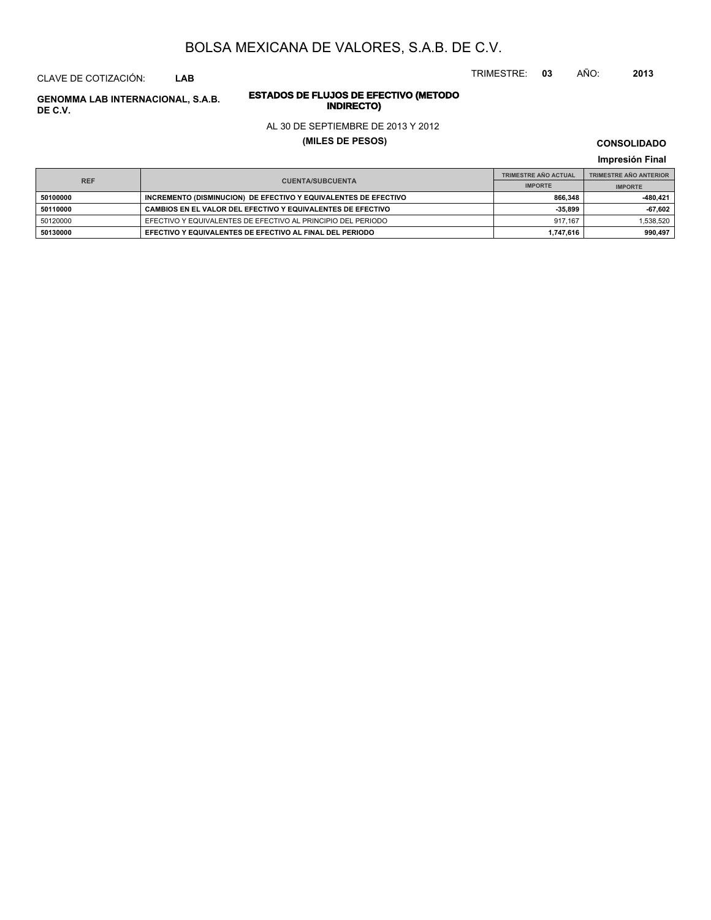# BOLSA MEXICANA DE VALORES, S.A.B. DE C.V.

CLAVE DE COTIZACIÓN: **LAB**

TRIMESTRE: **03** AÑO: **2013**

**GENOMMA LAB INTERNACIONAL, S.A.B. DE C.V.**

## ESTADOS DE FLUJOS DE EFECTIVO (METODO INDIRECTO)

AL 30 DE SEPTIEMBRE DE 2013 Y 2012

**(MILES DE PESOS)**

**CONSOLIDADO**

**Impresión Final**

| REF | CUENTA/SUBCUENTA | TRIMESTRE AÑO ACTUAL | TRIMESTRE AÑO ANTERIOR |
|---|---|---|---|
| | | IMPORTE | IMPORTE |
| **50100000** | **INCREMENTO (DISMINUCION) DE EFECTIVO Y EQUIVALENTES DE EFECTIVO** | **866,348** | **-480,421** |
| **50110000** | **CAMBIOS EN EL VALOR DEL EFECTIVO Y EQUIVALENTES DE EFECTIVO** | **-35,899** | **-67,602** |
| 50120000 | EFECTIVO Y EQUIVALENTES DE EFECTIVO AL PRINCIPIO DEL PERIODO | 917,167 | 1,538,520 |
| **50130000** | **EFECTIVO Y EQUIVALENTES DE EFECTIVO AL FINAL DEL PERIODO** | **1,747,616** | **990,497** |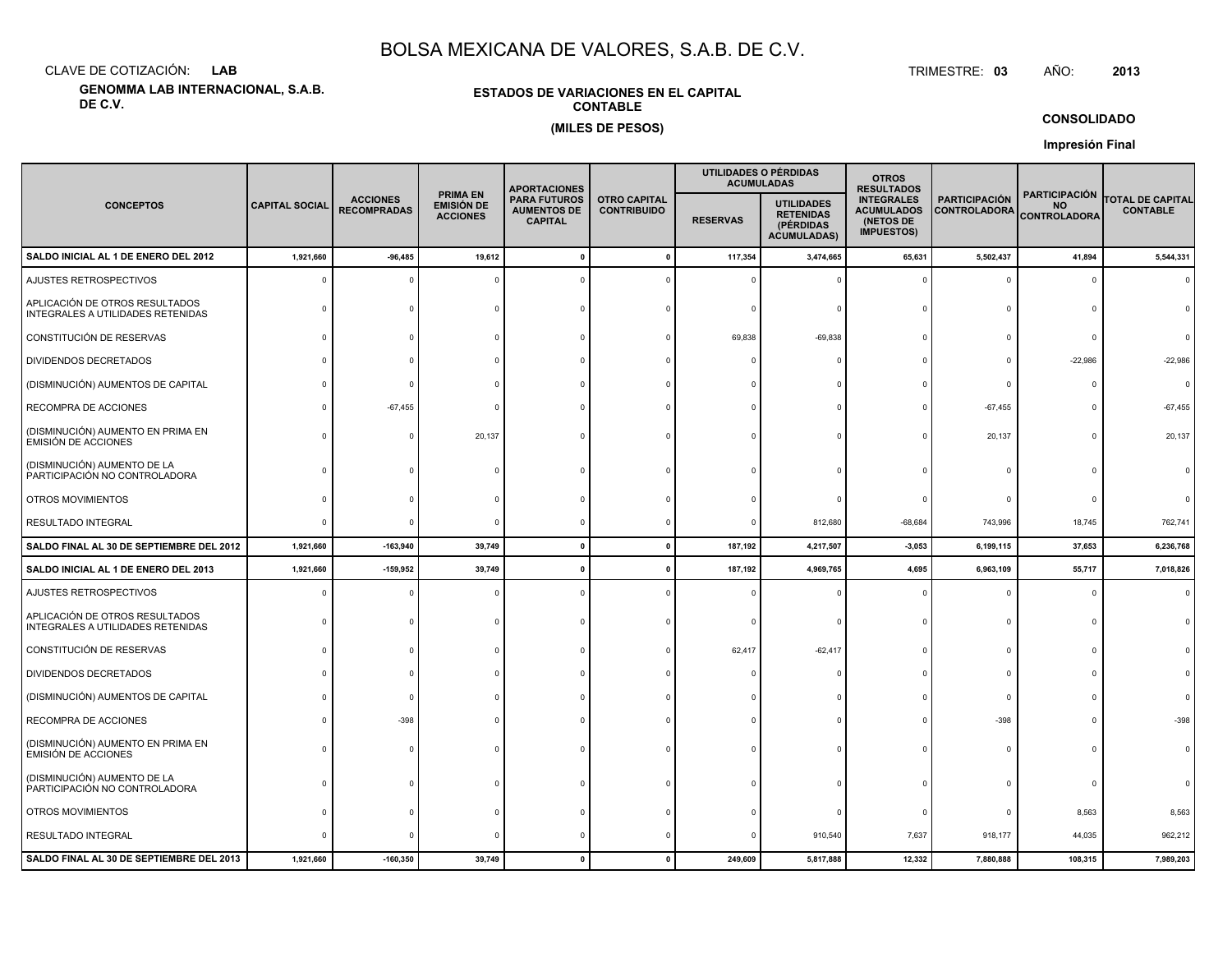# BOLSA MEXICANA DE VALORES, S.A.B. DE C.V.

CLAVE DE COTIZACIÓN: **LAB**

TRIMESTRE: **03** AÑO: **2013**

**GENOMMA LAB INTERNACIONAL, S.A.B. DE C.V.**

**ESTADOS DE VARIACIONES EN EL CAPITAL CONTABLE**

**(MILES DE PESOS)**

**CONSOLIDADO**

**Impresión Final**

| CONCEPTOS | CAPITAL SOCIAL | ACCIONES RECOMPRADAS | PRIMA EN EMISIÓN DE ACCIONES | APORTACIONES PARA FUTUROS AUMENTOS DE CAPITAL | OTRO CAPITAL CONTRIBUIDO | UTILIDADES O PÉRDIDAS ACUMULADAS | | OTROS RESULTADOS INTEGRALES ACUMULADOS (NETOS DE IMPUESTOS) | PARTICIPACIÓN CONTROLADORA | PARTICIPACIÓN NO CONTROLADORA | TOTAL DE CAPITAL CONTABLE |
|---|---|---|---|---|---|---|---|---|---|---|---|
| | | | | | | RESERVAS | UTILIDADES RETENIDAS (PÉRDIDAS ACUMULADAS) | | | | |
| **SALDO INICIAL AL 1 DE ENERO DEL 2012** | **1,921,660** | **-96,485** | **19,612** | **0** | **0** | **117,354** | **3,474,665** | **65,631** | **5,502,437** | **41,894** | **5,544,331** |
| AJUSTES RETROSPECTIVOS | 0 | 0 | 0 | 0 | 0 | 0 | 0 | 0 | 0 | 0 | 0 |
| APLICACIÓN DE OTROS RESULTADOS INTEGRALES A UTILIDADES RETENIDAS | 0 | 0 | 0 | 0 | 0 | 0 | 0 | 0 | 0 | 0 | 0 |
| CONSTITUCIÓN DE RESERVAS | 0 | 0 | 0 | 0 | 0 | 69,838 | -69,838 | 0 | 0 | 0 | 0 |
| DIVIDENDOS DECRETADOS | 0 | 0 | 0 | 0 | 0 | 0 | 0 | 0 | 0 | -22,986 | -22,986 |
| (DISMINUCIÓN) AUMENTOS DE CAPITAL | 0 | 0 | 0 | 0 | 0 | 0 | 0 | 0 | 0 | 0 | 0 |
| RECOMPRA DE ACCIONES | 0 | -67,455 | 0 | 0 | 0 | 0 | 0 | 0 | -67,455 | 0 | -67,455 |
| (DISMINUCIÓN) AUMENTO EN PRIMA EN EMISIÓN DE ACCIONES | 0 | 0 | 20,137 | 0 | 0 | 0 | 0 | 0 | 20,137 | 0 | 20,137 |
| (DISMINUCIÓN) AUMENTO DE LA PARTICIPACIÓN NO CONTROLADORA | 0 | 0 | 0 | 0 | 0 | 0 | 0 | 0 | 0 | 0 | 0 |
| OTROS MOVIMIENTOS | 0 | 0 | 0 | 0 | 0 | 0 | 0 | 0 | 0 | 0 | 0 |
| RESULTADO INTEGRAL | 0 | 0 | 0 | 0 | 0 | 0 | 812,680 | -68,684 | 743,996 | 18,745 | 762,741 |
| **SALDO FINAL AL 30 DE SEPTIEMBRE DEL 2012** | **1,921,660** | **-163,940** | **39,749** | **0** | **0** | **187,192** | **4,217,507** | **-3,053** | **6,199,115** | **37,653** | **6,236,768** |
| **SALDO INICIAL AL 1 DE ENERO DEL 2013** | **1,921,660** | **-159,952** | **39,749** | **0** | **0** | **187,192** | **4,969,765** | **4,695** | **6,963,109** | **55,717** | **7,018,826** |
| AJUSTES RETROSPECTIVOS | 0 | 0 | 0 | 0 | 0 | 0 | 0 | 0 | 0 | 0 | 0 |
| APLICACIÓN DE OTROS RESULTADOS INTEGRALES A UTILIDADES RETENIDAS | 0 | 0 | 0 | 0 | 0 | 0 | 0 | 0 | 0 | 0 | 0 |
| CONSTITUCIÓN DE RESERVAS | 0 | 0 | 0 | 0 | 0 | 62,417 | -62,417 | 0 | 0 | 0 | 0 |
| DIVIDENDOS DECRETADOS | 0 | 0 | 0 | 0 | 0 | 0 | 0 | 0 | 0 | 0 | 0 |
| (DISMINUCIÓN) AUMENTOS DE CAPITAL | 0 | 0 | 0 | 0 | 0 | 0 | 0 | 0 | 0 | 0 | 0 |
| RECOMPRA DE ACCIONES | 0 | -398 | 0 | 0 | 0 | 0 | 0 | 0 | -398 | 0 | -398 |
| (DISMINUCIÓN) AUMENTO EN PRIMA EN EMISIÓN DE ACCIONES | 0 | 0 | 0 | 0 | 0 | 0 | 0 | 0 | 0 | 0 | 0 |
| (DISMINUCIÓN) AUMENTO DE LA PARTICIPACIÓN NO CONTROLADORA | 0 | 0 | 0 | 0 | 0 | 0 | 0 | 0 | 0 | 0 | 0 |
| OTROS MOVIMIENTOS | 0 | 0 | 0 | 0 | 0 | 0 | 0 | 0 | 0 | 8,563 | 8,563 |
| RESULTADO INTEGRAL | 0 | 0 | 0 | 0 | 0 | 0 | 910,540 | 7,637 | 918,177 | 44,035 | 962,212 |
| **SALDO FINAL AL 30 DE SEPTIEMBRE DEL 2013** | **1,921,660** | **-160,350** | **39,749** | **0** | **0** | **249,609** | **5,817,888** | **12,332** | **7,880,888** | **108,315** | **7,989,203** |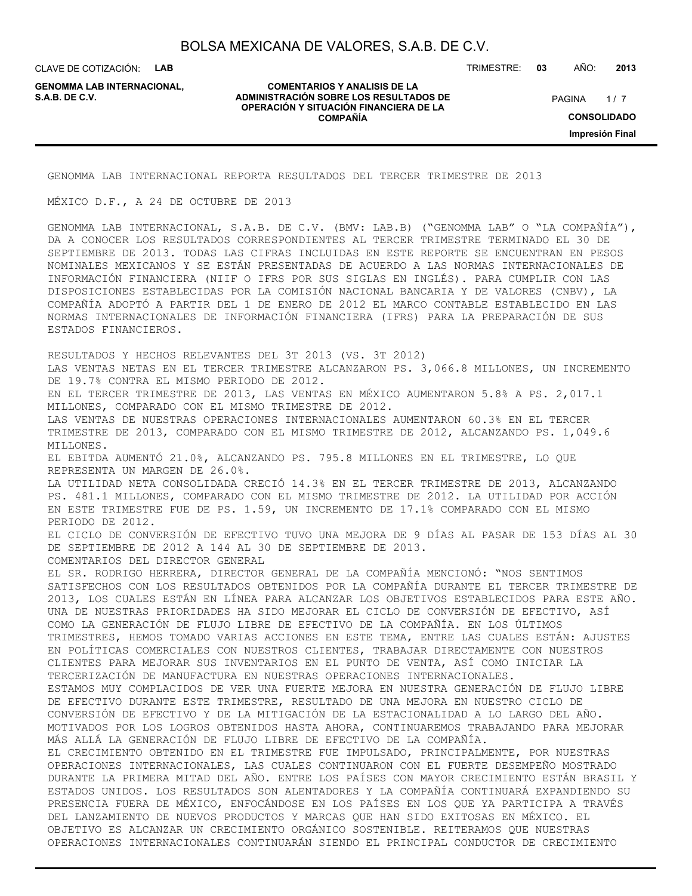GENOMMA LAB INTERNACIONAL REPORTA RESULTADOS DEL TERCER TRIMESTRE DE 2013

MÉXICO D.F., A 24 DE OCTUBRE DE 2013

GENOMMA LAB INTERNACIONAL, S.A.B. DE C.V. (BMV: LAB.B) ("GENOMMA LAB" O "LA COMPAÑÍA"), DA A CONOCER LOS RESULTADOS CORRESPONDIENTES AL TERCER TRIMESTRE TERMINADO EL 30 DE SEPTIEMBRE DE 2013. TODAS LAS CIFRAS INCLUIDAS EN ESTE REPORTE SE ENCUENTRAN EN PESOS NOMINALES MEXICANOS Y SE ESTÁN PRESENTADAS DE ACUERDO A LAS NORMAS INTERNACIONALES DE INFORMACIÓN FINANCIERA (NIIF O IFRS POR SUS SIGLAS EN INGLÉS). PARA CUMPLIR CON LAS DISPOSICIONES ESTABLECIDAS POR LA COMISIÓN NACIONAL BANCARIA Y DE VALORES (CNBV), LA COMPAÑÍA ADOPTÓ A PARTIR DEL 1 DE ENERO DE 2012 EL MARCO CONTABLE ESTABLECIDO EN LAS NORMAS INTERNACIONALES DE INFORMACIÓN FINANCIERA (IFRS) PARA LA PREPARACIÓN DE SUS ESTADOS FINANCIEROS.

RESULTADOS Y HECHOS RELEVANTES DEL 3T 2013 (VS. 3T 2012)

LAS VENTAS NETAS EN EL TERCER TRIMESTRE ALCANZARON PS. 3,066.8 MILLONES, UN INCREMENTO DE 19.7% CONTRA EL MISMO PERIODO DE 2012.

EN EL TERCER TRIMESTRE DE 2013, LAS VENTAS EN MÉXICO AUMENTARON 5.8% A PS. 2,017.1 MILLONES, COMPARADO CON EL MISMO TRIMESTRE DE 2012.

LAS VENTAS DE NUESTRAS OPERACIONES INTERNACIONALES AUMENTARON 60.3% EN EL TERCER TRIMESTRE DE 2013, COMPARADO CON EL MISMO TRIMESTRE DE 2012, ALCANZANDO PS. 1,049.6 MILLONES.

EL EBITDA AUMENTÓ 21.0%, ALCANZANDO PS. 795.8 MILLONES EN EL TRIMESTRE, LO QUE REPRESENTA UN MARGEN DE 26.0%.

LA UTILIDAD NETA CONSOLIDADA CRECIÓ 14.3% EN EL TERCER TRIMESTRE DE 2013, ALCANZANDO PS. 481.1 MILLONES, COMPARADO CON EL MISMO TRIMESTRE DE 2012. LA UTILIDAD POR ACCIÓN EN ESTE TRIMESTRE FUE DE PS. 1.59, UN INCREMENTO DE 17.1% COMPARADO CON EL MISMO PERIODO DE 2012.

EL CICLO DE CONVERSIÓN DE EFECTIVO TUVO UNA MEJORA DE 9 DÍAS AL PASAR DE 153 DÍAS AL 30 DE SEPTIEMBRE DE 2012 A 144 AL 30 DE SEPTIEMBRE DE 2013.

COMENTARIOS DEL DIRECTOR GENERAL

EL SR. RODRIGO HERRERA, DIRECTOR GENERAL DE LA COMPAÑÍA MENCIONÓ: "NOS SENTIMOS SATISFECHOS CON LOS RESULTADOS OBTENIDOS POR LA COMPAÑÍA DURANTE EL TERCER TRIMESTRE DE 2013, LOS CUALES ESTÁN EN LÍNEA PARA ALCANZAR LOS OBJETIVOS ESTABLECIDOS PARA ESTE AÑO. UNA DE NUESTRAS PRIORIDADES HA SIDO MEJORAR EL CICLO DE CONVERSIÓN DE EFECTIVO, ASÍ COMO LA GENERACIÓN DE FLUJO LIBRE DE EFECTIVO DE LA COMPAÑÍA. EN LOS ÚLTIMOS TRIMESTRES, HEMOS TOMADO VARIAS ACCIONES EN ESTE TEMA, ENTRE LAS CUALES ESTÁN: AJUSTES EN POLÍTICAS COMERCIALES CON NUESTROS CLIENTES, TRABAJAR DIRECTAMENTE CON NUESTROS CLIENTES PARA MEJORAR SUS INVENTARIOS EN EL PUNTO DE VENTA, ASÍ COMO INICIAR LA TERCERIZACIÓN DE MANUFACTURA EN NUESTRAS OPERACIONES INTERNACIONALES.

ESTAMOS MUY COMPLACIDOS DE VER UNA FUERTE MEJORA EN NUESTRA GENERACIÓN DE FLUJO LIBRE DE EFECTIVO DURANTE ESTE TRIMESTRE, RESULTADO DE UNA MEJORA EN NUESTRO CICLO DE CONVERSIÓN DE EFECTIVO Y DE LA MITIGACIÓN DE LA ESTACIONALIDAD A LO LARGO DEL AÑO. MOTIVADOS POR LOS LOGROS OBTENIDOS HASTA AHORA, CONTINUAREMOS TRABAJANDO PARA MEJORAR MÁS ALLÁ LA GENERACIÓN DE FLUJO LIBRE DE EFECTIVO DE LA COMPAÑÍA.

EL CRECIMIENTO OBTENIDO EN EL TRIMESTRE FUE IMPULSADO, PRINCIPALMENTE, POR NUESTRAS OPERACIONES INTERNACIONALES, LAS CUALES CONTINUARON CON EL FUERTE DESEMPEÑO MOSTRADO DURANTE LA PRIMERA MITAD DEL AÑO. ENTRE LOS PAÍSES CON MAYOR CRECIMIENTO ESTÁN BRASIL Y ESTADOS UNIDOS. LOS RESULTADOS SON ALENTADORES Y LA COMPAÑÍA CONTINUARÁ EXPANDIENDO SU PRESENCIA FUERA DE MÉXICO, ENFOCÁNDOSE EN LOS PAÍSES EN LOS QUE YA PARTICIPA A TRAVÉS DEL LANZAMIENTO DE NUEVOS PRODUCTOS Y MARCAS QUE HAN SIDO EXITOSAS EN MÉXICO. EL OBJETIVO ES ALCANZAR UN CRECIMIENTO ORGÁNICO SOSTENIBLE. REITERAMOS QUE NUESTRAS OPERACIONES INTERNACIONALES CONTINUARÁN SIENDO EL PRINCIPAL CONDUCTOR DE CRECIMIENTO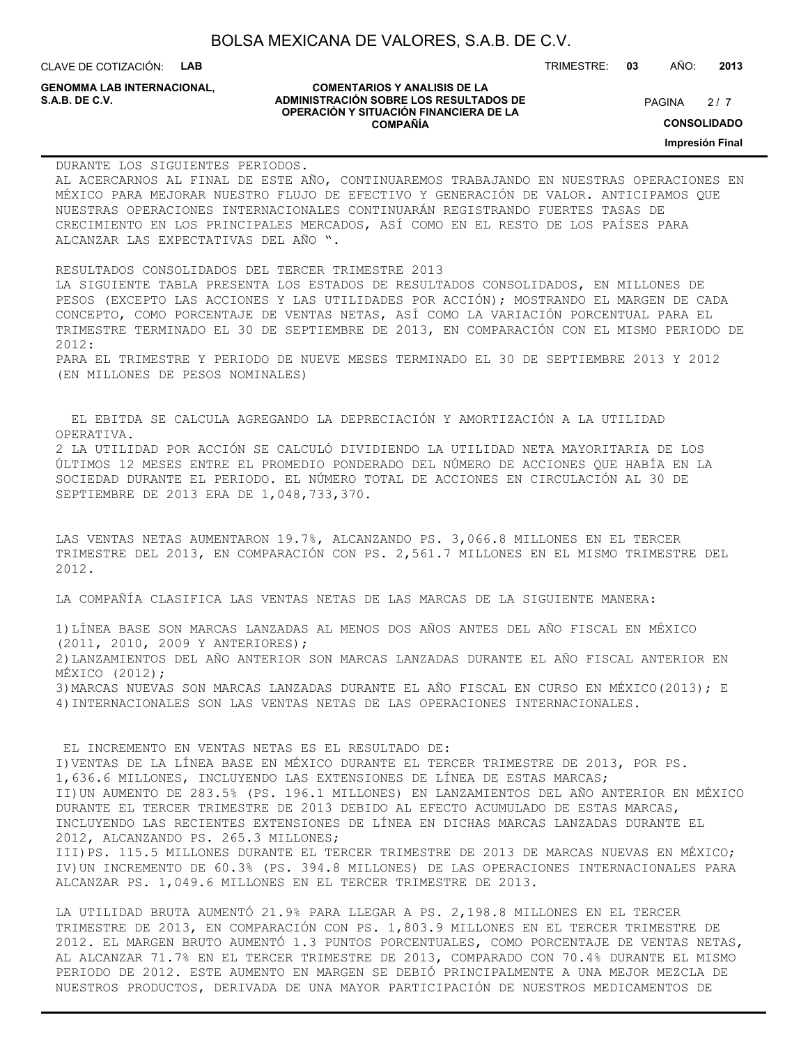DURANTE LOS SIGUIENTES PERIODOS.
AL ACERCARNOS AL FINAL DE ESTE AÑO, CONTINUAREMOS TRABAJANDO EN NUESTRAS OPERACIONES EN MÉXICO PARA MEJORAR NUESTRO FLUJO DE EFECTIVO Y GENERACIÓN DE VALOR. ANTICIPAMOS QUE NUESTRAS OPERACIONES INTERNACIONALES CONTINUARÁN REGISTRANDO FUERTES TASAS DE CRECIMIENTO EN LOS PRINCIPALES MERCADOS, ASÍ COMO EN EL RESTO DE LOS PAÍSES PARA ALCANZAR LAS EXPECTATIVAS DEL AÑO ".

RESULTADOS CONSOLIDADOS DEL TERCER TRIMESTRE 2013
LA SIGUIENTE TABLA PRESENTA LOS ESTADOS DE RESULTADOS CONSOLIDADOS, EN MILLONES DE PESOS (EXCEPTO LAS ACCIONES Y LAS UTILIDADES POR ACCIÓN); MOSTRANDO EL MARGEN DE CADA CONCEPTO, COMO PORCENTAJE DE VENTAS NETAS, ASÍ COMO LA VARIACIÓN PORCENTUAL PARA EL TRIMESTRE TERMINADO EL 30 DE SEPTIEMBRE DE 2013, EN COMPARACIÓN CON EL MISMO PERIODO DE 2012:
PARA EL TRIMESTRE Y PERIODO DE NUEVE MESES TERMINADO EL 30 DE SEPTIEMBRE 2013 Y 2012 (EN MILLONES DE PESOS NOMINALES)

EL EBITDA SE CALCULA AGREGANDO LA DEPRECIACIÓN Y AMORTIZACIÓN A LA UTILIDAD OPERATIVA.
2 LA UTILIDAD POR ACCIÓN SE CALCULÓ DIVIDIENDO LA UTILIDAD NETA MAYORITARIA DE LOS ÚLTIMOS 12 MESES ENTRE EL PROMEDIO PONDERADO DEL NÚMERO DE ACCIONES QUE HABÍA EN LA SOCIEDAD DURANTE EL PERIODO. EL NÚMERO TOTAL DE ACCIONES EN CIRCULACIÓN AL 30 DE SEPTIEMBRE DE 2013 ERA DE 1,048,733,370.

LAS VENTAS NETAS AUMENTARON 19.7%, ALCANZANDO PS. 3,066.8 MILLONES EN EL TERCER TRIMESTRE DEL 2013, EN COMPARACIÓN CON PS. 2,561.7 MILLONES EN EL MISMO TRIMESTRE DEL 2012.

LA COMPAÑÍA CLASIFICA LAS VENTAS NETAS DE LAS MARCAS DE LA SIGUIENTE MANERA:

1)LÍNEA BASE SON MARCAS LANZADAS AL MENOS DOS AÑOS ANTES DEL AÑO FISCAL EN MÉXICO (2011, 2010, 2009 Y ANTERIORES);
2)LANZAMIENTOS DEL AÑO ANTERIOR SON MARCAS LANZADAS DURANTE EL AÑO FISCAL ANTERIOR EN MÉXICO (2012);
3)MARCAS NUEVAS SON MARCAS LANZADAS DURANTE EL AÑO FISCAL EN CURSO EN MÉXICO(2013); E
4)INTERNACIONALES SON LAS VENTAS NETAS DE LAS OPERACIONES INTERNACIONALES.

EL INCREMENTO EN VENTAS NETAS ES EL RESULTADO DE:
I)VENTAS DE LA LÍNEA BASE EN MÉXICO DURANTE EL TERCER TRIMESTRE DE 2013, POR PS. 1,636.6 MILLONES, INCLUYENDO LAS EXTENSIONES DE LÍNEA DE ESTAS MARCAS;
II)UN AUMENTO DE 283.5% (PS. 196.1 MILLONES) EN LANZAMIENTOS DEL AÑO ANTERIOR EN MÉXICO DURANTE EL TERCER TRIMESTRE DE 2013 DEBIDO AL EFECTO ACUMULADO DE ESTAS MARCAS, INCLUYENDO LAS RECIENTES EXTENSIONES DE LÍNEA EN DICHAS MARCAS LANZADAS DURANTE EL 2012, ALCANZANDO PS. 265.3 MILLONES;
III)PS. 115.5 MILLONES DURANTE EL TERCER TRIMESTRE DE 2013 DE MARCAS NUEVAS EN MÉXICO;
IV)UN INCREMENTO DE 60.3% (PS. 394.8 MILLONES) DE LAS OPERACIONES INTERNACIONALES PARA ALCANZAR PS. 1,049.6 MILLONES EN EL TERCER TRIMESTRE DE 2013.

LA UTILIDAD BRUTA AUMENTÓ 21.9% PARA LLEGAR A PS. 2,198.8 MILLONES EN EL TERCER TRIMESTRE DE 2013, EN COMPARACIÓN CON PS. 1,803.9 MILLONES EN EL TERCER TRIMESTRE DE 2012. EL MARGEN BRUTO AUMENTÓ 1.3 PUNTOS PORCENTUALES, COMO PORCENTAJE DE VENTAS NETAS, AL ALCANZAR 71.7% EN EL TERCER TRIMESTRE DE 2013, COMPARADO CON 70.4% DURANTE EL MISMO PERIODO DE 2012. ESTE AUMENTO EN MARGEN SE DEBIÓ PRINCIPALMENTE A UNA MEJOR MEZCLA DE NUESTROS PRODUCTOS, DERIVADA DE UNA MAYOR PARTICIPACIÓN DE NUESTROS MEDICAMENTOS DE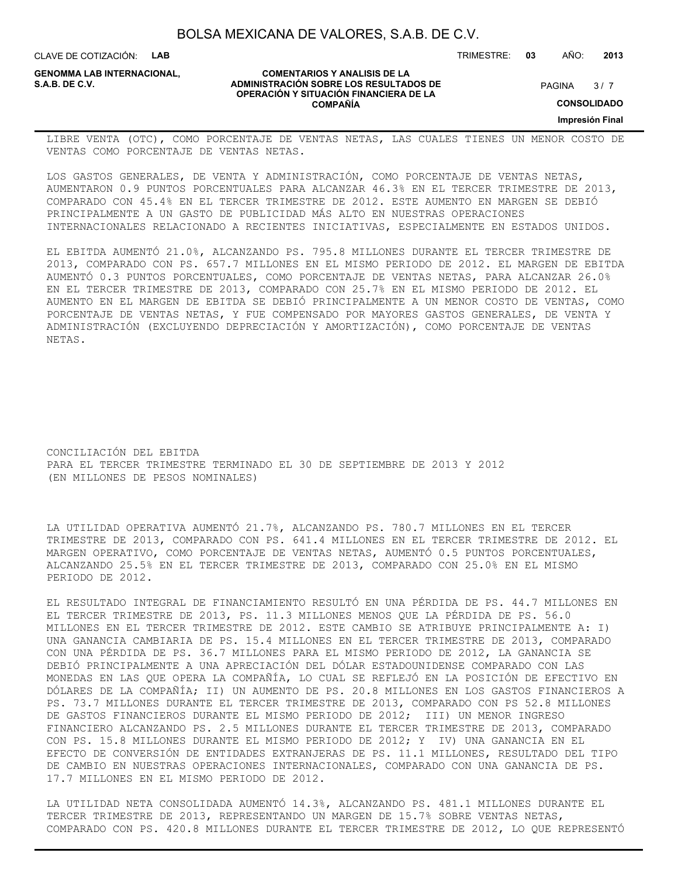LIBRE VENTA (OTC), COMO PORCENTAJE DE VENTAS NETAS, LAS CUALES TIENES UN MENOR COSTO DE VENTAS COMO PORCENTAJE DE VENTAS NETAS.

LOS GASTOS GENERALES, DE VENTA Y ADMINISTRACIÓN, COMO PORCENTAJE DE VENTAS NETAS, AUMENTARON 0.9 PUNTOS PORCENTUALES PARA ALCANZAR 46.3% EN EL TERCER TRIMESTRE DE 2013, COMPARADO CON 45.4% EN EL TERCER TRIMESTRE DE 2012. ESTE AUMENTO EN MARGEN SE DEBIÓ PRINCIPALMENTE A UN GASTO DE PUBLICIDAD MÁS ALTO EN NUESTRAS OPERACIONES INTERNACIONALES RELACIONADO A RECIENTES INICIATIVAS, ESPECIALMENTE EN ESTADOS UNIDOS.

EL EBITDA AUMENTÓ 21.0%, ALCANZANDO PS. 795.8 MILLONES DURANTE EL TERCER TRIMESTRE DE 2013, COMPARADO CON PS. 657.7 MILLONES EN EL MISMO PERIODO DE 2012. EL MARGEN DE EBITDA AUMENTÓ 0.3 PUNTOS PORCENTUALES, COMO PORCENTAJE DE VENTAS NETAS, PARA ALCANZAR 26.0% EN EL TERCER TRIMESTRE DE 2013, COMPARADO CON 25.7% EN EL MISMO PERIODO DE 2012. EL AUMENTO EN EL MARGEN DE EBITDA SE DEBIÓ PRINCIPALMENTE A UN MENOR COSTO DE VENTAS, COMO PORCENTAJE DE VENTAS NETAS, Y FUE COMPENSADO POR MAYORES GASTOS GENERALES, DE VENTA Y ADMINISTRACIÓN (EXCLUYENDO DEPRECIACIÓN Y AMORTIZACIÓN), COMO PORCENTAJE DE VENTAS NETAS.

CONCILIACIÓN DEL EBITDA
PARA EL TERCER TRIMESTRE TERMINADO EL 30 DE SEPTIEMBRE DE 2013 Y 2012
(EN MILLONES DE PESOS NOMINALES)

LA UTILIDAD OPERATIVA AUMENTÓ 21.7%, ALCANZANDO PS. 780.7 MILLONES EN EL TERCER TRIMESTRE DE 2013, COMPARADO CON PS. 641.4 MILLONES EN EL TERCER TRIMESTRE DE 2012. EL MARGEN OPERATIVO, COMO PORCENTAJE DE VENTAS NETAS, AUMENTÓ 0.5 PUNTOS PORCENTUALES, ALCANZANDO 25.5% EN EL TERCER TRIMESTRE DE 2013, COMPARADO CON 25.0% EN EL MISMO PERIODO DE 2012.

EL RESULTADO INTEGRAL DE FINANCIAMIENTO RESULTÓ EN UNA PÉRDIDA DE PS. 44.7 MILLONES EN EL TERCER TRIMESTRE DE 2013, PS. 11.3 MILLONES MENOS QUE LA PÉRDIDA DE PS. 56.0 MILLONES EN EL TERCER TRIMESTRE DE 2012. ESTE CAMBIO SE ATRIBUYE PRINCIPALMENTE A: I) UNA GANANCIA CAMBIARIA DE PS. 15.4 MILLONES EN EL TERCER TRIMESTRE DE 2013, COMPARADO CON UNA PÉRDIDA DE PS. 36.7 MILLONES PARA EL MISMO PERIODO DE 2012, LA GANANCIA SE DEBIÓ PRINCIPALMENTE A UNA APRECIACIÓN DEL DÓLAR ESTADOUNIDENSE COMPARADO CON LAS MONEDAS EN LAS QUE OPERA LA COMPAÑÍA, LO CUAL SE REFLEJÓ EN LA POSICIÓN DE EFECTIVO EN DÓLARES DE LA COMPAÑÍA; II) UN AUMENTO DE PS. 20.8 MILLONES EN LOS GASTOS FINANCIEROS A PS. 73.7 MILLONES DURANTE EL TERCER TRIMESTRE DE 2013, COMPARADO CON PS 52.8 MILLONES DE GASTOS FINANCIEROS DURANTE EL MISMO PERIODO DE 2012; III) UN MENOR INGRESO FINANCIERO ALCANZANDO PS. 2.5 MILLONES DURANTE EL TERCER TRIMESTRE DE 2013, COMPARADO CON PS. 15.8 MILLONES DURANTE EL MISMO PERIODO DE 2012; Y IV) UNA GANANCIA EN EL EFECTO DE CONVERSIÓN DE ENTIDADES EXTRANJERAS DE PS. 11.1 MILLONES, RESULTADO DEL TIPO DE CAMBIO EN NUESTRAS OPERACIONES INTERNACIONALES, COMPARADO CON UNA GANANCIA DE PS. 17.7 MILLONES EN EL MISMO PERIODO DE 2012.

LA UTILIDAD NETA CONSOLIDADA AUMENTÓ 14.3%, ALCANZANDO PS. 481.1 MILLONES DURANTE EL TERCER TRIMESTRE DE 2013, REPRESENTANDO UN MARGEN DE 15.7% SOBRE VENTAS NETAS, COMPARADO CON PS. 420.8 MILLONES DURANTE EL TERCER TRIMESTRE DE 2012, LO QUE REPRESENTÓ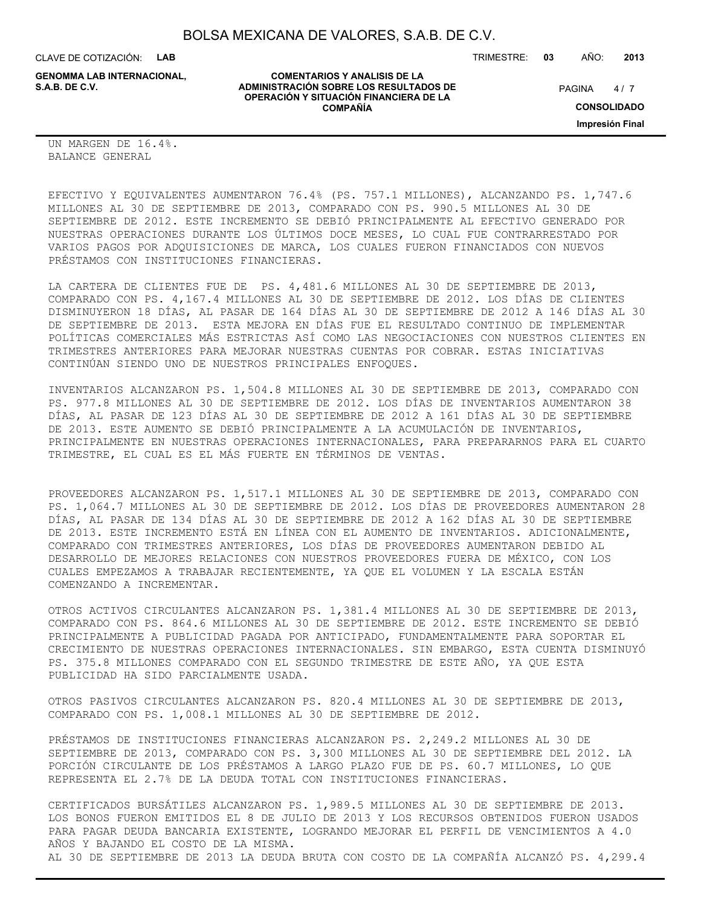UN MARGEN DE 16.4%.

BALANCE GENERAL

EFECTIVO Y EQUIVALENTES AUMENTARON 76.4% (PS. 757.1 MILLONES), ALCANZANDO PS. 1,747.6 MILLONES AL 30 DE SEPTIEMBRE DE 2013, COMPARADO CON PS. 990.5 MILLONES AL 30 DE SEPTIEMBRE DE 2012. ESTE INCREMENTO SE DEBIÓ PRINCIPALMENTE AL EFECTIVO GENERADO POR NUESTRAS OPERACIONES DURANTE LOS ÚLTIMOS DOCE MESES, LO CUAL FUE CONTRARRESTADO POR VARIOS PAGOS POR ADQUISICIONES DE MARCA, LOS CUALES FUERON FINANCIADOS CON NUEVOS PRÉSTAMOS CON INSTITUCIONES FINANCIERAS.

LA CARTERA DE CLIENTES FUE DE PS. 4,481.6 MILLONES AL 30 DE SEPTIEMBRE DE 2013, COMPARADO CON PS. 4,167.4 MILLONES AL 30 DE SEPTIEMBRE DE 2012. LOS DÍAS DE CLIENTES DISMINUYERON 18 DÍAS, AL PASAR DE 164 DÍAS AL 30 DE SEPTIEMBRE DE 2012 A 146 DÍAS AL 30 DE SEPTIEMBRE DE 2013. ESTA MEJORA EN DÍAS FUE EL RESULTADO CONTINUO DE IMPLEMENTAR POLÍTICAS COMERCIALES MÁS ESTRICTAS ASÍ COMO LAS NEGOCIACIONES CON NUESTROS CLIENTES EN TRIMESTRES ANTERIORES PARA MEJORAR NUESTRAS CUENTAS POR COBRAR. ESTAS INICIATIVAS CONTINÚAN SIENDO UNO DE NUESTROS PRINCIPALES ENFOQUES.

INVENTARIOS ALCANZARON PS. 1,504.8 MILLONES AL 30 DE SEPTIEMBRE DE 2013, COMPARADO CON PS. 977.8 MILLONES AL 30 DE SEPTIEMBRE DE 2012. LOS DÍAS DE INVENTARIOS AUMENTARON 38 DÍAS, AL PASAR DE 123 DÍAS AL 30 DE SEPTIEMBRE DE 2012 A 161 DÍAS AL 30 DE SEPTIEMBRE DE 2013. ESTE AUMENTO SE DEBIÓ PRINCIPALMENTE A LA ACUMULACIÓN DE INVENTARIOS, PRINCIPALMENTE EN NUESTRAS OPERACIONES INTERNACIONALES, PARA PREPARARNOS PARA EL CUARTO TRIMESTRE, EL CUAL ES EL MÁS FUERTE EN TÉRMINOS DE VENTAS.

PROVEEDORES ALCANZARON PS. 1,517.1 MILLONES AL 30 DE SEPTIEMBRE DE 2013, COMPARADO CON PS. 1,064.7 MILLONES AL 30 DE SEPTIEMBRE DE 2012. LOS DÍAS DE PROVEEDORES AUMENTARON 28 DÍAS, AL PASAR DE 134 DÍAS AL 30 DE SEPTIEMBRE DE 2012 A 162 DÍAS AL 30 DE SEPTIEMBRE DE 2013. ESTE INCREMENTO ESTÁ EN LÍNEA CON EL AUMENTO DE INVENTARIOS. ADICIONALMENTE, COMPARADO CON TRIMESTRES ANTERIORES, LOS DÍAS DE PROVEEDORES AUMENTARON DEBIDO AL DESARROLLO DE MEJORES RELACIONES CON NUESTROS PROVEEDORES FUERA DE MÉXICO, CON LOS CUALES EMPEZAMOS A TRABAJAR RECIENTEMENTE, YA QUE EL VOLUMEN Y LA ESCALA ESTÁN COMENZANDO A INCREMENTAR.

OTROS ACTIVOS CIRCULANTES ALCANZARON PS. 1,381.4 MILLONES AL 30 DE SEPTIEMBRE DE 2013, COMPARADO CON PS. 864.6 MILLONES AL 30 DE SEPTIEMBRE DE 2012. ESTE INCREMENTO SE DEBIÓ PRINCIPALMENTE A PUBLICIDAD PAGADA POR ANTICIPADO, FUNDAMENTALMENTE PARA SOPORTAR EL CRECIMIENTO DE NUESTRAS OPERACIONES INTERNACIONALES. SIN EMBARGO, ESTA CUENTA DISMINUYÓ PS. 375.8 MILLONES COMPARADO CON EL SEGUNDO TRIMESTRE DE ESTE AÑO, YA QUE ESTA PUBLICIDAD HA SIDO PARCIALMENTE USADA.

OTROS PASIVOS CIRCULANTES ALCANZARON PS. 820.4 MILLONES AL 30 DE SEPTIEMBRE DE 2013, COMPARADO CON PS. 1,008.1 MILLONES AL 30 DE SEPTIEMBRE DE 2012.

PRÉSTAMOS DE INSTITUCIONES FINANCIERAS ALCANZARON PS. 2,249.2 MILLONES AL 30 DE SEPTIEMBRE DE 2013, COMPARADO CON PS. 3,300 MILLONES AL 30 DE SEPTIEMBRE DEL 2012. LA PORCIÓN CIRCULANTE DE LOS PRÉSTAMOS A LARGO PLAZO FUE DE PS. 60.7 MILLONES, LO QUE REPRESENTA EL 2.7% DE LA DEUDA TOTAL CON INSTITUCIONES FINANCIERAS.

CERTIFICADOS BURSÁTILES ALCANZARON PS. 1,989.5 MILLONES AL 30 DE SEPTIEMBRE DE 2013. LOS BONOS FUERON EMITIDOS EL 8 DE JULIO DE 2013 Y LOS RECURSOS OBTENIDOS FUERON USADOS PARA PAGAR DEUDA BANCARIA EXISTENTE, LOGRANDO MEJORAR EL PERFIL DE VENCIMIENTOS A 4.0 AÑOS Y BAJANDO EL COSTO DE LA MISMA.

AL 30 DE SEPTIEMBRE DE 2013 LA DEUDA BRUTA CON COSTO DE LA COMPAÑÍA ALCANZÓ PS. 4,299.4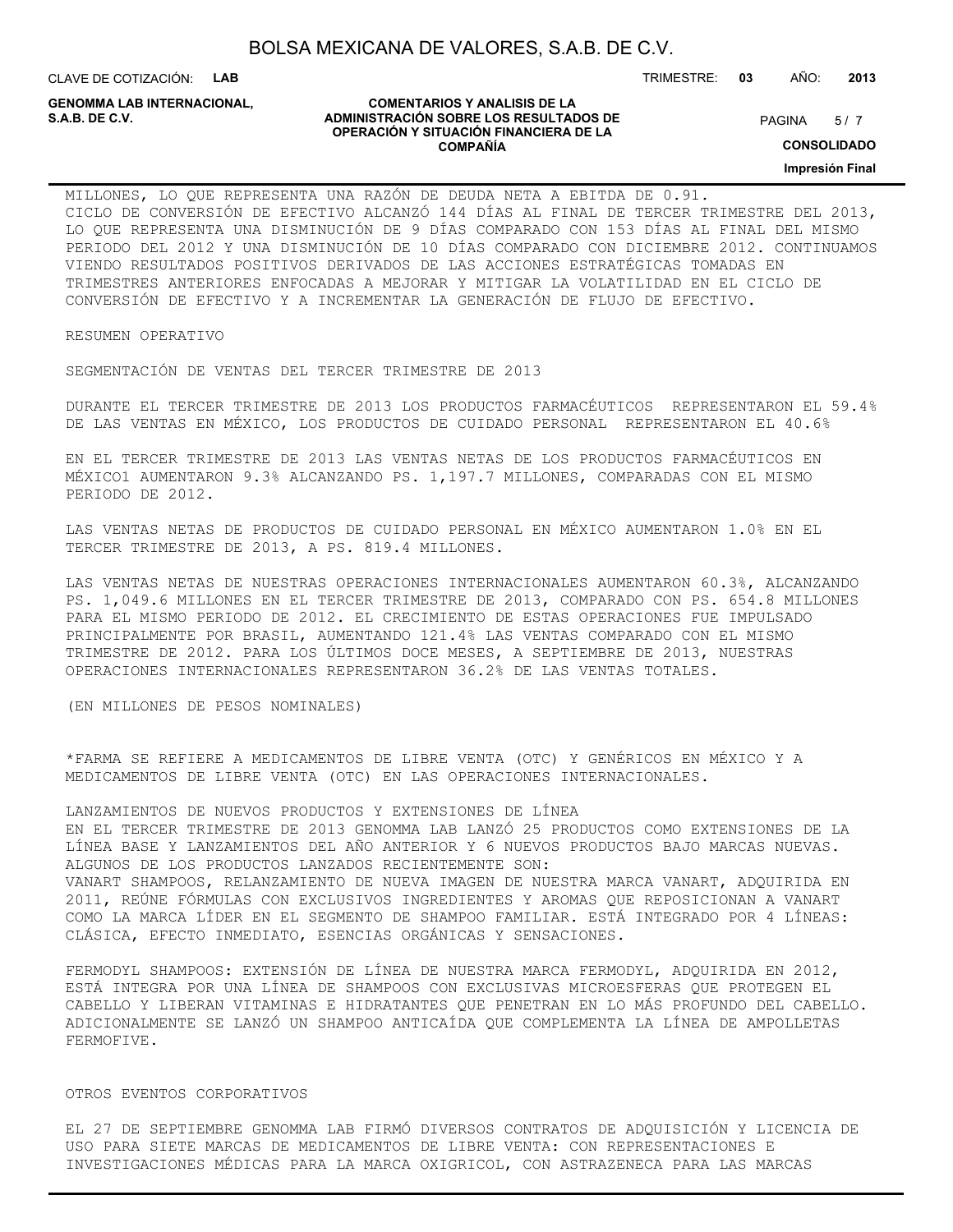MILLONES, LO QUE REPRESENTA UNA RAZÓN DE DEUDA NETA A EBITDA DE 0.91.
CICLO DE CONVERSIÓN DE EFECTIVO ALCANZÓ 144 DÍAS AL FINAL DE TERCER TRIMESTRE DEL 2013, LO QUE REPRESENTA UNA DISMINUCIÓN DE 9 DÍAS COMPARADO CON 153 DÍAS AL FINAL DEL MISMO PERIODO DEL 2012 Y UNA DISMINUCIÓN DE 10 DÍAS COMPARADO CON DICIEMBRE 2012. CONTINUAMOS VIENDO RESULTADOS POSITIVOS DERIVADOS DE LAS ACCIONES ESTRATÉGICAS TOMADAS EN TRIMESTRES ANTERIORES ENFOCADAS A MEJORAR Y MITIGAR LA VOLATILIDAD EN EL CICLO DE CONVERSIÓN DE EFECTIVO Y A INCREMENTAR LA GENERACIÓN DE FLUJO DE EFECTIVO.

RESUMEN OPERATIVO

SEGMENTACIÓN DE VENTAS DEL TERCER TRIMESTRE DE 2013

DURANTE EL TERCER TRIMESTRE DE 2013 LOS PRODUCTOS FARMACÉUTICOS REPRESENTARON EL 59.4% DE LAS VENTAS EN MÉXICO, LOS PRODUCTOS DE CUIDADO PERSONAL REPRESENTARON EL 40.6%

EN EL TERCER TRIMESTRE DE 2013 LAS VENTAS NETAS DE LOS PRODUCTOS FARMACÉUTICOS EN MÉXICO1 AUMENTARON 9.3% ALCANZANDO PS. 1,197.7 MILLONES, COMPARADAS CON EL MISMO PERIODO DE 2012.

LAS VENTAS NETAS DE PRODUCTOS DE CUIDADO PERSONAL EN MÉXICO AUMENTARON 1.0% EN EL TERCER TRIMESTRE DE 2013, A PS. 819.4 MILLONES.

LAS VENTAS NETAS DE NUESTRAS OPERACIONES INTERNACIONALES AUMENTARON 60.3%, ALCANZANDO PS. 1,049.6 MILLONES EN EL TERCER TRIMESTRE DE 2013, COMPARADO CON PS. 654.8 MILLONES PARA EL MISMO PERIODO DE 2012. EL CRECIMIENTO DE ESTAS OPERACIONES FUE IMPULSADO PRINCIPALMENTE POR BRASIL, AUMENTANDO 121.4% LAS VENTAS COMPARADO CON EL MISMO TRIMESTRE DE 2012. PARA LOS ÚLTIMOS DOCE MESES, A SEPTIEMBRE DE 2013, NUESTRAS OPERACIONES INTERNACIONALES REPRESENTARON 36.2% DE LAS VENTAS TOTALES.

(EN MILLONES DE PESOS NOMINALES)

*FARMA SE REFIERE A MEDICAMENTOS DE LIBRE VENTA (OTC) Y GENÉRICOS EN MÉXICO Y A MEDICAMENTOS DE LIBRE VENTA (OTC) EN LAS OPERACIONES INTERNACIONALES.

LANZAMIENTOS DE NUEVOS PRODUCTOS Y EXTENSIONES DE LÍNEA
EN EL TERCER TRIMESTRE DE 2013 GENOMMA LAB LANZÓ 25 PRODUCTOS COMO EXTENSIONES DE LA LÍNEA BASE Y LANZAMIENTOS DEL AÑO ANTERIOR Y 6 NUEVOS PRODUCTOS BAJO MARCAS NUEVAS. ALGUNOS DE LOS PRODUCTOS LANZADOS RECIENTEMENTE SON:
VANART SHAMPOOS, RELANZAMIENTO DE NUEVA IMAGEN DE NUESTRA MARCA VANART, ADQUIRIDA EN 2011, REÚNE FÓRMULAS CON EXCLUSIVOS INGREDIENTES Y AROMAS QUE REPOSICIONAN A VANART COMO LA MARCA LÍDER EN EL SEGMENTO DE SHAMPOO FAMILIAR. ESTÁ INTEGRADO POR 4 LÍNEAS: CLÁSICA, EFECTO INMEDIATO, ESENCIAS ORGÁNICAS Y SENSACIONES.

FERMODYL SHAMPOOS: EXTENSIÓN DE LÍNEA DE NUESTRA MARCA FERMODYL, ADQUIRIDA EN 2012, ESTÁ INTEGRA POR UNA LÍNEA DE SHAMPOOS CON EXCLUSIVAS MICROESFERAS QUE PROTEGEN EL CABELLO Y LIBERAN VITAMINAS E HIDRATANTES QUE PENETRAN EN LO MÁS PROFUNDO DEL CABELLO. ADICIONALMENTE SE LANZÓ UN SHAMPOO ANTICAÍDA QUE COMPLEMENTA LA LÍNEA DE AMPOLLETAS FERMOFIVE.

OTROS EVENTOS CORPORATIVOS

EL 27 DE SEPTIEMBRE GENOMMA LAB FIRMÓ DIVERSOS CONTRATOS DE ADQUISICIÓN Y LICENCIA DE USO PARA SIETE MARCAS DE MEDICAMENTOS DE LIBRE VENTA: CON REPRESENTACIONES E INVESTIGACIONES MÉDICAS PARA LA MARCA OXIGRICOL, CON ASTRAZENECA PARA LAS MARCAS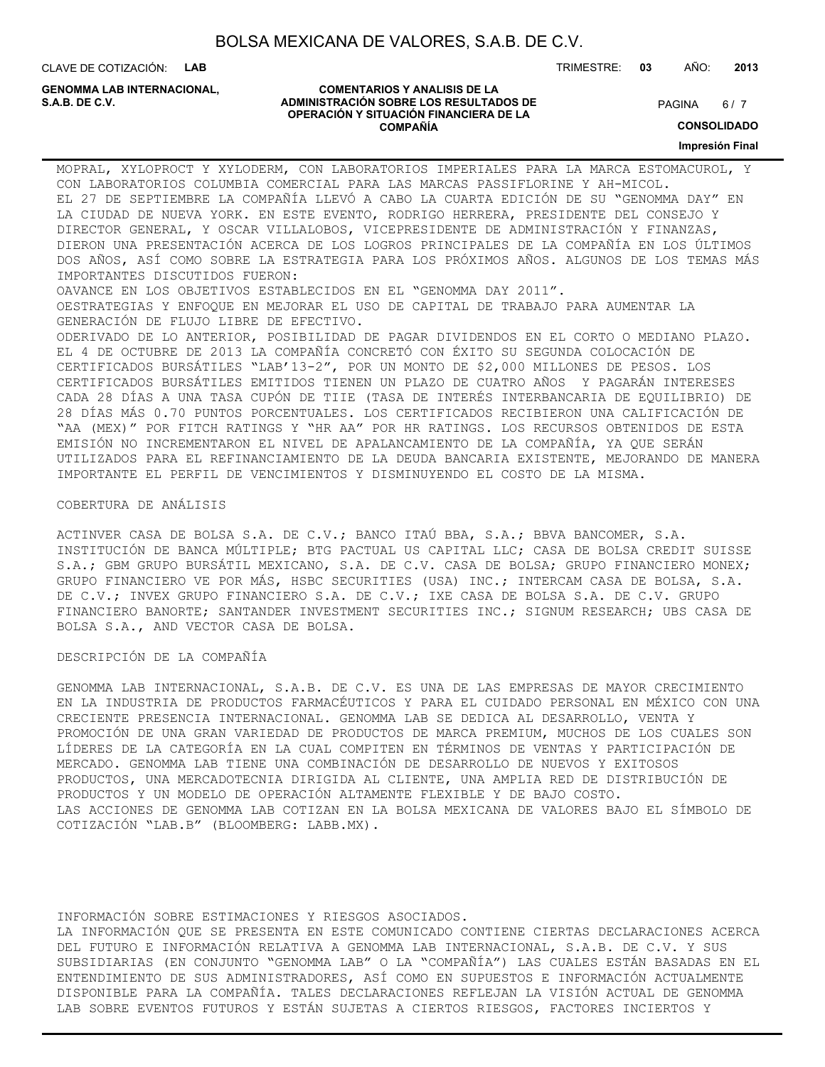MOPRAL, XYLOPROCT Y XYLODERM, CON LABORATORIOS IMPERIALES PARA LA MARCA ESTOMACUROL, Y CON LABORATORIOS COLUMBIA COMERCIAL PARA LAS MARCAS PASSIFLORINE Y AH-MICOL.

EL 27 DE SEPTIEMBRE LA COMPAÑÍA LLEVÓ A CABO LA CUARTA EDICIÓN DE SU "GENOMMA DAY" EN LA CIUDAD DE NUEVA YORK. EN ESTE EVENTO, RODRIGO HERRERA, PRESIDENTE DEL CONSEJO Y DIRECTOR GENERAL, Y OSCAR VILLALOBOS, VICEPRESIDENTE DE ADMINISTRACIÓN Y FINANZAS, DIERON UNA PRESENTACIÓN ACERCA DE LOS LOGROS PRINCIPALES DE LA COMPAÑÍA EN LOS ÚLTIMOS DOS AÑOS, ASÍ COMO SOBRE LA ESTRATEGIA PARA LOS PRÓXIMOS AÑOS. ALGUNOS DE LOS TEMAS MÁS IMPORTANTES DISCUTIDOS FUERON:

OAVANCE EN LOS OBJETIVOS ESTABLECIDOS EN EL "GENOMMA DAY 2011".

OESTRATEGIAS Y ENFOQUE EN MEJORAR EL USO DE CAPITAL DE TRABAJO PARA AUMENTAR LA GENERACIÓN DE FLUJO LIBRE DE EFECTIVO.

ODERIVADO DE LO ANTERIOR, POSIBILIDAD DE PAGAR DIVIDENDOS EN EL CORTO O MEDIANO PLAZO.

EL 4 DE OCTUBRE DE 2013 LA COMPAÑÍA CONCRETÓ CON ÉXITO SU SEGUNDA COLOCACIÓN DE CERTIFICADOS BURSÁTILES "LAB'13-2", POR UN MONTO DE $2,000 MILLONES DE PESOS. LOS CERTIFICADOS BURSÁTILES EMITIDOS TIENEN UN PLAZO DE CUATRO AÑOS Y PAGARÁN INTERESES CADA 28 DÍAS A UNA TASA CUPÓN DE TIIE (TASA DE INTERÉS INTERBANCARIA DE EQUILIBRIO) DE 28 DÍAS MÁS 0.70 PUNTOS PORCENTUALES. LOS CERTIFICADOS RECIBIERON UNA CALIFICACIÓN DE "AA (MEX)" POR FITCH RATINGS Y "HR AA" POR HR RATINGS. LOS RECURSOS OBTENIDOS DE ESTA EMISIÓN NO INCREMENTARON EL NIVEL DE APALANCAMIENTO DE LA COMPAÑÍA, YA QUE SERÁN UTILIZADOS PARA EL REFINANCIAMIENTO DE LA DEUDA BANCARIA EXISTENTE, MEJORANDO DE MANERA IMPORTANTE EL PERFIL DE VENCIMIENTOS Y DISMINUYENDO EL COSTO DE LA MISMA.

COBERTURA DE ANÁLISIS

ACTINVER CASA DE BOLSA S.A. DE C.V.; BANCO ITAÚ BBA, S.A.; BBVA BANCOMER, S.A. INSTITUCIÓN DE BANCA MÚLTIPLE; BTG PACTUAL US CAPITAL LLC; CASA DE BOLSA CREDIT SUISSE S.A.; GBM GRUPO BURSÁTIL MEXICANO, S.A. DE C.V. CASA DE BOLSA; GRUPO FINANCIERO MONEX; GRUPO FINANCIERO VE POR MÁS, HSBC SECURITIES (USA) INC.; INTERCAM CASA DE BOLSA, S.A. DE C.V.; INVEX GRUPO FINANCIERO S.A. DE C.V.; IXE CASA DE BOLSA S.A. DE C.V. GRUPO FINANCIERO BANORTE; SANTANDER INVESTMENT SECURITIES INC.; SIGNUM RESEARCH; UBS CASA DE BOLSA S.A., AND VECTOR CASA DE BOLSA.

DESCRIPCIÓN DE LA COMPAÑÍA

GENOMMA LAB INTERNACIONAL, S.A.B. DE C.V. ES UNA DE LAS EMPRESAS DE MAYOR CRECIMIENTO EN LA INDUSTRIA DE PRODUCTOS FARMACÉUTICOS Y PARA EL CUIDADO PERSONAL EN MÉXICO CON UNA CRECIENTE PRESENCIA INTERNACIONAL. GENOMMA LAB SE DEDICA AL DESARROLLO, VENTA Y PROMOCIÓN DE UNA GRAN VARIEDAD DE PRODUCTOS DE MARCA PREMIUM, MUCHOS DE LOS CUALES SON LÍDERES DE LA CATEGORÍA EN LA CUAL COMPITEN EN TÉRMINOS DE VENTAS Y PARTICIPACIÓN DE MERCADO. GENOMMA LAB TIENE UNA COMBINACIÓN DE DESARROLLO DE NUEVOS Y EXITOSOS PRODUCTOS, UNA MERCADOTECNIA DIRIGIDA AL CLIENTE, UNA AMPLIA RED DE DISTRIBUCIÓN DE PRODUCTOS Y UN MODELO DE OPERACIÓN ALTAMENTE FLEXIBLE Y DE BAJO COSTO.

LAS ACCIONES DE GENOMMA LAB COTIZAN EN LA BOLSA MEXICANA DE VALORES BAJO EL SÍMBOLO DE COTIZACIÓN "LAB.B" (BLOOMBERG: LABB.MX).

INFORMACIÓN SOBRE ESTIMACIONES Y RIESGOS ASOCIADOS.

LA INFORMACIÓN QUE SE PRESENTA EN ESTE COMUNICADO CONTIENE CIERTAS DECLARACIONES ACERCA DEL FUTURO E INFORMACIÓN RELATIVA A GENOMMA LAB INTERNACIONAL, S.A.B. DE C.V. Y SUS SUBSIDIARIAS (EN CONJUNTO "GENOMMA LAB" O LA "COMPAÑÍA") LAS CUALES ESTÁN BASADAS EN EL ENTENDIMIENTO DE SUS ADMINISTRADORES, ASÍ COMO EN SUPUESTOS E INFORMACIÓN ACTUALMENTE DISPONIBLE PARA LA COMPAÑÍA. TALES DECLARACIONES REFLEJAN LA VISIÓN ACTUAL DE GENOMMA LAB SOBRE EVENTOS FUTUROS Y ESTÁN SUJETAS A CIERTOS RIESGOS, FACTORES INCIERTOS Y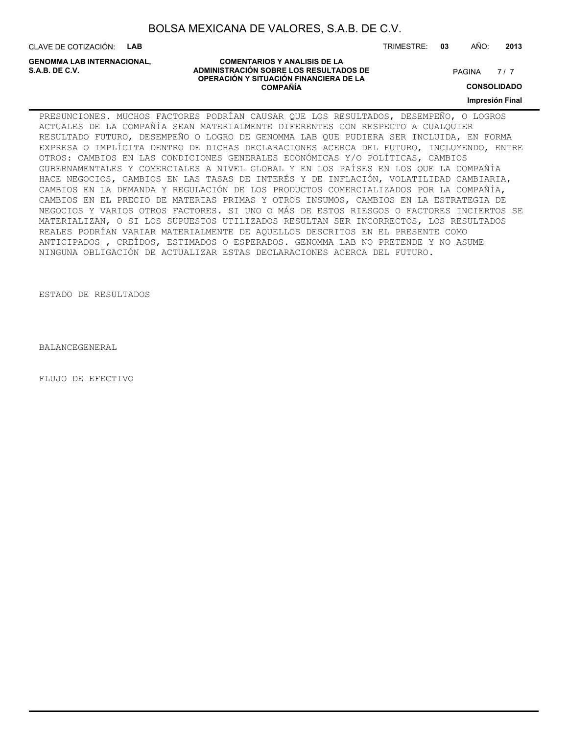PRESUNCIONES. MUCHOS FACTORES PODRÍAN CAUSAR QUE LOS RESULTADOS, DESEMPEÑO, O LOGROS ACTUALES DE LA COMPAÑÍA SEAN MATERIALMENTE DIFERENTES CON RESPECTO A CUALQUIER RESULTADO FUTURO, DESEMPEÑO O LOGRO DE GENOMMA LAB QUE PUDIERA SER INCLUIDA, EN FORMA EXPRESA O IMPLÍCITA DENTRO DE DICHAS DECLARACIONES ACERCA DEL FUTURO, INCLUYENDO, ENTRE OTROS: CAMBIOS EN LAS CONDICIONES GENERALES ECONÓMICAS Y/O POLÍTICAS, CAMBIOS GUBERNAMENTALES Y COMERCIALES A NIVEL GLOBAL Y EN LOS PAÍSES EN LOS QUE LA COMPAÑÍA HACE NEGOCIOS, CAMBIOS EN LAS TASAS DE INTERÉS Y DE INFLACIÓN, VOLATILIDAD CAMBIARIA, CAMBIOS EN LA DEMANDA Y REGULACIÓN DE LOS PRODUCTOS COMERCIALIZADOS POR LA COMPAÑÍA, CAMBIOS EN EL PRECIO DE MATERIAS PRIMAS Y OTROS INSUMOS, CAMBIOS EN LA ESTRATEGIA DE NEGOCIOS Y VARIOS OTROS FACTORES. SI UNO O MÁS DE ESTOS RIESGOS O FACTORES INCIERTOS SE MATERIALIZAN, O SI LOS SUPUESTOS UTILIZADOS RESULTAN SER INCORRECTOS, LOS RESULTADOS REALES PODRÍAN VARIAR MATERIALMENTE DE AQUELLOS DESCRITOS EN EL PRESENTE COMO ANTICIPADOS , CREÍDOS, ESTIMADOS O ESPERADOS. GENOMMA LAB NO PRETENDE Y NO ASUME NINGUNA OBLIGACIÓN DE ACTUALIZAR ESTAS DECLARACIONES ACERCA DEL FUTURO.

ESTADO DE RESULTADOS

BALANCEGENERAL

FLUJO DE EFECTIVO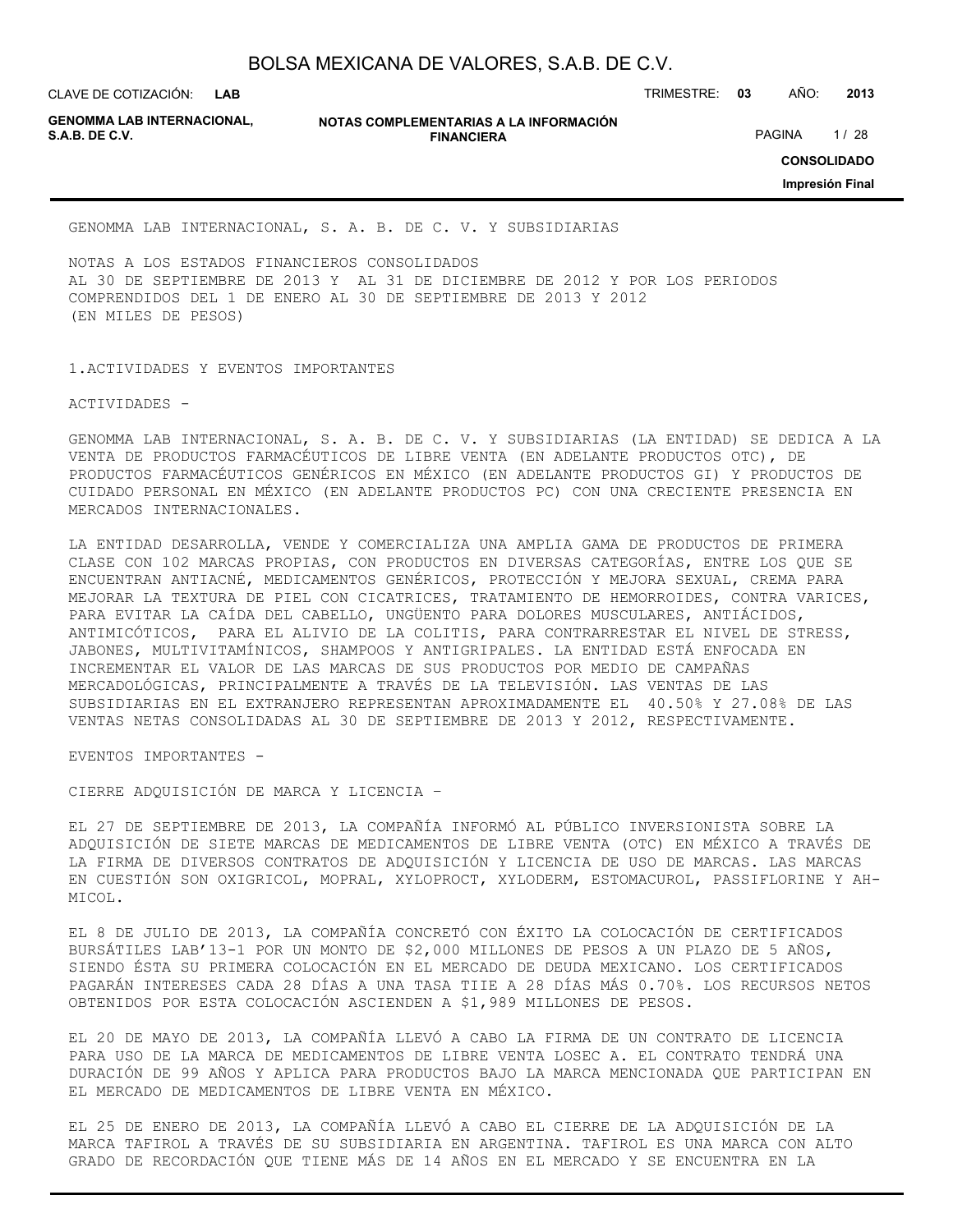GENOMMA LAB INTERNACIONAL, S. A. B. DE C. V. Y SUBSIDIARIAS

NOTAS A LOS ESTADOS FINANCIEROS CONSOLIDADOS
AL 30 DE SEPTIEMBRE DE 2013 Y AL 31 DE DICIEMBRE DE 2012 Y POR LOS PERIODOS COMPRENDIDOS DEL 1 DE ENERO AL 30 DE SEPTIEMBRE DE 2013 Y 2012
(EN MILES DE PESOS)

1.ACTIVIDADES Y EVENTOS IMPORTANTES

ACTIVIDADES -

GENOMMA LAB INTERNACIONAL, S. A. B. DE C. V. Y SUBSIDIARIAS (LA ENTIDAD) SE DEDICA A LA VENTA DE PRODUCTOS FARMACÉUTICOS DE LIBRE VENTA (EN ADELANTE PRODUCTOS OTC), DE PRODUCTOS FARMACÉUTICOS GENÉRICOS EN MÉXICO (EN ADELANTE PRODUCTOS GI) Y PRODUCTOS DE CUIDADO PERSONAL EN MÉXICO (EN ADELANTE PRODUCTOS PC) CON UNA CRECIENTE PRESENCIA EN MERCADOS INTERNACIONALES.

LA ENTIDAD DESARROLLA, VENDE Y COMERCIALIZA UNA AMPLIA GAMA DE PRODUCTOS DE PRIMERA CLASE CON 102 MARCAS PROPIAS, CON PRODUCTOS EN DIVERSAS CATEGORÍAS, ENTRE LOS QUE SE ENCUENTRAN ANTIACNÉ, MEDICAMENTOS GENÉRICOS, PROTECCIÓN Y MEJORA SEXUAL, CREMA PARA MEJORAR LA TEXTURA DE PIEL CON CICATRICES, TRATAMIENTO DE HEMORROIDES, CONTRA VARICES, PARA EVITAR LA CAÍDA DEL CABELLO, UNGÜENTO PARA DOLORES MUSCULARES, ANTIÁCIDOS, ANTIMICÓTICOS, PARA EL ALIVIO DE LA COLITIS, PARA CONTRARRESTAR EL NIVEL DE STRESS, JABONES, MULTIVITAMÍNICOS, SHAMPOOS Y ANTIGRIPALES. LA ENTIDAD ESTÁ ENFOCADA EN INCREMENTAR EL VALOR DE LAS MARCAS DE SUS PRODUCTOS POR MEDIO DE CAMPAÑAS MERCADOLÓGICAS, PRINCIPALMENTE A TRAVÉS DE LA TELEVISIÓN. LAS VENTAS DE LAS SUBSIDIARIAS EN EL EXTRANJERO REPRESENTAN APROXIMADAMENTE EL 40.50% Y 27.08% DE LAS VENTAS NETAS CONSOLIDADAS AL 30 DE SEPTIEMBRE DE 2013 Y 2012, RESPECTIVAMENTE.

EVENTOS IMPORTANTES -

CIERRE ADQUISICIÓN DE MARCA Y LICENCIA –

EL 27 DE SEPTIEMBRE DE 2013, LA COMPAÑÍA INFORMÓ AL PÚBLICO INVERSIONISTA SOBRE LA ADQUISICIÓN DE SIETE MARCAS DE MEDICAMENTOS DE LIBRE VENTA (OTC) EN MÉXICO A TRAVÉS DE LA FIRMA DE DIVERSOS CONTRATOS DE ADQUISICIÓN Y LICENCIA DE USO DE MARCAS. LAS MARCAS EN CUESTIÓN SON OXIGRICOL, MOPRAL, XYLOPROCT, XYLODERM, ESTOMACUROL, PASSIFLORINE Y AH-MICOL.

EL 8 DE JULIO DE 2013, LA COMPAÑÍA CONCRETÓ CON ÉXITO LA COLOCACIÓN DE CERTIFICADOS BURSÁTILES LAB'13-1 POR UN MONTO DE $2,000 MILLONES DE PESOS A UN PLAZO DE 5 AÑOS, SIENDO ÉSTA SU PRIMERA COLOCACIÓN EN EL MERCADO DE DEUDA MEXICANO. LOS CERTIFICADOS PAGARÁN INTERESES CADA 28 DÍAS A UNA TASA TIIE A 28 DÍAS MÁS 0.70%. LOS RECURSOS NETOS OBTENIDOS POR ESTA COLOCACIÓN ASCIENDEN A $1,989 MILLONES DE PESOS.

EL 20 DE MAYO DE 2013, LA COMPAÑÍA LLEVÓ A CABO LA FIRMA DE UN CONTRATO DE LICENCIA PARA USO DE LA MARCA DE MEDICAMENTOS DE LIBRE VENTA LOSEC A. EL CONTRATO TENDRÁ UNA DURACIÓN DE 99 AÑOS Y APLICA PARA PRODUCTOS BAJO LA MARCA MENCIONADA QUE PARTICIPAN EN EL MERCADO DE MEDICAMENTOS DE LIBRE VENTA EN MÉXICO.

EL 25 DE ENERO DE 2013, LA COMPAÑÍA LLEVÓ A CABO EL CIERRE DE LA ADQUISICIÓN DE LA MARCA TAFIROL A TRAVÉS DE SU SUBSIDIARIA EN ARGENTINA. TAFIROL ES UNA MARCA CON ALTO GRADO DE RECORDACIÓN QUE TIENE MÁS DE 14 AÑOS EN EL MERCADO Y SE ENCUENTRA EN LA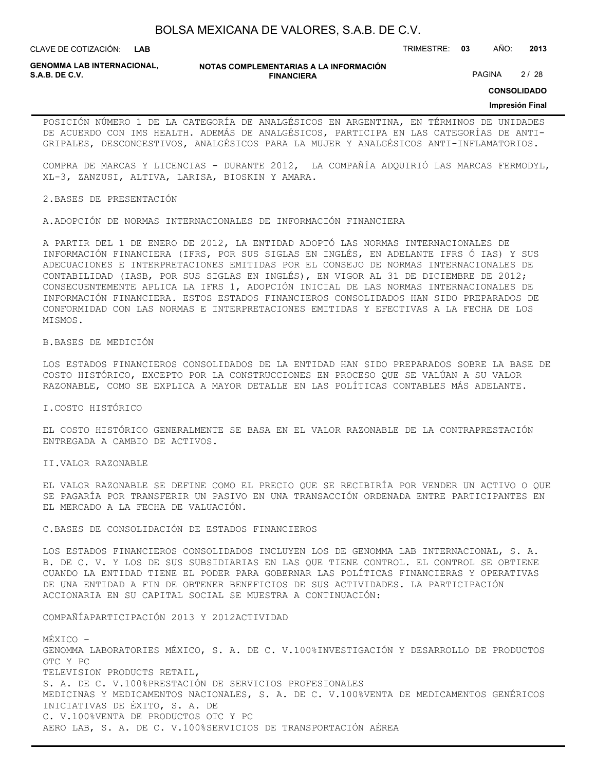POSICIÓN NÚMERO 1 DE LA CATEGORÍA DE ANALGÉSICOS EN ARGENTINA, EN TÉRMINOS DE UNIDADES DE ACUERDO CON IMS HEALTH. ADEMÁS DE ANALGÉSICOS, PARTICIPA EN LAS CATEGORÍAS DE ANTI-GRIPALES, DESCONGESTIVOS, ANALGÉSICOS PARA LA MUJER Y ANALGÉSICOS ANTI-INFLAMATORIOS.

COMPRA DE MARCAS Y LICENCIAS - DURANTE 2012, LA COMPAÑÍA ADQUIRIÓ LAS MARCAS FERMODYL, XL-3, ZANZUSI, ALTIVA, LARISA, BIOSKIN Y AMARA.

## 2.BASES DE PRESENTACIÓN

### A.ADOPCIÓN DE NORMAS INTERNACIONALES DE INFORMACIÓN FINANCIERA

A PARTIR DEL 1 DE ENERO DE 2012, LA ENTIDAD ADOPTÓ LAS NORMAS INTERNACIONALES DE INFORMACIÓN FINANCIERA (IFRS, POR SUS SIGLAS EN INGLÉS, EN ADELANTE IFRS Ó IAS) Y SUS ADECUACIONES E INTERPRETACIONES EMITIDAS POR EL CONSEJO DE NORMAS INTERNACIONALES DE CONTABILIDAD (IASB, POR SUS SIGLAS EN INGLÉS), EN VIGOR AL 31 DE DICIEMBRE DE 2012; CONSECUENTEMENTE APLICA LA IFRS 1, ADOPCIÓN INICIAL DE LAS NORMAS INTERNACIONALES DE INFORMACIÓN FINANCIERA. ESTOS ESTADOS FINANCIEROS CONSOLIDADOS HAN SIDO PREPARADOS DE CONFORMIDAD CON LAS NORMAS E INTERPRETACIONES EMITIDAS Y EFECTIVAS A LA FECHA DE LOS MISMOS.

### B.BASES DE MEDICIÓN

LOS ESTADOS FINANCIEROS CONSOLIDADOS DE LA ENTIDAD HAN SIDO PREPARADOS SOBRE LA BASE DE COSTO HISTÓRICO, EXCEPTO POR LA CONSTRUCCIONES EN PROCESO QUE SE VALÚAN A SU VALOR RAZONABLE, COMO SE EXPLICA A MAYOR DETALLE EN LAS POLÍTICAS CONTABLES MÁS ADELANTE.

#### I.COSTO HISTÓRICO

EL COSTO HISTÓRICO GENERALMENTE SE BASA EN EL VALOR RAZONABLE DE LA CONTRAPRESTACIÓN ENTREGADA A CAMBIO DE ACTIVOS.

#### II.VALOR RAZONABLE

EL VALOR RAZONABLE SE DEFINE COMO EL PRECIO QUE SE RECIBIRÍA POR VENDER UN ACTIVO O QUE SE PAGARÍA POR TRANSFERIR UN PASIVO EN UNA TRANSACCIÓN ORDENADA ENTRE PARTICIPANTES EN EL MERCADO A LA FECHA DE VALUACIÓN.

### C.BASES DE CONSOLIDACIÓN DE ESTADOS FINANCIEROS

LOS ESTADOS FINANCIEROS CONSOLIDADOS INCLUYEN LOS DE GENOMMA LAB INTERNACIONAL, S. A. B. DE C. V. Y LOS DE SUS SUBSIDIARIAS EN LAS QUE TIENE CONTROL. EL CONTROL SE OBTIENE CUANDO LA ENTIDAD TIENE EL PODER PARA GOBERNAR LAS POLÍTICAS FINANCIERAS Y OPERATIVAS DE UNA ENTIDAD A FIN DE OBTENER BENEFICIOS DE SUS ACTIVIDADES. LA PARTICIPACIÓN ACCIONARIA EN SU CAPITAL SOCIAL SE MUESTRA A CONTINUACIÓN:

| COMPAÑÍA | PARTICIPACIÓN 2013 Y 2012 | ACTIVIDAD |
|---|---|---|
| MÉXICO – | | |
| GENOMMA LABORATORIES MÉXICO, S. A. DE C. V. | 100% | INVESTIGACIÓN Y DESARROLLO DE PRODUCTOS OTC Y PC |
| TELEVISION PRODUCTS RETAIL, S. A. DE C. V. | 100% | PRESTACIÓN DE SERVICIOS PROFESIONALES |
| MEDICINAS Y MEDICAMENTOS NACIONALES, S. A. DE C. V. | 100% | VENTA DE MEDICAMENTOS GENÉRICOS |
| INICIATIVAS DE ÉXITO, S. A. DE C. V. | 100% | VENTA DE PRODUCTOS OTC Y PC |
| AERO LAB, S. A. DE C. V. | 100% | SERVICIOS DE TRANSPORTACIÓN AÉREA |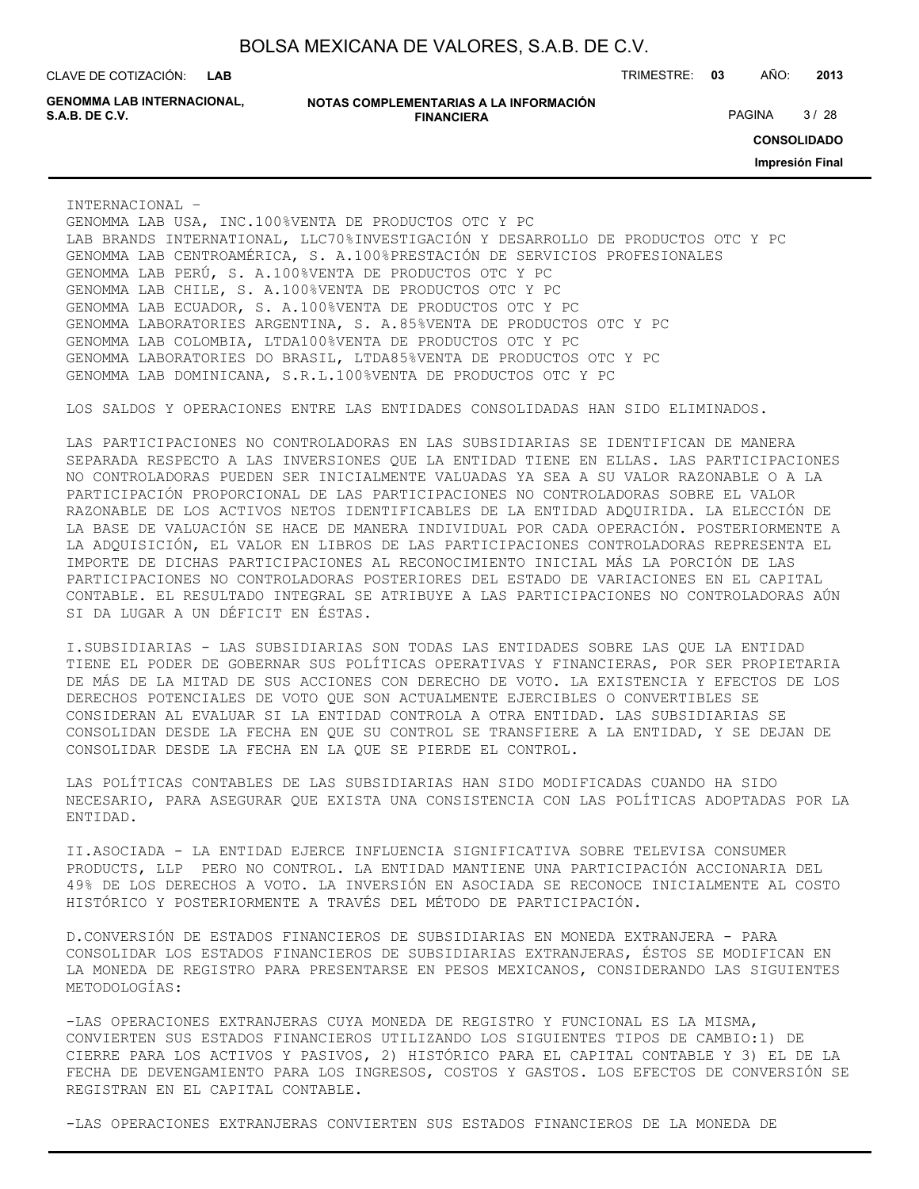INTERNACIONAL –

| | | |
|---|---|---|
| GENOMMA LAB USA, INC. | 100% | VENTA DE PRODUCTOS OTC Y PC |
| LAB BRANDS INTERNATIONAL, LLC | 70% | INVESTIGACIÓN Y DESARROLLO DE PRODUCTOS OTC Y PC |
| GENOMMA LAB CENTROAMÉRICA, S. A. | 100% | PRESTACIÓN DE SERVICIOS PROFESIONALES |
| GENOMMA LAB PERÚ, S. A. | 100% | VENTA DE PRODUCTOS OTC Y PC |
| GENOMMA LAB CHILE, S. A. | 100% | VENTA DE PRODUCTOS OTC Y PC |
| GENOMMA LAB ECUADOR, S. A. | 100% | VENTA DE PRODUCTOS OTC Y PC |
| GENOMMA LABORATORIES ARGENTINA, S. A. | 85% | VENTA DE PRODUCTOS OTC Y PC |
| GENOMMA LAB COLOMBIA, LTDA | 100% | VENTA DE PRODUCTOS OTC Y PC |
| GENOMMA LABORATORIES DO BRASIL, LTDA | 85% | VENTA DE PRODUCTOS OTC Y PC |
| GENOMMA LAB DOMINICANA, S.R.L. | 100% | VENTA DE PRODUCTOS OTC Y PC |

LOS SALDOS Y OPERACIONES ENTRE LAS ENTIDADES CONSOLIDADAS HAN SIDO ELIMINADOS.

LAS PARTICIPACIONES NO CONTROLADORAS EN LAS SUBSIDIARIAS SE IDENTIFICAN DE MANERA SEPARADA RESPECTO A LAS INVERSIONES QUE LA ENTIDAD TIENE EN ELLAS. LAS PARTICIPACIONES NO CONTROLADORAS PUEDEN SER INICIALMENTE VALUADAS YA SEA A SU VALOR RAZONABLE O A LA PARTICIPACIÓN PROPORCIONAL DE LAS PARTICIPACIONES NO CONTROLADORAS SOBRE EL VALOR RAZONABLE DE LOS ACTIVOS NETOS IDENTIFICABLES DE LA ENTIDAD ADQUIRIDA. LA ELECCIÓN DE LA BASE DE VALUACIÓN SE HACE DE MANERA INDIVIDUAL POR CADA OPERACIÓN. POSTERIORMENTE A LA ADQUISICIÓN, EL VALOR EN LIBROS DE LAS PARTICIPACIONES CONTROLADORAS REPRESENTA EL IMPORTE DE DICHAS PARTICIPACIONES AL RECONOCIMIENTO INICIAL MÁS LA PORCIÓN DE LAS PARTICIPACIONES NO CONTROLADORAS POSTERIORES DEL ESTADO DE VARIACIONES EN EL CAPITAL CONTABLE. EL RESULTADO INTEGRAL SE ATRIBUYE A LAS PARTICIPACIONES NO CONTROLADORAS AÚN SI DA LUGAR A UN DÉFICIT EN ÉSTAS.

I.SUBSIDIARIAS - LAS SUBSIDIARIAS SON TODAS LAS ENTIDADES SOBRE LAS QUE LA ENTIDAD TIENE EL PODER DE GOBERNAR SUS POLÍTICAS OPERATIVAS Y FINANCIERAS, POR SER PROPIETARIA DE MÁS DE LA MITAD DE SUS ACCIONES CON DERECHO DE VOTO. LA EXISTENCIA Y EFECTOS DE LOS DERECHOS POTENCIALES DE VOTO QUE SON ACTUALMENTE EJERCIBLES O CONVERTIBLES SE CONSIDERAN AL EVALUAR SI LA ENTIDAD CONTROLA A OTRA ENTIDAD. LAS SUBSIDIARIAS SE CONSOLIDAN DESDE LA FECHA EN QUE SU CONTROL SE TRANSFIERE A LA ENTIDAD, Y SE DEJAN DE CONSOLIDAR DESDE LA FECHA EN LA QUE SE PIERDE EL CONTROL.

LAS POLÍTICAS CONTABLES DE LAS SUBSIDIARIAS HAN SIDO MODIFICADAS CUANDO HA SIDO NECESARIO, PARA ASEGURAR QUE EXISTA UNA CONSISTENCIA CON LAS POLÍTICAS ADOPTADAS POR LA ENTIDAD.

II.ASOCIADA - LA ENTIDAD EJERCE INFLUENCIA SIGNIFICATIVA SOBRE TELEVISA CONSUMER PRODUCTS, LLP PERO NO CONTROL. LA ENTIDAD MANTIENE UNA PARTICIPACIÓN ACCIONARIA DEL 49% DE LOS DERECHOS A VOTO. LA INVERSIÓN EN ASOCIADA SE RECONOCE INICIALMENTE AL COSTO HISTÓRICO Y POSTERIORMENTE A TRAVÉS DEL MÉTODO DE PARTICIPACIÓN.

D.CONVERSIÓN DE ESTADOS FINANCIEROS DE SUBSIDIARIAS EN MONEDA EXTRANJERA - PARA CONSOLIDAR LOS ESTADOS FINANCIEROS DE SUBSIDIARIAS EXTRANJERAS, ÉSTOS SE MODIFICAN EN LA MONEDA DE REGISTRO PARA PRESENTARSE EN PESOS MEXICANOS, CONSIDERANDO LAS SIGUIENTES METODOLOGÍAS:

-LAS OPERACIONES EXTRANJERAS CUYA MONEDA DE REGISTRO Y FUNCIONAL ES LA MISMA, CONVIERTEN SUS ESTADOS FINANCIEROS UTILIZANDO LOS SIGUIENTES TIPOS DE CAMBIO:1) DE CIERRE PARA LOS ACTIVOS Y PASIVOS, 2) HISTÓRICO PARA EL CAPITAL CONTABLE Y 3) EL DE LA FECHA DE DEVENGAMIENTO PARA LOS INGRESOS, COSTOS Y GASTOS. LOS EFECTOS DE CONVERSIÓN SE REGISTRAN EN EL CAPITAL CONTABLE.

-LAS OPERACIONES EXTRANJERAS CONVIERTEN SUS ESTADOS FINANCIEROS DE LA MONEDA DE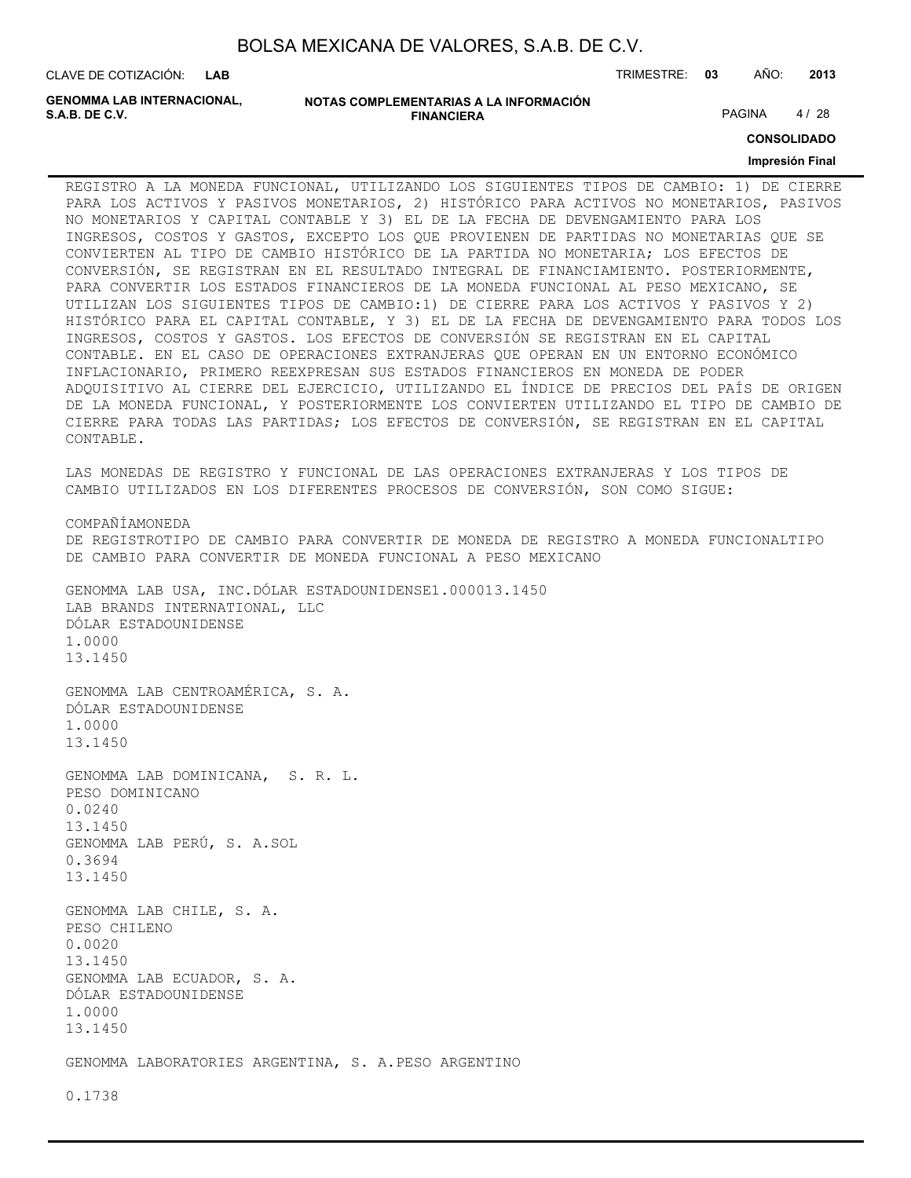REGISTRO A LA MONEDA FUNCIONAL, UTILIZANDO LOS SIGUIENTES TIPOS DE CAMBIO: 1) DE CIERRE PARA LOS ACTIVOS Y PASIVOS MONETARIOS, 2) HISTÓRICO PARA ACTIVOS NO MONETARIOS, PASIVOS NO MONETARIOS Y CAPITAL CONTABLE Y 3) EL DE LA FECHA DE DEVENGAMIENTO PARA LOS INGRESOS, COSTOS Y GASTOS, EXCEPTO LOS QUE PROVIENEN DE PARTIDAS NO MONETARIAS QUE SE CONVIERTEN AL TIPO DE CAMBIO HISTÓRICO DE LA PARTIDA NO MONETARIA; LOS EFECTOS DE CONVERSIÓN, SE REGISTRAN EN EL RESULTADO INTEGRAL DE FINANCIAMIENTO. POSTERIORMENTE, PARA CONVERTIR LOS ESTADOS FINANCIEROS DE LA MONEDA FUNCIONAL AL PESO MEXICANO, SE UTILIZAN LOS SIGUIENTES TIPOS DE CAMBIO:1) DE CIERRE PARA LOS ACTIVOS Y PASIVOS Y 2) HISTÓRICO PARA EL CAPITAL CONTABLE, Y 3) EL DE LA FECHA DE DEVENGAMIENTO PARA TODOS LOS INGRESOS, COSTOS Y GASTOS. LOS EFECTOS DE CONVERSIÓN SE REGISTRAN EN EL CAPITAL CONTABLE. EN EL CASO DE OPERACIONES EXTRANJERAS QUE OPERAN EN UN ENTORNO ECONÓMICO INFLACIONARIO, PRIMERO REEXPRESAN SUS ESTADOS FINANCIEROS EN MONEDA DE PODER ADQUISITIVO AL CIERRE DEL EJERCICIO, UTILIZANDO EL ÍNDICE DE PRECIOS DEL PAÍS DE ORIGEN DE LA MONEDA FUNCIONAL, Y POSTERIORMENTE LOS CONVIERTEN UTILIZANDO EL TIPO DE CAMBIO DE CIERRE PARA TODAS LAS PARTIDAS; LOS EFECTOS DE CONVERSIÓN, SE REGISTRAN EN EL CAPITAL CONTABLE.

LAS MONEDAS DE REGISTRO Y FUNCIONAL DE LAS OPERACIONES EXTRANJERAS Y LOS TIPOS DE CAMBIO UTILIZADOS EN LOS DIFERENTES PROCESOS DE CONVERSIÓN, SON COMO SIGUE:

| COMPAÑÍA | MONEDA DE REGISTRO | TIPO DE CAMBIO PARA CONVERTIR DE MONEDA DE REGISTRO A MONEDA FUNCIONAL | TIPO DE CAMBIO PARA CONVERTIR DE MONEDA FUNCIONAL A PESO MEXICANO |
|---|---|---|---|
| GENOMMA LAB USA, INC. | DÓLAR ESTADOUNIDENSE | 1.0000 | 13.1450 |
| LAB BRANDS INTERNATIONAL, LLC | DÓLAR ESTADOUNIDENSE | 1.0000 | 13.1450 |
| GENOMMA LAB CENTROAMÉRICA, S. A. | DÓLAR ESTADOUNIDENSE | 1.0000 | 13.1450 |
| GENOMMA LAB DOMINICANA, S. R. L. | PESO DOMINICANO | 0.0240 | 13.1450 |
| GENOMMA LAB PERÚ, S. A. | SOL | 0.3694 | 13.1450 |
| GENOMMA LAB CHILE, S. A. | PESO CHILENO | 0.0020 | 13.1450 |
| GENOMMA LAB ECUADOR, S. A. | DÓLAR ESTADOUNIDENSE | 1.0000 | 13.1450 |
| GENOMMA LABORATORIES ARGENTINA, S. A. | PESO ARGENTINO | 0.1738 | |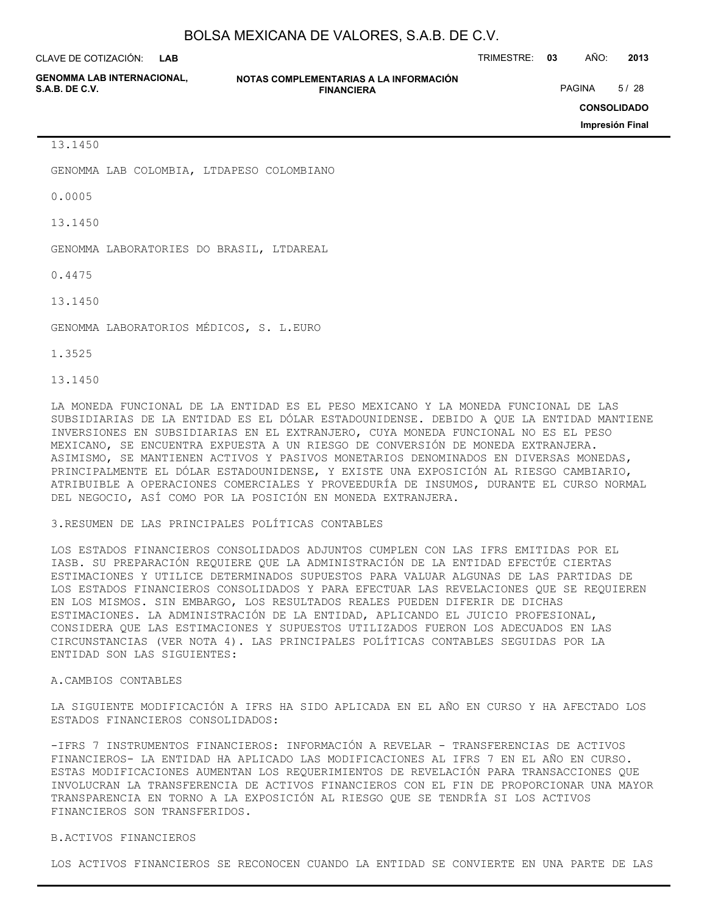13.1450

GENOMMA LAB COLOMBIA, LTDAPESO COLOMBIANO

0.0005

13.1450

GENOMMA LABORATORIES DO BRASIL, LTDAREAL

0.4475

13.1450

GENOMMA LABORATORIOS MÉDICOS, S. L.EURO

1.3525

13.1450

LA MONEDA FUNCIONAL DE LA ENTIDAD ES EL PESO MEXICANO Y LA MONEDA FUNCIONAL DE LAS SUBSIDIARIAS DE LA ENTIDAD ES EL DÓLAR ESTADOUNIDENSE. DEBIDO A QUE LA ENTIDAD MANTIENE INVERSIONES EN SUBSIDIARIAS EN EL EXTRANJERO, CUYA MONEDA FUNCIONAL NO ES EL PESO MEXICANO, SE ENCUENTRA EXPUESTA A UN RIESGO DE CONVERSIÓN DE MONEDA EXTRANJERA. ASIMISMO, SE MANTIENEN ACTIVOS Y PASIVOS MONETARIOS DENOMINADOS EN DIVERSAS MONEDAS, PRINCIPALMENTE EL DÓLAR ESTADOUNIDENSE, Y EXISTE UNA EXPOSICIÓN AL RIESGO CAMBIARIO, ATRIBUIBLE A OPERACIONES COMERCIALES Y PROVEEDURÍA DE INSUMOS, DURANTE EL CURSO NORMAL DEL NEGOCIO, ASÍ COMO POR LA POSICIÓN EN MONEDA EXTRANJERA.

3.RESUMEN DE LAS PRINCIPALES POLÍTICAS CONTABLES

LOS ESTADOS FINANCIEROS CONSOLIDADOS ADJUNTOS CUMPLEN CON LAS IFRS EMITIDAS POR EL IASB. SU PREPARACIÓN REQUIERE QUE LA ADMINISTRACIÓN DE LA ENTIDAD EFECTÚE CIERTAS ESTIMACIONES Y UTILICE DETERMINADOS SUPUESTOS PARA VALUAR ALGUNAS DE LAS PARTIDAS DE LOS ESTADOS FINANCIEROS CONSOLIDADOS Y PARA EFECTUAR LAS REVELACIONES QUE SE REQUIEREN EN LOS MISMOS. SIN EMBARGO, LOS RESULTADOS REALES PUEDEN DIFERIR DE DICHAS ESTIMACIONES. LA ADMINISTRACIÓN DE LA ENTIDAD, APLICANDO EL JUICIO PROFESIONAL, CONSIDERA QUE LAS ESTIMACIONES Y SUPUESTOS UTILIZADOS FUERON LOS ADECUADOS EN LAS CIRCUNSTANCIAS (VER NOTA 4). LAS PRINCIPALES POLÍTICAS CONTABLES SEGUIDAS POR LA ENTIDAD SON LAS SIGUIENTES:

A.CAMBIOS CONTABLES

LA SIGUIENTE MODIFICACIÓN A IFRS HA SIDO APLICADA EN EL AÑO EN CURSO Y HA AFECTADO LOS ESTADOS FINANCIEROS CONSOLIDADOS:

-IFRS 7 INSTRUMENTOS FINANCIEROS: INFORMACIÓN A REVELAR - TRANSFERENCIAS DE ACTIVOS FINANCIEROS- LA ENTIDAD HA APLICADO LAS MODIFICACIONES AL IFRS 7 EN EL AÑO EN CURSO. ESTAS MODIFICACIONES AUMENTAN LOS REQUERIMIENTOS DE REVELACIÓN PARA TRANSACCIONES QUE INVOLUCRAN LA TRANSFERENCIA DE ACTIVOS FINANCIEROS CON EL FIN DE PROPORCIONAR UNA MAYOR TRANSPARENCIA EN TORNO A LA EXPOSICIÓN AL RIESGO QUE SE TENDRÍA SI LOS ACTIVOS FINANCIEROS SON TRANSFERIDOS.

B.ACTIVOS FINANCIEROS

LOS ACTIVOS FINANCIEROS SE RECONOCEN CUANDO LA ENTIDAD SE CONVIERTE EN UNA PARTE DE LAS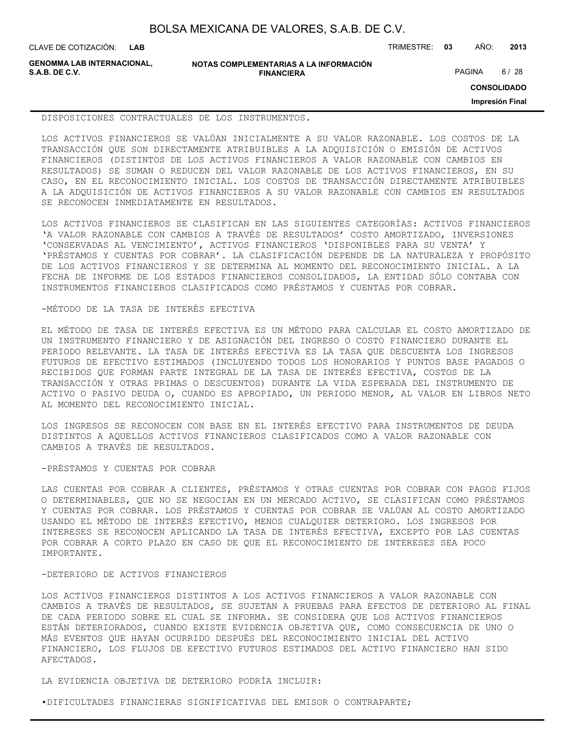DISPOSICIONES CONTRACTUALES DE LOS INSTRUMENTOS.

LOS ACTIVOS FINANCIEROS SE VALÚAN INICIALMENTE A SU VALOR RAZONABLE. LOS COSTOS DE LA TRANSACCIÓN QUE SON DIRECTAMENTE ATRIBUIBLES A LA ADQUISICIÓN O EMISIÓN DE ACTIVOS FINANCIEROS (DISTINTOS DE LOS ACTIVOS FINANCIEROS A VALOR RAZONABLE CON CAMBIOS EN RESULTADOS) SE SUMAN O REDUCEN DEL VALOR RAZONABLE DE LOS ACTIVOS FINANCIEROS, EN SU CASO, EN EL RECONOCIMIENTO INICIAL. LOS COSTOS DE TRANSACCIÓN DIRECTAMENTE ATRIBUIBLES A LA ADQUISICIÓN DE ACTIVOS FINANCIEROS A SU VALOR RAZONABLE CON CAMBIOS EN RESULTADOS SE RECONOCEN INMEDIATAMENTE EN RESULTADOS.

LOS ACTIVOS FINANCIEROS SE CLASIFICAN EN LAS SIGUIENTES CATEGORÍAS: ACTIVOS FINANCIEROS 'A VALOR RAZONABLE CON CAMBIOS A TRAVÉS DE RESULTADOS' COSTO AMORTIZADO, INVERSIONES 'CONSERVADAS AL VENCIMIENTO', ACTIVOS FINANCIEROS 'DISPONIBLES PARA SU VENTA' Y 'PRÉSTAMOS Y CUENTAS POR COBRAR'. LA CLASIFICACIÓN DEPENDE DE LA NATURALEZA Y PROPÓSITO DE LOS ACTIVOS FINANCIEROS Y SE DETERMINA AL MOMENTO DEL RECONOCIMIENTO INICIAL. A LA FECHA DE INFORME DE LOS ESTADOS FINANCIEROS CONSOLIDADOS, LA ENTIDAD SÓLO CONTABA CON INSTRUMENTOS FINANCIEROS CLASIFICADOS COMO PRÉSTAMOS Y CUENTAS POR COBRAR.

-MÉTODO DE LA TASA DE INTERÉS EFECTIVA

EL MÉTODO DE TASA DE INTERÉS EFECTIVA ES UN MÉTODO PARA CALCULAR EL COSTO AMORTIZADO DE UN INSTRUMENTO FINANCIERO Y DE ASIGNACIÓN DEL INGRESO O COSTO FINANCIERO DURANTE EL PERIODO RELEVANTE. LA TASA DE INTERÉS EFECTIVA ES LA TASA QUE DESCUENTA LOS INGRESOS FUTUROS DE EFECTIVO ESTIMADOS (INCLUYENDO TODOS LOS HONORARIOS Y PUNTOS BASE PAGADOS O RECIBIDOS QUE FORMAN PARTE INTEGRAL DE LA TASA DE INTERÉS EFECTIVA, COSTOS DE LA TRANSACCIÓN Y OTRAS PRIMAS O DESCUENTOS) DURANTE LA VIDA ESPERADA DEL INSTRUMENTO DE ACTIVO O PASIVO DEUDA O, CUANDO ES APROPIADO, UN PERIODO MENOR, AL VALOR EN LIBROS NETO AL MOMENTO DEL RECONOCIMIENTO INICIAL.

LOS INGRESOS SE RECONOCEN CON BASE EN EL INTERÉS EFECTIVO PARA INSTRUMENTOS DE DEUDA DISTINTOS A AQUELLOS ACTIVOS FINANCIEROS CLASIFICADOS COMO A VALOR RAZONABLE CON CAMBIOS A TRAVÉS DE RESULTADOS.

-PRÉSTAMOS Y CUENTAS POR COBRAR

LAS CUENTAS POR COBRAR A CLIENTES, PRÉSTAMOS Y OTRAS CUENTAS POR COBRAR CON PAGOS FIJOS O DETERMINABLES, QUE NO SE NEGOCIAN EN UN MERCADO ACTIVO, SE CLASIFICAN COMO PRÉSTAMOS Y CUENTAS POR COBRAR. LOS PRÉSTAMOS Y CUENTAS POR COBRAR SE VALÚAN AL COSTO AMORTIZADO USANDO EL MÉTODO DE INTERÉS EFECTIVO, MENOS CUALQUIER DETERIORO. LOS INGRESOS POR INTERESES SE RECONOCEN APLICANDO LA TASA DE INTERÉS EFECTIVA, EXCEPTO POR LAS CUENTAS POR COBRAR A CORTO PLAZO EN CASO DE QUE EL RECONOCIMIENTO DE INTERESES SEA POCO IMPORTANTE.

-DETERIORO DE ACTIVOS FINANCIEROS

LOS ACTIVOS FINANCIEROS DISTINTOS A LOS ACTIVOS FINANCIEROS A VALOR RAZONABLE CON CAMBIOS A TRAVÉS DE RESULTADOS, SE SUJETAN A PRUEBAS PARA EFECTOS DE DETERIORO AL FINAL DE CADA PERIODO SOBRE EL CUAL SE INFORMA. SE CONSIDERA QUE LOS ACTIVOS FINANCIEROS ESTÁN DETERIORADOS, CUANDO EXISTE EVIDENCIA OBJETIVA QUE, COMO CONSECUENCIA DE UNO O MÁS EVENTOS QUE HAYAN OCURRIDO DESPUÉS DEL RECONOCIMIENTO INICIAL DEL ACTIVO FINANCIERO, LOS FLUJOS DE EFECTIVO FUTUROS ESTIMADOS DEL ACTIVO FINANCIERO HAN SIDO AFECTADOS.

LA EVIDENCIA OBJETIVA DE DETERIORO PODRÍA INCLUIR:

•DIFICULTADES FINANCIERAS SIGNIFICATIVAS DEL EMISOR O CONTRAPARTE;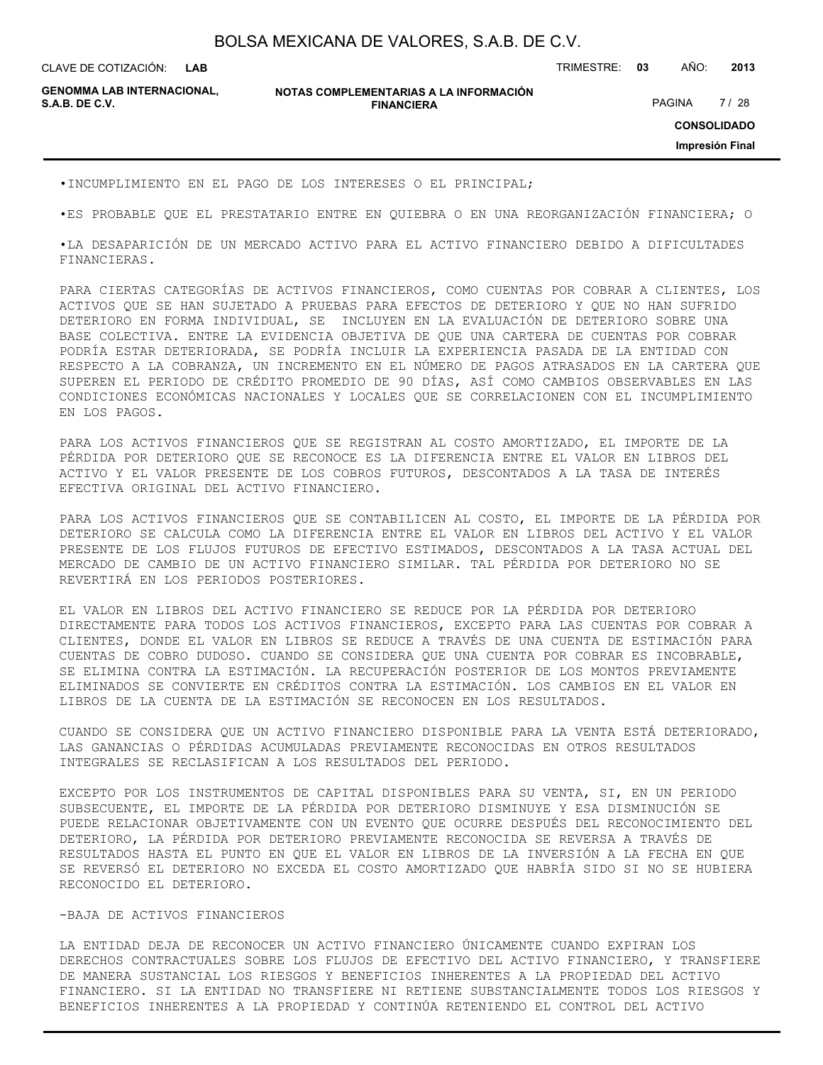- INCUMPLIMIENTO EN EL PAGO DE LOS INTERESES O EL PRINCIPAL;

- ES PROBABLE QUE EL PRESTATARIO ENTRE EN QUIEBRA O EN UNA REORGANIZACIÓN FINANCIERA; O

- LA DESAPARICIÓN DE UN MERCADO ACTIVO PARA EL ACTIVO FINANCIERO DEBIDO A DIFICULTADES FINANCIERAS.

PARA CIERTAS CATEGORÍAS DE ACTIVOS FINANCIEROS, COMO CUENTAS POR COBRAR A CLIENTES, LOS ACTIVOS QUE SE HAN SUJETADO A PRUEBAS PARA EFECTOS DE DETERIORO Y QUE NO HAN SUFRIDO DETERIORO EN FORMA INDIVIDUAL, SE INCLUYEN EN LA EVALUACIÓN DE DETERIORO SOBRE UNA BASE COLECTIVA. ENTRE LA EVIDENCIA OBJETIVA DE QUE UNA CARTERA DE CUENTAS POR COBRAR PODRÍA ESTAR DETERIORADA, SE PODRÍA INCLUIR LA EXPERIENCIA PASADA DE LA ENTIDAD CON RESPECTO A LA COBRANZA, UN INCREMENTO EN EL NÚMERO DE PAGOS ATRASADOS EN LA CARTERA QUE SUPEREN EL PERIODO DE CRÉDITO PROMEDIO DE 90 DÍAS, ASÍ COMO CAMBIOS OBSERVABLES EN LAS CONDICIONES ECONÓMICAS NACIONALES Y LOCALES QUE SE CORRELACIONEN CON EL INCUMPLIMIENTO EN LOS PAGOS.

PARA LOS ACTIVOS FINANCIEROS QUE SE REGISTRAN AL COSTO AMORTIZADO, EL IMPORTE DE LA PÉRDIDA POR DETERIORO QUE SE RECONOCE ES LA DIFERENCIA ENTRE EL VALOR EN LIBROS DEL ACTIVO Y EL VALOR PRESENTE DE LOS COBROS FUTUROS, DESCONTADOS A LA TASA DE INTERÉS EFECTIVA ORIGINAL DEL ACTIVO FINANCIERO.

PARA LOS ACTIVOS FINANCIEROS QUE SE CONTABILICEN AL COSTO, EL IMPORTE DE LA PÉRDIDA POR DETERIORO SE CALCULA COMO LA DIFERENCIA ENTRE EL VALOR EN LIBROS DEL ACTIVO Y EL VALOR PRESENTE DE LOS FLUJOS FUTUROS DE EFECTIVO ESTIMADOS, DESCONTADOS A LA TASA ACTUAL DEL MERCADO DE CAMBIO DE UN ACTIVO FINANCIERO SIMILAR. TAL PÉRDIDA POR DETERIORO NO SE REVERTIRÁ EN LOS PERIODOS POSTERIORES.

EL VALOR EN LIBROS DEL ACTIVO FINANCIERO SE REDUCE POR LA PÉRDIDA POR DETERIORO DIRECTAMENTE PARA TODOS LOS ACTIVOS FINANCIEROS, EXCEPTO PARA LAS CUENTAS POR COBRAR A CLIENTES, DONDE EL VALOR EN LIBROS SE REDUCE A TRAVÉS DE UNA CUENTA DE ESTIMACIÓN PARA CUENTAS DE COBRO DUDOSO. CUANDO SE CONSIDERA QUE UNA CUENTA POR COBRAR ES INCOBRABLE, SE ELIMINA CONTRA LA ESTIMACIÓN. LA RECUPERACIÓN POSTERIOR DE LOS MONTOS PREVIAMENTE ELIMINADOS SE CONVIERTE EN CRÉDITOS CONTRA LA ESTIMACIÓN. LOS CAMBIOS EN EL VALOR EN LIBROS DE LA CUENTA DE LA ESTIMACIÓN SE RECONOCEN EN LOS RESULTADOS.

CUANDO SE CONSIDERA QUE UN ACTIVO FINANCIERO DISPONIBLE PARA LA VENTA ESTÁ DETERIORADO, LAS GANANCIAS O PÉRDIDAS ACUMULADAS PREVIAMENTE RECONOCIDAS EN OTROS RESULTADOS INTEGRALES SE RECLASIFICAN A LOS RESULTADOS DEL PERIODO.

EXCEPTO POR LOS INSTRUMENTOS DE CAPITAL DISPONIBLES PARA SU VENTA, SI, EN UN PERIODO SUBSECUENTE, EL IMPORTE DE LA PÉRDIDA POR DETERIORO DISMINUYE Y ESA DISMINUCIÓN SE PUEDE RELACIONAR OBJETIVAMENTE CON UN EVENTO QUE OCURRE DESPUÉS DEL RECONOCIMIENTO DEL DETERIORO, LA PÉRDIDA POR DETERIORO PREVIAMENTE RECONOCIDA SE REVERSA A TRAVÉS DE RESULTADOS HASTA EL PUNTO EN QUE EL VALOR EN LIBROS DE LA INVERSIÓN A LA FECHA EN QUE SE REVERSÓ EL DETERIORO NO EXCEDA EL COSTO AMORTIZADO QUE HABRÍA SIDO SI NO SE HUBIERA RECONOCIDO EL DETERIORO.

-BAJA DE ACTIVOS FINANCIEROS

LA ENTIDAD DEJA DE RECONOCER UN ACTIVO FINANCIERO ÚNICAMENTE CUANDO EXPIRAN LOS DERECHOS CONTRACTUALES SOBRE LOS FLUJOS DE EFECTIVO DEL ACTIVO FINANCIERO, Y TRANSFIERE DE MANERA SUSTANCIAL LOS RIESGOS Y BENEFICIOS INHERENTES A LA PROPIEDAD DEL ACTIVO FINANCIERO. SI LA ENTIDAD NO TRANSFIERE NI RETIENE SUBSTANCIALMENTE TODOS LOS RIESGOS Y BENEFICIOS INHERENTES A LA PROPIEDAD Y CONTINÚA RETENIENDO EL CONTROL DEL ACTIVO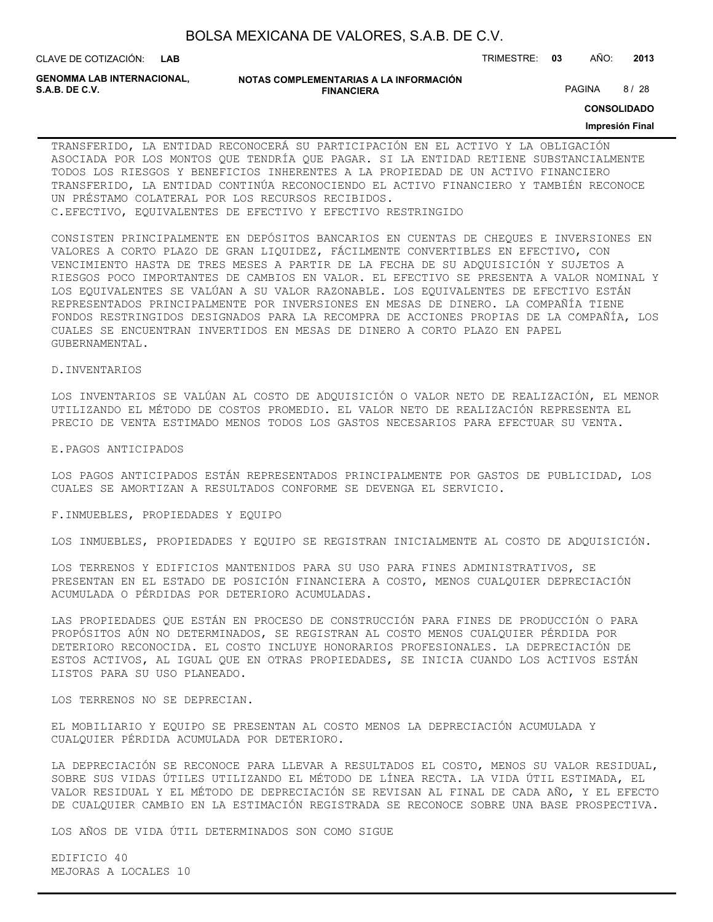TRANSFERIDO, LA ENTIDAD RECONOCERÁ SU PARTICIPACIÓN EN EL ACTIVO Y LA OBLIGACIÓN ASOCIADA POR LOS MONTOS QUE TENDRÍA QUE PAGAR. SI LA ENTIDAD RETIENE SUBSTANCIALMENTE TODOS LOS RIESGOS Y BENEFICIOS INHERENTES A LA PROPIEDAD DE UN ACTIVO FINANCIERO TRANSFERIDO, LA ENTIDAD CONTINÚA RECONOCIENDO EL ACTIVO FINANCIERO Y TAMBIÉN RECONOCE UN PRÉSTAMO COLATERAL POR LOS RECURSOS RECIBIDOS.

C.EFECTIVO, EQUIVALENTES DE EFECTIVO Y EFECTIVO RESTRINGIDO

CONSISTEN PRINCIPALMENTE EN DEPÓSITOS BANCARIOS EN CUENTAS DE CHEQUES E INVERSIONES EN VALORES A CORTO PLAZO DE GRAN LIQUIDEZ, FÁCILMENTE CONVERTIBLES EN EFECTIVO, CON VENCIMIENTO HASTA DE TRES MESES A PARTIR DE LA FECHA DE SU ADQUISICIÓN Y SUJETOS A RIESGOS POCO IMPORTANTES DE CAMBIOS EN VALOR. EL EFECTIVO SE PRESENTA A VALOR NOMINAL Y LOS EQUIVALENTES SE VALÚAN A SU VALOR RAZONABLE. LOS EQUIVALENTES DE EFECTIVO ESTÁN REPRESENTADOS PRINCIPALMENTE POR INVERSIONES EN MESAS DE DINERO. LA COMPAÑÍA TIENE FONDOS RESTRINGIDOS DESIGNADOS PARA LA RECOMPRA DE ACCIONES PROPIAS DE LA COMPAÑÍA, LOS CUALES SE ENCUENTRAN INVERTIDOS EN MESAS DE DINERO A CORTO PLAZO EN PAPEL GUBERNAMENTAL.

D.INVENTARIOS

LOS INVENTARIOS SE VALÚAN AL COSTO DE ADQUISICIÓN O VALOR NETO DE REALIZACIÓN, EL MENOR UTILIZANDO EL MÉTODO DE COSTOS PROMEDIO. EL VALOR NETO DE REALIZACIÓN REPRESENTA EL PRECIO DE VENTA ESTIMADO MENOS TODOS LOS GASTOS NECESARIOS PARA EFECTUAR SU VENTA.

E.PAGOS ANTICIPADOS

LOS PAGOS ANTICIPADOS ESTÁN REPRESENTADOS PRINCIPALMENTE POR GASTOS DE PUBLICIDAD, LOS CUALES SE AMORTIZAN A RESULTADOS CONFORME SE DEVENGA EL SERVICIO.

F.INMUEBLES, PROPIEDADES Y EQUIPO

LOS INMUEBLES, PROPIEDADES Y EQUIPO SE REGISTRAN INICIALMENTE AL COSTO DE ADQUISICIÓN.

LOS TERRENOS Y EDIFICIOS MANTENIDOS PARA SU USO PARA FINES ADMINISTRATIVOS, SE PRESENTAN EN EL ESTADO DE POSICIÓN FINANCIERA A COSTO, MENOS CUALQUIER DEPRECIACIÓN ACUMULADA O PÉRDIDAS POR DETERIORO ACUMULADAS.

LAS PROPIEDADES QUE ESTÁN EN PROCESO DE CONSTRUCCIÓN PARA FINES DE PRODUCCIÓN O PARA PROPÓSITOS AÚN NO DETERMINADOS, SE REGISTRAN AL COSTO MENOS CUALQUIER PÉRDIDA POR DETERIORO RECONOCIDA. EL COSTO INCLUYE HONORARIOS PROFESIONALES. LA DEPRECIACIÓN DE ESTOS ACTIVOS, AL IGUAL QUE EN OTRAS PROPIEDADES, SE INICIA CUANDO LOS ACTIVOS ESTÁN LISTOS PARA SU USO PLANEADO.

LOS TERRENOS NO SE DEPRECIAN.

EL MOBILIARIO Y EQUIPO SE PRESENTAN AL COSTO MENOS LA DEPRECIACIÓN ACUMULADA Y CUALQUIER PÉRDIDA ACUMULADA POR DETERIORO.

LA DEPRECIACIÓN SE RECONOCE PARA LLEVAR A RESULTADOS EL COSTO, MENOS SU VALOR RESIDUAL, SOBRE SUS VIDAS ÚTILES UTILIZANDO EL MÉTODO DE LÍNEA RECTA. LA VIDA ÚTIL ESTIMADA, EL VALOR RESIDUAL Y EL MÉTODO DE DEPRECIACIÓN SE REVISAN AL FINAL DE CADA AÑO, Y EL EFECTO DE CUALQUIER CAMBIO EN LA ESTIMACIÓN REGISTRADA SE RECONOCE SOBRE UNA BASE PROSPECTIVA.

LOS AÑOS DE VIDA ÚTIL DETERMINADOS SON COMO SIGUE

EDIFICIO 40
MEJORAS A LOCALES 10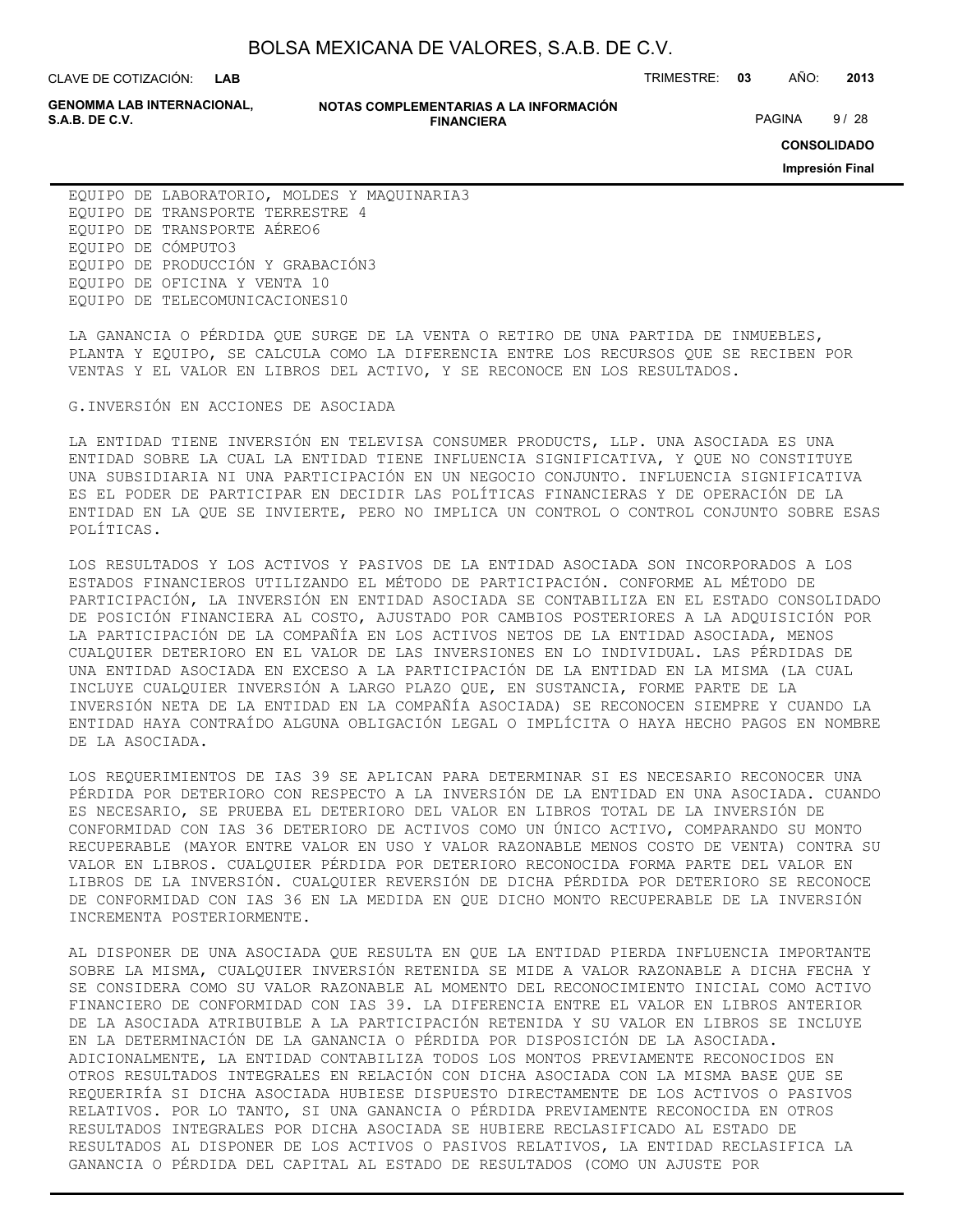EQUIPO DE LABORATORIO, MOLDES Y MAQUINARIA3
EQUIPO DE TRANSPORTE TERRESTRE 4
EQUIPO DE TRANSPORTE AÉREO6
EQUIPO DE CÓMPUTO3
EQUIPO DE PRODUCCIÓN Y GRABACIÓN3
EQUIPO DE OFICINA Y VENTA 10
EQUIPO DE TELECOMUNICACIONES10

LA GANANCIA O PÉRDIDA QUE SURGE DE LA VENTA O RETIRO DE UNA PARTIDA DE INMUEBLES, PLANTA Y EQUIPO, SE CALCULA COMO LA DIFERENCIA ENTRE LOS RECURSOS QUE SE RECIBEN POR VENTAS Y EL VALOR EN LIBROS DEL ACTIVO, Y SE RECONOCE EN LOS RESULTADOS.

G.INVERSIÓN EN ACCIONES DE ASOCIADA

LA ENTIDAD TIENE INVERSIÓN EN TELEVISA CONSUMER PRODUCTS, LLP. UNA ASOCIADA ES UNA ENTIDAD SOBRE LA CUAL LA ENTIDAD TIENE INFLUENCIA SIGNIFICATIVA, Y QUE NO CONSTITUYE UNA SUBSIDIARIA NI UNA PARTICIPACIÓN EN UN NEGOCIO CONJUNTO. INFLUENCIA SIGNIFICATIVA ES EL PODER DE PARTICIPAR EN DECIDIR LAS POLÍTICAS FINANCIERAS Y DE OPERACIÓN DE LA ENTIDAD EN LA QUE SE INVIERTE, PERO NO IMPLICA UN CONTROL O CONTROL CONJUNTO SOBRE ESAS POLÍTICAS.

LOS RESULTADOS Y LOS ACTIVOS Y PASIVOS DE LA ENTIDAD ASOCIADA SON INCORPORADOS A LOS ESTADOS FINANCIEROS UTILIZANDO EL MÉTODO DE PARTICIPACIÓN. CONFORME AL MÉTODO DE PARTICIPACIÓN, LA INVERSIÓN EN ENTIDAD ASOCIADA SE CONTABILIZA EN EL ESTADO CONSOLIDADO DE POSICIÓN FINANCIERA AL COSTO, AJUSTADO POR CAMBIOS POSTERIORES A LA ADQUISICIÓN POR LA PARTICIPACIÓN DE LA COMPAÑÍA EN LOS ACTIVOS NETOS DE LA ENTIDAD ASOCIADA, MENOS CUALQUIER DETERIORO EN EL VALOR DE LAS INVERSIONES EN LO INDIVIDUAL. LAS PÉRDIDAS DE UNA ENTIDAD ASOCIADA EN EXCESO A LA PARTICIPACIÓN DE LA ENTIDAD EN LA MISMA (LA CUAL INCLUYE CUALQUIER INVERSIÓN A LARGO PLAZO QUE, EN SUSTANCIA, FORME PARTE DE LA INVERSIÓN NETA DE LA ENTIDAD EN LA COMPAÑÍA ASOCIADA) SE RECONOCEN SIEMPRE Y CUANDO LA ENTIDAD HAYA CONTRAÍDO ALGUNA OBLIGACIÓN LEGAL O IMPLÍCITA O HAYA HECHO PAGOS EN NOMBRE DE LA ASOCIADA.

LOS REQUERIMIENTOS DE IAS 39 SE APLICAN PARA DETERMINAR SI ES NECESARIO RECONOCER UNA PÉRDIDA POR DETERIORO CON RESPECTO A LA INVERSIÓN DE LA ENTIDAD EN UNA ASOCIADA. CUANDO ES NECESARIO, SE PRUEBA EL DETERIORO DEL VALOR EN LIBROS TOTAL DE LA INVERSIÓN DE CONFORMIDAD CON IAS 36 DETERIORO DE ACTIVOS COMO UN ÚNICO ACTIVO, COMPARANDO SU MONTO RECUPERABLE (MAYOR ENTRE VALOR EN USO Y VALOR RAZONABLE MENOS COSTO DE VENTA) CONTRA SU VALOR EN LIBROS. CUALQUIER PÉRDIDA POR DETERIORO RECONOCIDA FORMA PARTE DEL VALOR EN LIBROS DE LA INVERSIÓN. CUALQUIER REVERSIÓN DE DICHA PÉRDIDA POR DETERIORO SE RECONOCE DE CONFORMIDAD CON IAS 36 EN LA MEDIDA EN QUE DICHO MONTO RECUPERABLE DE LA INVERSIÓN INCREMENTA POSTERIORMENTE.

AL DISPONER DE UNA ASOCIADA QUE RESULTA EN QUE LA ENTIDAD PIERDA INFLUENCIA IMPORTANTE SOBRE LA MISMA, CUALQUIER INVERSIÓN RETENIDA SE MIDE A VALOR RAZONABLE A DICHA FECHA Y SE CONSIDERA COMO SU VALOR RAZONABLE AL MOMENTO DEL RECONOCIMIENTO INICIAL COMO ACTIVO FINANCIERO DE CONFORMIDAD CON IAS 39. LA DIFERENCIA ENTRE EL VALOR EN LIBROS ANTERIOR DE LA ASOCIADA ATRIBUIBLE A LA PARTICIPACIÓN RETENIDA Y SU VALOR EN LIBROS SE INCLUYE EN LA DETERMINACIÓN DE LA GANANCIA O PÉRDIDA POR DISPOSICIÓN DE LA ASOCIADA. ADICIONALMENTE, LA ENTIDAD CONTABILIZA TODOS LOS MONTOS PREVIAMENTE RECONOCIDOS EN OTROS RESULTADOS INTEGRALES EN RELACIÓN CON DICHA ASOCIADA CON LA MISMA BASE QUE SE REQUERIRÍA SI DICHA ASOCIADA HUBIESE DISPUESTO DIRECTAMENTE DE LOS ACTIVOS O PASIVOS RELATIVOS. POR LO TANTO, SI UNA GANANCIA O PÉRDIDA PREVIAMENTE RECONOCIDA EN OTROS RESULTADOS INTEGRALES POR DICHA ASOCIADA SE HUBIERE RECLASIFICADO AL ESTADO DE RESULTADOS AL DISPONER DE LOS ACTIVOS O PASIVOS RELATIVOS, LA ENTIDAD RECLASIFICA LA GANANCIA O PÉRDIDA DEL CAPITAL AL ESTADO DE RESULTADOS (COMO UN AJUSTE POR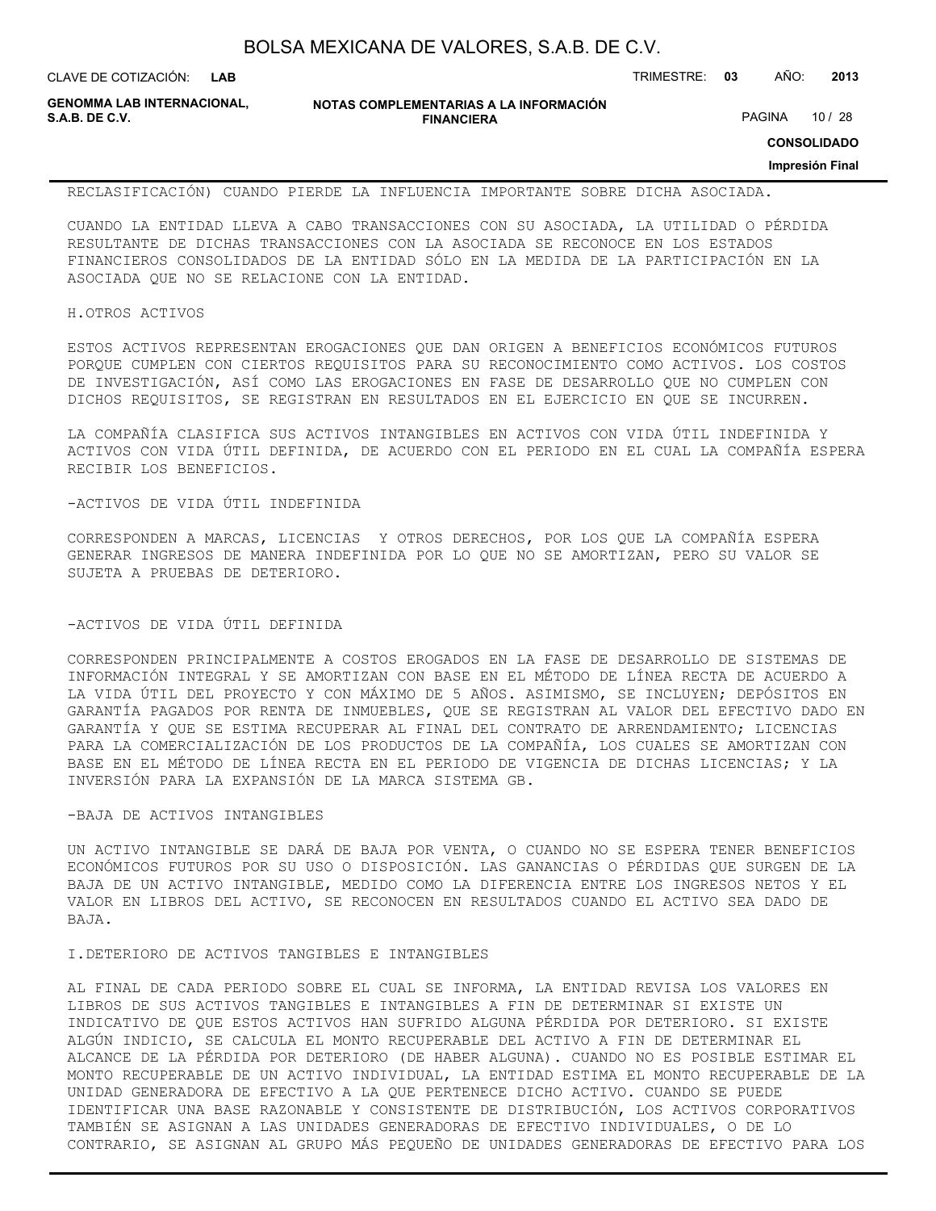RECLASIFICACIÓN) CUANDO PIERDE LA INFLUENCIA IMPORTANTE SOBRE DICHA ASOCIADA.

CUANDO LA ENTIDAD LLEVA A CABO TRANSACCIONES CON SU ASOCIADA, LA UTILIDAD O PÉRDIDA RESULTANTE DE DICHAS TRANSACCIONES CON LA ASOCIADA SE RECONOCE EN LOS ESTADOS FINANCIEROS CONSOLIDADOS DE LA ENTIDAD SÓLO EN LA MEDIDA DE LA PARTICIPACIÓN EN LA ASOCIADA QUE NO SE RELACIONE CON LA ENTIDAD.

H.OTROS ACTIVOS

ESTOS ACTIVOS REPRESENTAN EROGACIONES QUE DAN ORIGEN A BENEFICIOS ECONÓMICOS FUTUROS PORQUE CUMPLEN CON CIERTOS REQUISITOS PARA SU RECONOCIMIENTO COMO ACTIVOS. LOS COSTOS DE INVESTIGACIÓN, ASÍ COMO LAS EROGACIONES EN FASE DE DESARROLLO QUE NO CUMPLEN CON DICHOS REQUISITOS, SE REGISTRAN EN RESULTADOS EN EL EJERCICIO EN QUE SE INCURREN.

LA COMPAÑÍA CLASIFICA SUS ACTIVOS INTANGIBLES EN ACTIVOS CON VIDA ÚTIL INDEFINIDA Y ACTIVOS CON VIDA ÚTIL DEFINIDA, DE ACUERDO CON EL PERIODO EN EL CUAL LA COMPAÑÍA ESPERA RECIBIR LOS BENEFICIOS.

-ACTIVOS DE VIDA ÚTIL INDEFINIDA

CORRESPONDEN A MARCAS, LICENCIAS Y OTROS DERECHOS, POR LOS QUE LA COMPAÑÍA ESPERA GENERAR INGRESOS DE MANERA INDEFINIDA POR LO QUE NO SE AMORTIZAN, PERO SU VALOR SE SUJETA A PRUEBAS DE DETERIORO.

-ACTIVOS DE VIDA ÚTIL DEFINIDA

CORRESPONDEN PRINCIPALMENTE A COSTOS EROGADOS EN LA FASE DE DESARROLLO DE SISTEMAS DE INFORMACIÓN INTEGRAL Y SE AMORTIZAN CON BASE EN EL MÉTODO DE LÍNEA RECTA DE ACUERDO A LA VIDA ÚTIL DEL PROYECTO Y CON MÁXIMO DE 5 AÑOS. ASIMISMO, SE INCLUYEN; DEPÓSITOS EN GARANTÍA PAGADOS POR RENTA DE INMUEBLES, QUE SE REGISTRAN AL VALOR DEL EFECTIVO DADO EN GARANTÍA Y QUE SE ESTIMA RECUPERAR AL FINAL DEL CONTRATO DE ARRENDAMIENTO; LICENCIAS PARA LA COMERCIALIZACIÓN DE LOS PRODUCTOS DE LA COMPAÑÍA, LOS CUALES SE AMORTIZAN CON BASE EN EL MÉTODO DE LÍNEA RECTA EN EL PERIODO DE VIGENCIA DE DICHAS LICENCIAS; Y LA INVERSIÓN PARA LA EXPANSIÓN DE LA MARCA SISTEMA GB.

-BAJA DE ACTIVOS INTANGIBLES

UN ACTIVO INTANGIBLE SE DARÁ DE BAJA POR VENTA, O CUANDO NO SE ESPERA TENER BENEFICIOS ECONÓMICOS FUTUROS POR SU USO O DISPOSICIÓN. LAS GANANCIAS O PÉRDIDAS QUE SURGEN DE LA BAJA DE UN ACTIVO INTANGIBLE, MEDIDO COMO LA DIFERENCIA ENTRE LOS INGRESOS NETOS Y EL VALOR EN LIBROS DEL ACTIVO, SE RECONOCEN EN RESULTADOS CUANDO EL ACTIVO SEA DADO DE BAJA.

I.DETERIORO DE ACTIVOS TANGIBLES E INTANGIBLES

AL FINAL DE CADA PERIODO SOBRE EL CUAL SE INFORMA, LA ENTIDAD REVISA LOS VALORES EN LIBROS DE SUS ACTIVOS TANGIBLES E INTANGIBLES A FIN DE DETERMINAR SI EXISTE UN INDICATIVO DE QUE ESTOS ACTIVOS HAN SUFRIDO ALGUNA PÉRDIDA POR DETERIORO. SI EXISTE ALGÚN INDICIO, SE CALCULA EL MONTO RECUPERABLE DEL ACTIVO A FIN DE DETERMINAR EL ALCANCE DE LA PÉRDIDA POR DETERIORO (DE HABER ALGUNA). CUANDO NO ES POSIBLE ESTIMAR EL MONTO RECUPERABLE DE UN ACTIVO INDIVIDUAL, LA ENTIDAD ESTIMA EL MONTO RECUPERABLE DE LA UNIDAD GENERADORA DE EFECTIVO A LA QUE PERTENECE DICHO ACTIVO. CUANDO SE PUEDE IDENTIFICAR UNA BASE RAZONABLE Y CONSISTENTE DE DISTRIBUCIÓN, LOS ACTIVOS CORPORATIVOS TAMBIÉN SE ASIGNAN A LAS UNIDADES GENERADORAS DE EFECTIVO INDIVIDUALES, O DE LO CONTRARIO, SE ASIGNAN AL GRUPO MÁS PEQUEÑO DE UNIDADES GENERADORAS DE EFECTIVO PARA LOS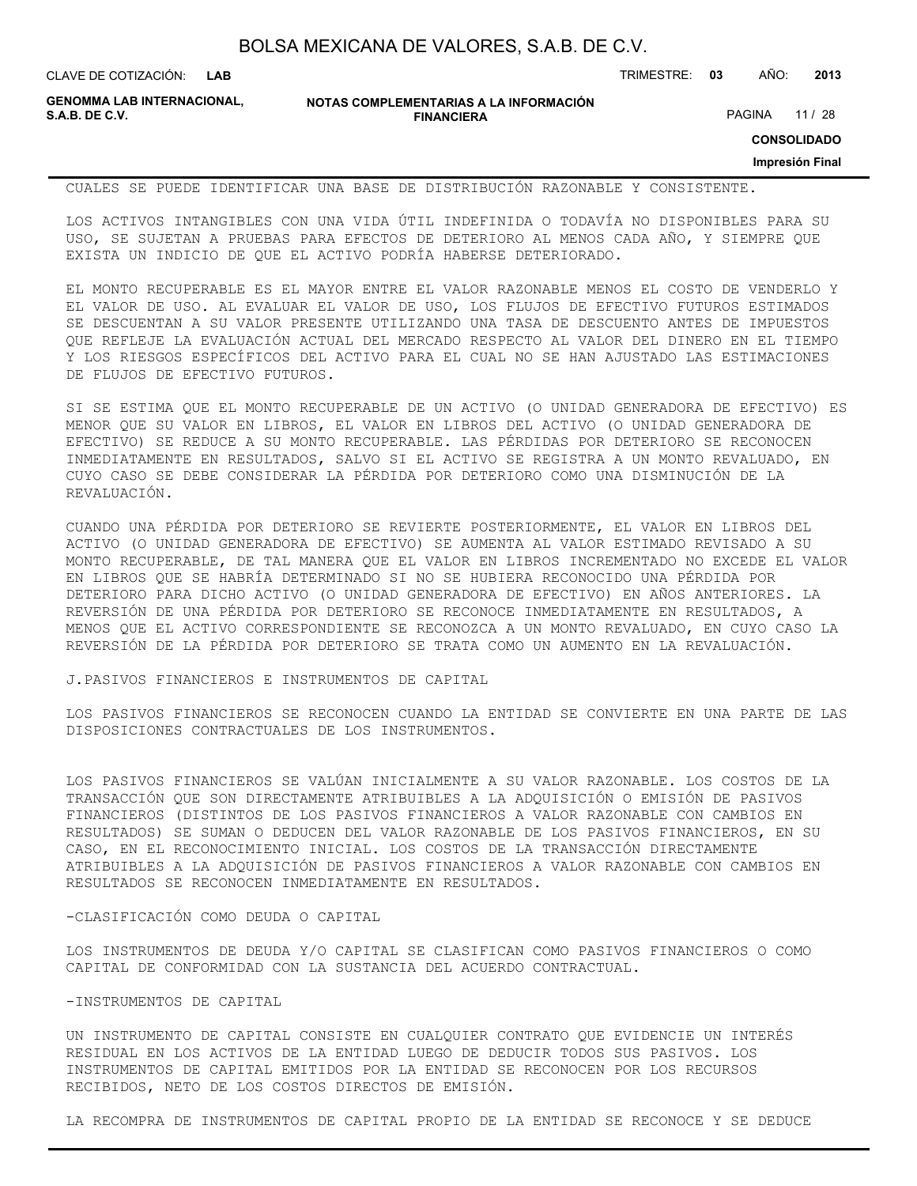CUALES SE PUEDE IDENTIFICAR UNA BASE DE DISTRIBUCIÓN RAZONABLE Y CONSISTENTE.

LOS ACTIVOS INTANGIBLES CON UNA VIDA ÚTIL INDEFINIDA O TODAVÍA NO DISPONIBLES PARA SU USO, SE SUJETAN A PRUEBAS PARA EFECTOS DE DETERIORO AL MENOS CADA AÑO, Y SIEMPRE QUE EXISTA UN INDICIO DE QUE EL ACTIVO PODRÍA HABERSE DETERIORADO.

EL MONTO RECUPERABLE ES EL MAYOR ENTRE EL VALOR RAZONABLE MENOS EL COSTO DE VENDERLO Y EL VALOR DE USO. AL EVALUAR EL VALOR DE USO, LOS FLUJOS DE EFECTIVO FUTUROS ESTIMADOS SE DESCUENTAN A SU VALOR PRESENTE UTILIZANDO UNA TASA DE DESCUENTO ANTES DE IMPUESTOS QUE REFLEJE LA EVALUACIÓN ACTUAL DEL MERCADO RESPECTO AL VALOR DEL DINERO EN EL TIEMPO Y LOS RIESGOS ESPECÍFICOS DEL ACTIVO PARA EL CUAL NO SE HAN AJUSTADO LAS ESTIMACIONES DE FLUJOS DE EFECTIVO FUTUROS.

SI SE ESTIMA QUE EL MONTO RECUPERABLE DE UN ACTIVO (O UNIDAD GENERADORA DE EFECTIVO) ES MENOR QUE SU VALOR EN LIBROS, EL VALOR EN LIBROS DEL ACTIVO (O UNIDAD GENERADORA DE EFECTIVO) SE REDUCE A SU MONTO RECUPERABLE. LAS PÉRDIDAS POR DETERIORO SE RECONOCEN INMEDIATAMENTE EN RESULTADOS, SALVO SI EL ACTIVO SE REGISTRA A UN MONTO REVALUADO, EN CUYO CASO SE DEBE CONSIDERAR LA PÉRDIDA POR DETERIORO COMO UNA DISMINUCIÓN DE LA REVALUACIÓN.

CUANDO UNA PÉRDIDA POR DETERIORO SE REVIERTE POSTERIORMENTE, EL VALOR EN LIBROS DEL ACTIVO (O UNIDAD GENERADORA DE EFECTIVO) SE AUMENTA AL VALOR ESTIMADO REVISADO A SU MONTO RECUPERABLE, DE TAL MANERA QUE EL VALOR EN LIBROS INCREMENTADO NO EXCEDE EL VALOR EN LIBROS QUE SE HABRÍA DETERMINADO SI NO SE HUBIERA RECONOCIDO UNA PÉRDIDA POR DETERIORO PARA DICHO ACTIVO (O UNIDAD GENERADORA DE EFECTIVO) EN AÑOS ANTERIORES. LA REVERSIÓN DE UNA PÉRDIDA POR DETERIORO SE RECONOCE INMEDIATAMENTE EN RESULTADOS, A MENOS QUE EL ACTIVO CORRESPONDIENTE SE RECONOZCA A UN MONTO REVALUADO, EN CUYO CASO LA REVERSIÓN DE LA PÉRDIDA POR DETERIORO SE TRATA COMO UN AUMENTO EN LA REVALUACIÓN.

J.PASIVOS FINANCIEROS E INSTRUMENTOS DE CAPITAL

LOS PASIVOS FINANCIEROS SE RECONOCEN CUANDO LA ENTIDAD SE CONVIERTE EN UNA PARTE DE LAS DISPOSICIONES CONTRACTUALES DE LOS INSTRUMENTOS.

LOS PASIVOS FINANCIEROS SE VALÚAN INICIALMENTE A SU VALOR RAZONABLE. LOS COSTOS DE LA TRANSACCIÓN QUE SON DIRECTAMENTE ATRIBUIBLES A LA ADQUISICIÓN O EMISIÓN DE PASIVOS FINANCIEROS (DISTINTOS DE LOS PASIVOS FINANCIEROS A VALOR RAZONABLE CON CAMBIOS EN RESULTADOS) SE SUMAN O DEDUCEN DEL VALOR RAZONABLE DE LOS PASIVOS FINANCIEROS, EN SU CASO, EN EL RECONOCIMIENTO INICIAL. LOS COSTOS DE LA TRANSACCIÓN DIRECTAMENTE ATRIBUIBLES A LA ADQUISICIÓN DE PASIVOS FINANCIEROS A VALOR RAZONABLE CON CAMBIOS EN RESULTADOS SE RECONOCEN INMEDIATAMENTE EN RESULTADOS.

-CLASIFICACIÓN COMO DEUDA O CAPITAL

LOS INSTRUMENTOS DE DEUDA Y/O CAPITAL SE CLASIFICAN COMO PASIVOS FINANCIEROS O COMO CAPITAL DE CONFORMIDAD CON LA SUSTANCIA DEL ACUERDO CONTRACTUAL.

-INSTRUMENTOS DE CAPITAL

UN INSTRUMENTO DE CAPITAL CONSISTE EN CUALQUIER CONTRATO QUE EVIDENCIE UN INTERÉS RESIDUAL EN LOS ACTIVOS DE LA ENTIDAD LUEGO DE DEDUCIR TODOS SUS PASIVOS. LOS INSTRUMENTOS DE CAPITAL EMITIDOS POR LA ENTIDAD SE RECONOCEN POR LOS RECURSOS RECIBIDOS, NETO DE LOS COSTOS DIRECTOS DE EMISIÓN.

LA RECOMPRA DE INSTRUMENTOS DE CAPITAL PROPIO DE LA ENTIDAD SE RECONOCE Y SE DEDUCE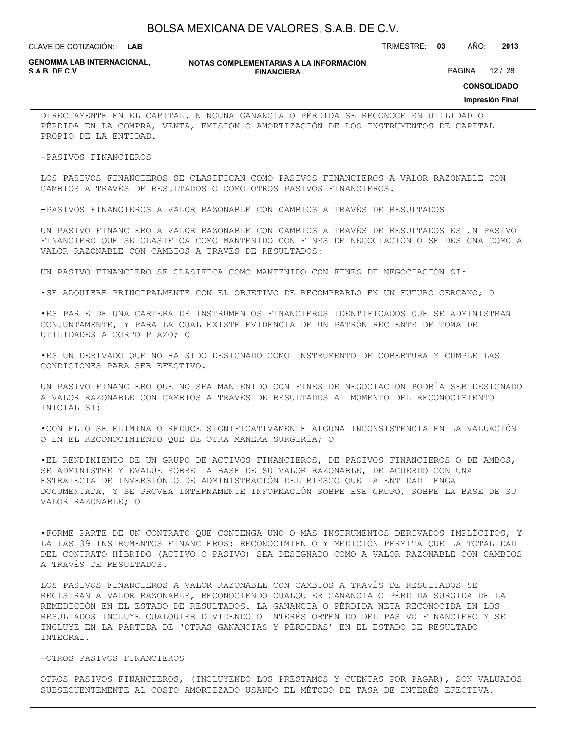DIRECTAMENTE EN EL CAPITAL. NINGUNA GANANCIA O PÉRDIDA SE RECONOCE EN UTILIDAD O PÉRDIDA EN LA COMPRA, VENTA, EMISIÓN O AMORTIZACIÓN DE LOS INSTRUMENTOS DE CAPITAL PROPIO DE LA ENTIDAD.

-PASIVOS FINANCIEROS

LOS PASIVOS FINANCIEROS SE CLASIFICAN COMO PASIVOS FINANCIEROS A VALOR RAZONABLE CON CAMBIOS A TRAVÉS DE RESULTADOS O COMO OTROS PASIVOS FINANCIEROS.

-PASIVOS FINANCIEROS A VALOR RAZONABLE CON CAMBIOS A TRAVÉS DE RESULTADOS

UN PASIVO FINANCIERO A VALOR RAZONABLE CON CAMBIOS A TRAVÉS DE RESULTADOS ES UN PASIVO FINANCIERO QUE SE CLASIFICA COMO MANTENIDO CON FINES DE NEGOCIACIÓN O SE DESIGNA COMO A VALOR RAZONABLE CON CAMBIOS A TRAVÉS DE RESULTADOS:

UN PASIVO FINANCIERO SE CLASIFICA COMO MANTENIDO CON FINES DE NEGOCIACIÓN SI:

•SE ADQUIERE PRINCIPALMENTE CON EL OBJETIVO DE RECOMPRARLO EN UN FUTURO CERCANO; O

•ES PARTE DE UNA CARTERA DE INSTRUMENTOS FINANCIEROS IDENTIFICADOS QUE SE ADMINISTRAN CONJUNTAMENTE, Y PARA LA CUAL EXISTE EVIDENCIA DE UN PATRÓN RECIENTE DE TOMA DE UTILIDADES A CORTO PLAZO; O

•ES UN DERIVADO QUE NO HA SIDO DESIGNADO COMO INSTRUMENTO DE COBERTURA Y CUMPLE LAS CONDICIONES PARA SER EFECTIVO.

UN PASIVO FINANCIERO QUE NO SEA MANTENIDO CON FINES DE NEGOCIACIÓN PODRÍA SER DESIGNADO A VALOR RAZONABLE CON CAMBIOS A TRAVÉS DE RESULTADOS AL MOMENTO DEL RECONOCIMIENTO INICIAL SI:

•CON ELLO SE ELIMINA O REDUCE SIGNIFICATIVAMENTE ALGUNA INCONSISTENCIA EN LA VALUACIÓN O EN EL RECONOCIMIENTO QUE DE OTRA MANERA SURGIRÍA; O

•EL RENDIMIENTO DE UN GRUPO DE ACTIVOS FINANCIEROS, DE PASIVOS FINANCIEROS O DE AMBOS, SE ADMINISTRE Y EVALÚE SOBRE LA BASE DE SU VALOR RAZONABLE, DE ACUERDO CON UNA ESTRATEGIA DE INVERSIÓN O DE ADMINISTRACIÓN DEL RIESGO QUE LA ENTIDAD TENGA DOCUMENTADA, Y SE PROVEA INTERNAMENTE INFORMACIÓN SOBRE ESE GRUPO, SOBRE LA BASE DE SU VALOR RAZONABLE; O

•FORME PARTE DE UN CONTRATO QUE CONTENGA UNO O MÁS INSTRUMENTOS DERIVADOS IMPLÍCITOS, Y LA IAS 39 INSTRUMENTOS FINANCIEROS: RECONOCIMIENTO Y MEDICIÓN PERMITA QUE LA TOTALIDAD DEL CONTRATO HÍBRIDO (ACTIVO O PASIVO) SEA DESIGNADO COMO A VALOR RAZONABLE CON CAMBIOS A TRAVÉS DE RESULTADOS.

LOS PASIVOS FINANCIEROS A VALOR RAZONABLE CON CAMBIOS A TRAVÉS DE RESULTADOS SE REGISTRAN A VALOR RAZONABLE, RECONOCIENDO CUALQUIER GANANCIA O PÉRDIDA SURGIDA DE LA REMEDICIÓN EN EL ESTADO DE RESULTADOS. LA GANANCIA O PÉRDIDA NETA RECONOCIDA EN LOS RESULTADOS INCLUYE CUALQUIER DIVIDENDO O INTERÉS OBTENIDO DEL PASIVO FINANCIERO Y SE INCLUYE EN LA PARTIDA DE 'OTRAS GANANCIAS Y PÉRDIDAS' EN EL ESTADO DE RESULTADO INTEGRAL.

-OTROS PASIVOS FINANCIEROS

OTROS PASIVOS FINANCIEROS, (INCLUYENDO LOS PRÉSTAMOS Y CUENTAS POR PAGAR), SON VALUADOS SUBSECUENTEMENTE AL COSTO AMORTIZADO USANDO EL MÉTODO DE TASA DE INTERÉS EFECTIVA.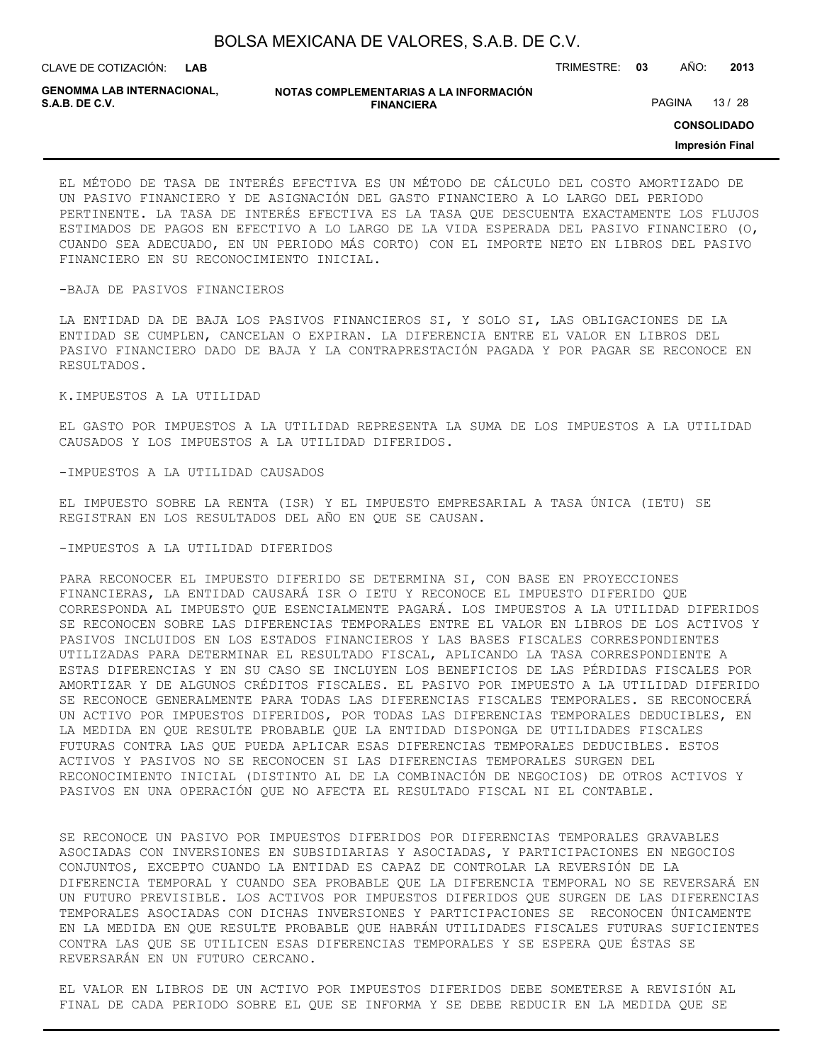EL MÉTODO DE TASA DE INTERÉS EFECTIVA ES UN MÉTODO DE CÁLCULO DEL COSTO AMORTIZADO DE UN PASIVO FINANCIERO Y DE ASIGNACIÓN DEL GASTO FINANCIERO A LO LARGO DEL PERIODO PERTINENTE. LA TASA DE INTERÉS EFECTIVA ES LA TASA QUE DESCUENTA EXACTAMENTE LOS FLUJOS ESTIMADOS DE PAGOS EN EFECTIVO A LO LARGO DE LA VIDA ESPERADA DEL PASIVO FINANCIERO (O, CUANDO SEA ADECUADO, EN UN PERIODO MÁS CORTO) CON EL IMPORTE NETO EN LIBROS DEL PASIVO FINANCIERO EN SU RECONOCIMIENTO INICIAL.

-BAJA DE PASIVOS FINANCIEROS

LA ENTIDAD DA DE BAJA LOS PASIVOS FINANCIEROS SI, Y SOLO SI, LAS OBLIGACIONES DE LA ENTIDAD SE CUMPLEN, CANCELAN O EXPIRAN. LA DIFERENCIA ENTRE EL VALOR EN LIBROS DEL PASIVO FINANCIERO DADO DE BAJA Y LA CONTRAPRESTACIÓN PAGADA Y POR PAGAR SE RECONOCE EN RESULTADOS.

K.IMPUESTOS A LA UTILIDAD

EL GASTO POR IMPUESTOS A LA UTILIDAD REPRESENTA LA SUMA DE LOS IMPUESTOS A LA UTILIDAD CAUSADOS Y LOS IMPUESTOS A LA UTILIDAD DIFERIDOS.

-IMPUESTOS A LA UTILIDAD CAUSADOS

EL IMPUESTO SOBRE LA RENTA (ISR) Y EL IMPUESTO EMPRESARIAL A TASA ÚNICA (IETU) SE REGISTRAN EN LOS RESULTADOS DEL AÑO EN QUE SE CAUSAN.

-IMPUESTOS A LA UTILIDAD DIFERIDOS

PARA RECONOCER EL IMPUESTO DIFERIDO SE DETERMINA SI, CON BASE EN PROYECCIONES FINANCIERAS, LA ENTIDAD CAUSARÁ ISR O IETU Y RECONOCE EL IMPUESTO DIFERIDO QUE CORRESPONDA AL IMPUESTO QUE ESENCIALMENTE PAGARÁ. LOS IMPUESTOS A LA UTILIDAD DIFERIDOS SE RECONOCEN SOBRE LAS DIFERENCIAS TEMPORALES ENTRE EL VALOR EN LIBROS DE LOS ACTIVOS Y PASIVOS INCLUIDOS EN LOS ESTADOS FINANCIEROS Y LAS BASES FISCALES CORRESPONDIENTES UTILIZADAS PARA DETERMINAR EL RESULTADO FISCAL, APLICANDO LA TASA CORRESPONDIENTE A ESTAS DIFERENCIAS Y EN SU CASO SE INCLUYEN LOS BENEFICIOS DE LAS PÉRDIDAS FISCALES POR AMORTIZAR Y DE ALGUNOS CRÉDITOS FISCALES. EL PASIVO POR IMPUESTO A LA UTILIDAD DIFERIDO SE RECONOCE GENERALMENTE PARA TODAS LAS DIFERENCIAS FISCALES TEMPORALES. SE RECONOCERÁ UN ACTIVO POR IMPUESTOS DIFERIDOS, POR TODAS LAS DIFERENCIAS TEMPORALES DEDUCIBLES, EN LA MEDIDA EN QUE RESULTE PROBABLE QUE LA ENTIDAD DISPONGA DE UTILIDADES FISCALES FUTURAS CONTRA LAS QUE PUEDA APLICAR ESAS DIFERENCIAS TEMPORALES DEDUCIBLES. ESTOS ACTIVOS Y PASIVOS NO SE RECONOCEN SI LAS DIFERENCIAS TEMPORALES SURGEN DEL RECONOCIMIENTO INICIAL (DISTINTO AL DE LA COMBINACIÓN DE NEGOCIOS) DE OTROS ACTIVOS Y PASIVOS EN UNA OPERACIÓN QUE NO AFECTA EL RESULTADO FISCAL NI EL CONTABLE.

SE RECONOCE UN PASIVO POR IMPUESTOS DIFERIDOS POR DIFERENCIAS TEMPORALES GRAVABLES ASOCIADAS CON INVERSIONES EN SUBSIDIARIAS Y ASOCIADAS, Y PARTICIPACIONES EN NEGOCIOS CONJUNTOS, EXCEPTO CUANDO LA ENTIDAD ES CAPAZ DE CONTROLAR LA REVERSIÓN DE LA DIFERENCIA TEMPORAL Y CUANDO SEA PROBABLE QUE LA DIFERENCIA TEMPORAL NO SE REVERSARÁ EN UN FUTURO PREVISIBLE. LOS ACTIVOS POR IMPUESTOS DIFERIDOS QUE SURGEN DE LAS DIFERENCIAS TEMPORALES ASOCIADAS CON DICHAS INVERSIONES Y PARTICIPACIONES SE RECONOCEN ÚNICAMENTE EN LA MEDIDA EN QUE RESULTE PROBABLE QUE HABRÁN UTILIDADES FISCALES FUTURAS SUFICIENTES CONTRA LAS QUE SE UTILICEN ESAS DIFERENCIAS TEMPORALES Y SE ESPERA QUE ÉSTAS SE REVERSARÁN EN UN FUTURO CERCANO.

EL VALOR EN LIBROS DE UN ACTIVO POR IMPUESTOS DIFERIDOS DEBE SOMETERSE A REVISIÓN AL FINAL DE CADA PERIODO SOBRE EL QUE SE INFORMA Y SE DEBE REDUCIR EN LA MEDIDA QUE SE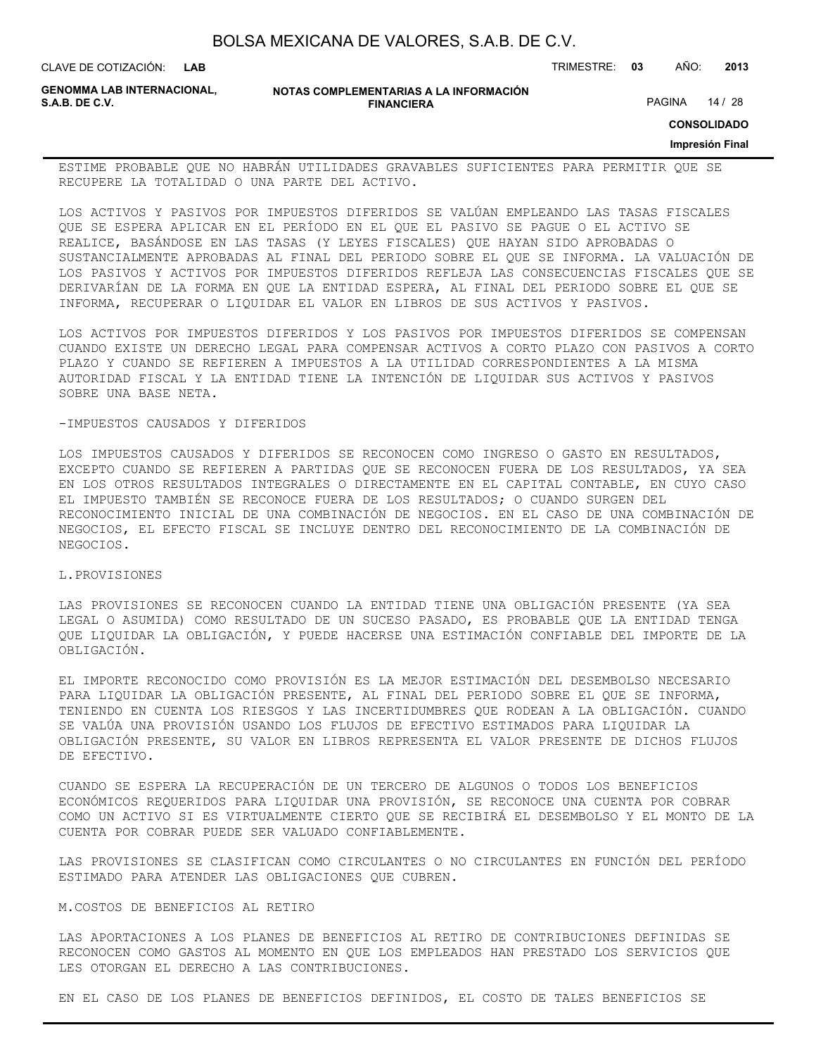ESTIME PROBABLE QUE NO HABRÁN UTILIDADES GRAVABLES SUFICIENTES PARA PERMITIR QUE SE RECUPERE LA TOTALIDAD O UNA PARTE DEL ACTIVO.

LOS ACTIVOS Y PASIVOS POR IMPUESTOS DIFERIDOS SE VALÚAN EMPLEANDO LAS TASAS FISCALES QUE SE ESPERA APLICAR EN EL PERÍODO EN EL QUE EL PASIVO SE PAGUE O EL ACTIVO SE REALICE, BASÁNDOSE EN LAS TASAS (Y LEYES FISCALES) QUE HAYAN SIDO APROBADAS O SUSTANCIALMENTE APROBADAS AL FINAL DEL PERIODO SOBRE EL QUE SE INFORMA. LA VALUACIÓN DE LOS PASIVOS Y ACTIVOS POR IMPUESTOS DIFERIDOS REFLEJA LAS CONSECUENCIAS FISCALES QUE SE DERIVARÍAN DE LA FORMA EN QUE LA ENTIDAD ESPERA, AL FINAL DEL PERIODO SOBRE EL QUE SE INFORMA, RECUPERAR O LIQUIDAR EL VALOR EN LIBROS DE SUS ACTIVOS Y PASIVOS.

LOS ACTIVOS POR IMPUESTOS DIFERIDOS Y LOS PASIVOS POR IMPUESTOS DIFERIDOS SE COMPENSAN CUANDO EXISTE UN DERECHO LEGAL PARA COMPENSAR ACTIVOS A CORTO PLAZO CON PASIVOS A CORTO PLAZO Y CUANDO SE REFIEREN A IMPUESTOS A LA UTILIDAD CORRESPONDIENTES A LA MISMA AUTORIDAD FISCAL Y LA ENTIDAD TIENE LA INTENCIÓN DE LIQUIDAR SUS ACTIVOS Y PASIVOS SOBRE UNA BASE NETA.

-IMPUESTOS CAUSADOS Y DIFERIDOS

LOS IMPUESTOS CAUSADOS Y DIFERIDOS SE RECONOCEN COMO INGRESO O GASTO EN RESULTADOS, EXCEPTO CUANDO SE REFIEREN A PARTIDAS QUE SE RECONOCEN FUERA DE LOS RESULTADOS, YA SEA EN LOS OTROS RESULTADOS INTEGRALES O DIRECTAMENTE EN EL CAPITAL CONTABLE, EN CUYO CASO EL IMPUESTO TAMBIÉN SE RECONOCE FUERA DE LOS RESULTADOS; O CUANDO SURGEN DEL RECONOCIMIENTO INICIAL DE UNA COMBINACIÓN DE NEGOCIOS. EN EL CASO DE UNA COMBINACIÓN DE NEGOCIOS, EL EFECTO FISCAL SE INCLUYE DENTRO DEL RECONOCIMIENTO DE LA COMBINACIÓN DE NEGOCIOS.

L.PROVISIONES

LAS PROVISIONES SE RECONOCEN CUANDO LA ENTIDAD TIENE UNA OBLIGACIÓN PRESENTE (YA SEA LEGAL O ASUMIDA) COMO RESULTADO DE UN SUCESO PASADO, ES PROBABLE QUE LA ENTIDAD TENGA QUE LIQUIDAR LA OBLIGACIÓN, Y PUEDE HACERSE UNA ESTIMACIÓN CONFIABLE DEL IMPORTE DE LA OBLIGACIÓN.

EL IMPORTE RECONOCIDO COMO PROVISIÓN ES LA MEJOR ESTIMACIÓN DEL DESEMBOLSO NECESARIO PARA LIQUIDAR LA OBLIGACIÓN PRESENTE, AL FINAL DEL PERIODO SOBRE EL QUE SE INFORMA, TENIENDO EN CUENTA LOS RIESGOS Y LAS INCERTIDUMBRES QUE RODEAN A LA OBLIGACIÓN. CUANDO SE VALÚA UNA PROVISIÓN USANDO LOS FLUJOS DE EFECTIVO ESTIMADOS PARA LIQUIDAR LA OBLIGACIÓN PRESENTE, SU VALOR EN LIBROS REPRESENTA EL VALOR PRESENTE DE DICHOS FLUJOS DE EFECTIVO.

CUANDO SE ESPERA LA RECUPERACIÓN DE UN TERCERO DE ALGUNOS O TODOS LOS BENEFICIOS ECONÓMICOS REQUERIDOS PARA LIQUIDAR UNA PROVISIÓN, SE RECONOCE UNA CUENTA POR COBRAR COMO UN ACTIVO SI ES VIRTUALMENTE CIERTO QUE SE RECIBIRÁ EL DESEMBOLSO Y EL MONTO DE LA CUENTA POR COBRAR PUEDE SER VALUADO CONFIABLEMENTE.

LAS PROVISIONES SE CLASIFICAN COMO CIRCULANTES O NO CIRCULANTES EN FUNCIÓN DEL PERÍODO ESTIMADO PARA ATENDER LAS OBLIGACIONES QUE CUBREN.

M.COSTOS DE BENEFICIOS AL RETIRO

LAS APORTACIONES A LOS PLANES DE BENEFICIOS AL RETIRO DE CONTRIBUCIONES DEFINIDAS SE RECONOCEN COMO GASTOS AL MOMENTO EN QUE LOS EMPLEADOS HAN PRESTADO LOS SERVICIOS QUE LES OTORGAN EL DERECHO A LAS CONTRIBUCIONES.

EN EL CASO DE LOS PLANES DE BENEFICIOS DEFINIDOS, EL COSTO DE TALES BENEFICIOS SE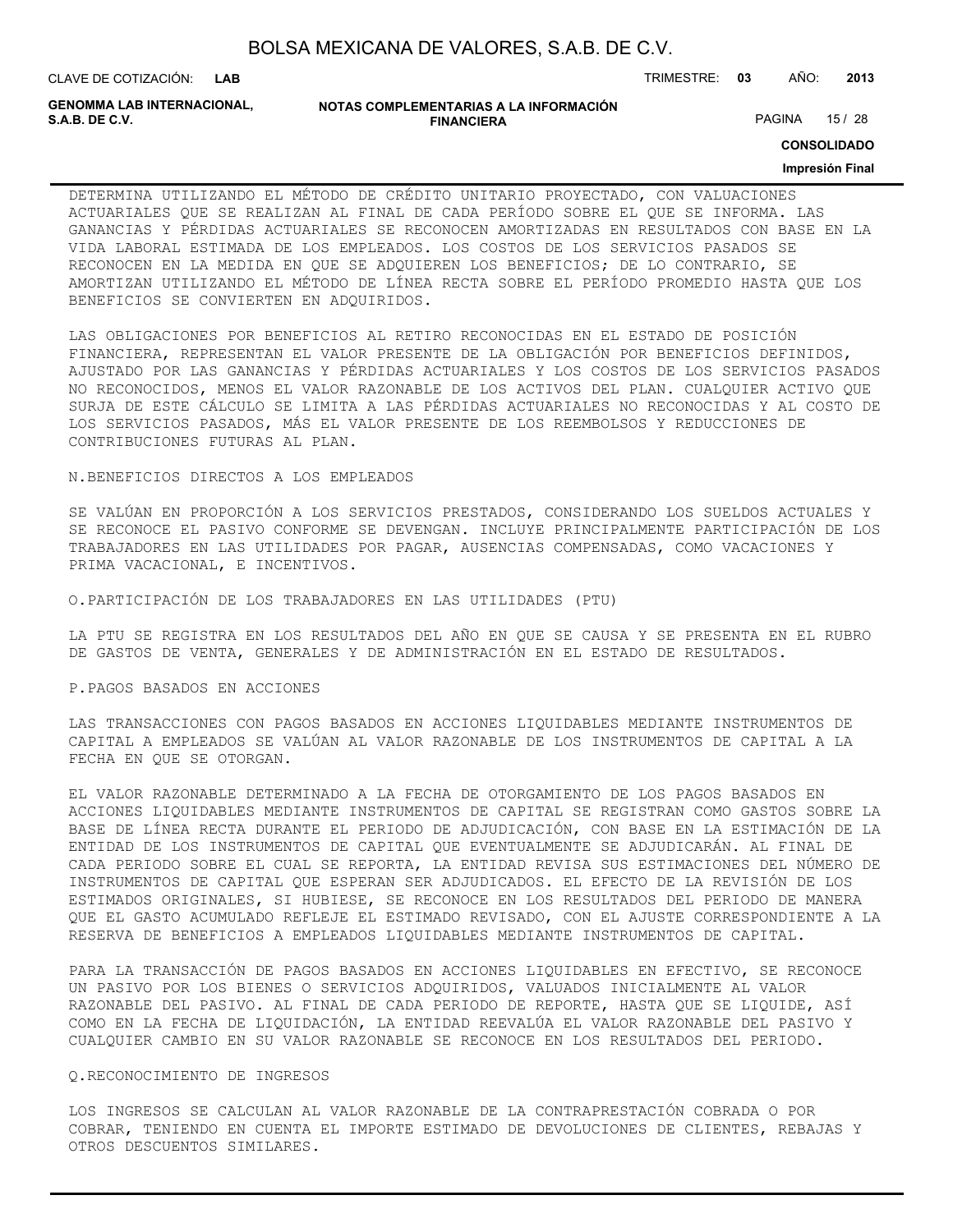DETERMINA UTILIZANDO EL MÉTODO DE CRÉDITO UNITARIO PROYECTADO, CON VALUACIONES ACTUARIALES QUE SE REALIZAN AL FINAL DE CADA PERÍODO SOBRE EL QUE SE INFORMA. LAS GANANCIAS Y PÉRDIDAS ACTUARIALES SE RECONOCEN AMORTIZADAS EN RESULTADOS CON BASE EN LA VIDA LABORAL ESTIMADA DE LOS EMPLEADOS. LOS COSTOS DE LOS SERVICIOS PASADOS SE RECONOCEN EN LA MEDIDA EN QUE SE ADQUIEREN LOS BENEFICIOS; DE LO CONTRARIO, SE AMORTIZAN UTILIZANDO EL MÉTODO DE LÍNEA RECTA SOBRE EL PERÍODO PROMEDIO HASTA QUE LOS BENEFICIOS SE CONVIERTEN EN ADQUIRIDOS.

LAS OBLIGACIONES POR BENEFICIOS AL RETIRO RECONOCIDAS EN EL ESTADO DE POSICIÓN FINANCIERA, REPRESENTAN EL VALOR PRESENTE DE LA OBLIGACIÓN POR BENEFICIOS DEFINIDOS, AJUSTADO POR LAS GANANCIAS Y PÉRDIDAS ACTUARIALES Y LOS COSTOS DE LOS SERVICIOS PASADOS NO RECONOCIDOS, MENOS EL VALOR RAZONABLE DE LOS ACTIVOS DEL PLAN. CUALQUIER ACTIVO QUE SURJA DE ESTE CÁLCULO SE LIMITA A LAS PÉRDIDAS ACTUARIALES NO RECONOCIDAS Y AL COSTO DE LOS SERVICIOS PASADOS, MÁS EL VALOR PRESENTE DE LOS REEMBOLSOS Y REDUCCIONES DE CONTRIBUCIONES FUTURAS AL PLAN.

N.BENEFICIOS DIRECTOS A LOS EMPLEADOS

SE VALÚAN EN PROPORCIÓN A LOS SERVICIOS PRESTADOS, CONSIDERANDO LOS SUELDOS ACTUALES Y SE RECONOCE EL PASIVO CONFORME SE DEVENGAN. INCLUYE PRINCIPALMENTE PARTICIPACIÓN DE LOS TRABAJADORES EN LAS UTILIDADES POR PAGAR, AUSENCIAS COMPENSADAS, COMO VACACIONES Y PRIMA VACACIONAL, E INCENTIVOS.

O.PARTICIPACIÓN DE LOS TRABAJADORES EN LAS UTILIDADES (PTU)

LA PTU SE REGISTRA EN LOS RESULTADOS DEL AÑO EN QUE SE CAUSA Y SE PRESENTA EN EL RUBRO DE GASTOS DE VENTA, GENERALES Y DE ADMINISTRACIÓN EN EL ESTADO DE RESULTADOS.

P.PAGOS BASADOS EN ACCIONES

LAS TRANSACCIONES CON PAGOS BASADOS EN ACCIONES LIQUIDABLES MEDIANTE INSTRUMENTOS DE CAPITAL A EMPLEADOS SE VALÚAN AL VALOR RAZONABLE DE LOS INSTRUMENTOS DE CAPITAL A LA FECHA EN QUE SE OTORGAN.

EL VALOR RAZONABLE DETERMINADO A LA FECHA DE OTORGAMIENTO DE LOS PAGOS BASADOS EN ACCIONES LIQUIDABLES MEDIANTE INSTRUMENTOS DE CAPITAL SE REGISTRAN COMO GASTOS SOBRE LA BASE DE LÍNEA RECTA DURANTE EL PERIODO DE ADJUDICACIÓN, CON BASE EN LA ESTIMACIÓN DE LA ENTIDAD DE LOS INSTRUMENTOS DE CAPITAL QUE EVENTUALMENTE SE ADJUDICARÁN. AL FINAL DE CADA PERIODO SOBRE EL CUAL SE REPORTA, LA ENTIDAD REVISA SUS ESTIMACIONES DEL NÚMERO DE INSTRUMENTOS DE CAPITAL QUE ESPERAN SER ADJUDICADOS. EL EFECTO DE LA REVISIÓN DE LOS ESTIMADOS ORIGINALES, SI HUBIESE, SE RECONOCE EN LOS RESULTADOS DEL PERIODO DE MANERA QUE EL GASTO ACUMULADO REFLEJE EL ESTIMADO REVISADO, CON EL AJUSTE CORRESPONDIENTE A LA RESERVA DE BENEFICIOS A EMPLEADOS LIQUIDABLES MEDIANTE INSTRUMENTOS DE CAPITAL.

PARA LA TRANSACCIÓN DE PAGOS BASADOS EN ACCIONES LIQUIDABLES EN EFECTIVO, SE RECONOCE UN PASIVO POR LOS BIENES O SERVICIOS ADQUIRIDOS, VALUADOS INICIALMENTE AL VALOR RAZONABLE DEL PASIVO. AL FINAL DE CADA PERIODO DE REPORTE, HASTA QUE SE LIQUIDE, ASÍ COMO EN LA FECHA DE LIQUIDACIÓN, LA ENTIDAD REEVALÚA EL VALOR RAZONABLE DEL PASIVO Y CUALQUIER CAMBIO EN SU VALOR RAZONABLE SE RECONOCE EN LOS RESULTADOS DEL PERIODO.

Q.RECONOCIMIENTO DE INGRESOS

LOS INGRESOS SE CALCULAN AL VALOR RAZONABLE DE LA CONTRAPRESTACIÓN COBRADA O POR COBRAR, TENIENDO EN CUENTA EL IMPORTE ESTIMADO DE DEVOLUCIONES DE CLIENTES, REBAJAS Y OTROS DESCUENTOS SIMILARES.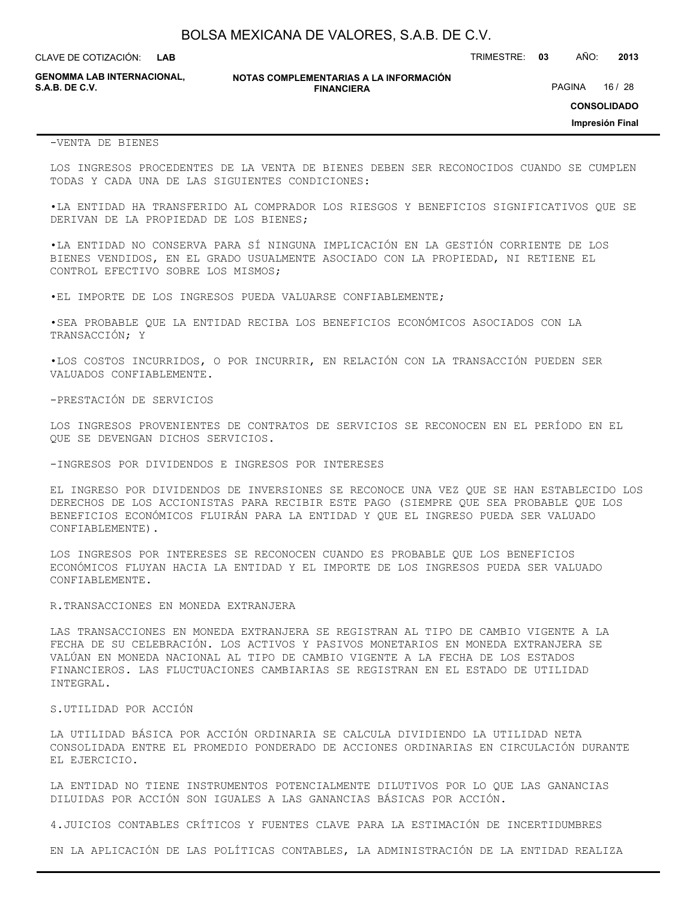-VENTA DE BIENES

LOS INGRESOS PROCEDENTES DE LA VENTA DE BIENES DEBEN SER RECONOCIDOS CUANDO SE CUMPLEN TODAS Y CADA UNA DE LAS SIGUIENTES CONDICIONES:

- LA ENTIDAD HA TRANSFERIDO AL COMPRADOR LOS RIESGOS Y BENEFICIOS SIGNIFICATIVOS QUE SE DERIVAN DE LA PROPIEDAD DE LOS BIENES;

- LA ENTIDAD NO CONSERVA PARA SÍ NINGUNA IMPLICACIÓN EN LA GESTIÓN CORRIENTE DE LOS BIENES VENDIDOS, EN EL GRADO USUALMENTE ASOCIADO CON LA PROPIEDAD, NI RETIENE EL CONTROL EFECTIVO SOBRE LOS MISMOS;

- EL IMPORTE DE LOS INGRESOS PUEDA VALUARSE CONFIABLEMENTE;

- SEA PROBABLE QUE LA ENTIDAD RECIBA LOS BENEFICIOS ECONÓMICOS ASOCIADOS CON LA TRANSACCIÓN; Y

- LOS COSTOS INCURRIDOS, O POR INCURRIR, EN RELACIÓN CON LA TRANSACCIÓN PUEDEN SER VALUADOS CONFIABLEMENTE.

-PRESTACIÓN DE SERVICIOS

LOS INGRESOS PROVENIENTES DE CONTRATOS DE SERVICIOS SE RECONOCEN EN EL PERÍODO EN EL QUE SE DEVENGAN DICHOS SERVICIOS.

-INGRESOS POR DIVIDENDOS E INGRESOS POR INTERESES

EL INGRESO POR DIVIDENDOS DE INVERSIONES SE RECONOCE UNA VEZ QUE SE HAN ESTABLECIDO LOS DERECHOS DE LOS ACCIONISTAS PARA RECIBIR ESTE PAGO (SIEMPRE QUE SEA PROBABLE QUE LOS BENEFICIOS ECONÓMICOS FLUIRÁN PARA LA ENTIDAD Y QUE EL INGRESO PUEDA SER VALUADO CONFIABLEMENTE).

LOS INGRESOS POR INTERESES SE RECONOCEN CUANDO ES PROBABLE QUE LOS BENEFICIOS ECONÓMICOS FLUYAN HACIA LA ENTIDAD Y EL IMPORTE DE LOS INGRESOS PUEDA SER VALUADO CONFIABLEMENTE.

R.TRANSACCIONES EN MONEDA EXTRANJERA

LAS TRANSACCIONES EN MONEDA EXTRANJERA SE REGISTRAN AL TIPO DE CAMBIO VIGENTE A LA FECHA DE SU CELEBRACIÓN. LOS ACTIVOS Y PASIVOS MONETARIOS EN MONEDA EXTRANJERA SE VALÚAN EN MONEDA NACIONAL AL TIPO DE CAMBIO VIGENTE A LA FECHA DE LOS ESTADOS FINANCIEROS. LAS FLUCTUACIONES CAMBIARIAS SE REGISTRAN EN EL ESTADO DE UTILIDAD INTEGRAL.

S.UTILIDAD POR ACCIÓN

LA UTILIDAD BÁSICA POR ACCIÓN ORDINARIA SE CALCULA DIVIDIENDO LA UTILIDAD NETA CONSOLIDADA ENTRE EL PROMEDIO PONDERADO DE ACCIONES ORDINARIAS EN CIRCULACIÓN DURANTE EL EJERCICIO.

LA ENTIDAD NO TIENE INSTRUMENTOS POTENCIALMENTE DILUTIVOS POR LO QUE LAS GANANCIAS DILUIDAS POR ACCIÓN SON IGUALES A LAS GANANCIAS BÁSICAS POR ACCIÓN.

4.JUICIOS CONTABLES CRÍTICOS Y FUENTES CLAVE PARA LA ESTIMACIÓN DE INCERTIDUMBRES

EN LA APLICACIÓN DE LAS POLÍTICAS CONTABLES, LA ADMINISTRACIÓN DE LA ENTIDAD REALIZA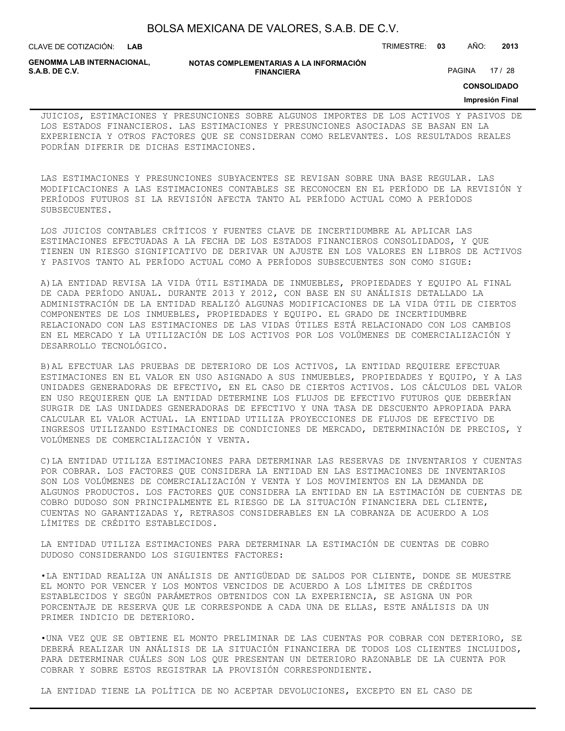JUICIOS, ESTIMACIONES Y PRESUNCIONES SOBRE ALGUNOS IMPORTES DE LOS ACTIVOS Y PASIVOS DE LOS ESTADOS FINANCIEROS. LAS ESTIMACIONES Y PRESUNCIONES ASOCIADAS SE BASAN EN LA EXPERIENCIA Y OTROS FACTORES QUE SE CONSIDERAN COMO RELEVANTES. LOS RESULTADOS REALES PODRÍAN DIFERIR DE DICHAS ESTIMACIONES.

LAS ESTIMACIONES Y PRESUNCIONES SUBYACENTES SE REVISAN SOBRE UNA BASE REGULAR. LAS MODIFICACIONES A LAS ESTIMACIONES CONTABLES SE RECONOCEN EN EL PERÍODO DE LA REVISIÓN Y PERÍODOS FUTUROS SI LA REVISIÓN AFECTA TANTO AL PERÍODO ACTUAL COMO A PERÍODOS SUBSECUENTES.

LOS JUICIOS CONTABLES CRÍTICOS Y FUENTES CLAVE DE INCERTIDUMBRE AL APLICAR LAS ESTIMACIONES EFECTUADAS A LA FECHA DE LOS ESTADOS FINANCIEROS CONSOLIDADOS, Y QUE TIENEN UN RIESGO SIGNIFICATIVO DE DERIVAR UN AJUSTE EN LOS VALORES EN LIBROS DE ACTIVOS Y PASIVOS TANTO AL PERÍODO ACTUAL COMO A PERÍODOS SUBSECUENTES SON COMO SIGUE:

A)LA ENTIDAD REVISA LA VIDA ÚTIL ESTIMADA DE INMUEBLES, PROPIEDADES Y EQUIPO AL FINAL DE CADA PERÍODO ANUAL. DURANTE 2013 Y 2012, CON BASE EN SU ANÁLISIS DETALLADO LA ADMINISTRACIÓN DE LA ENTIDAD REALIZÓ ALGUNAS MODIFICACIONES DE LA VIDA ÚTIL DE CIERTOS COMPONENTES DE LOS INMUEBLES, PROPIEDADES Y EQUIPO. EL GRADO DE INCERTIDUMBRE RELACIONADO CON LAS ESTIMACIONES DE LAS VIDAS ÚTILES ESTÁ RELACIONADO CON LOS CAMBIOS EN EL MERCADO Y LA UTILIZACIÓN DE LOS ACTIVOS POR LOS VOLÚMENES DE COMERCIALIZACIÓN Y DESARROLLO TECNOLÓGICO.

B)AL EFECTUAR LAS PRUEBAS DE DETERIORO DE LOS ACTIVOS, LA ENTIDAD REQUIERE EFECTUAR ESTIMACIONES EN EL VALOR EN USO ASIGNADO A SUS INMUEBLES, PROPIEDADES Y EQUIPO, Y A LAS UNIDADES GENERADORAS DE EFECTIVO, EN EL CASO DE CIERTOS ACTIVOS. LOS CÁLCULOS DEL VALOR EN USO REQUIEREN QUE LA ENTIDAD DETERMINE LOS FLUJOS DE EFECTIVO FUTUROS QUE DEBERÍAN SURGIR DE LAS UNIDADES GENERADORAS DE EFECTIVO Y UNA TASA DE DESCUENTO APROPIADA PARA CALCULAR EL VALOR ACTUAL. LA ENTIDAD UTILIZA PROYECCIONES DE FLUJOS DE EFECTIVO DE INGRESOS UTILIZANDO ESTIMACIONES DE CONDICIONES DE MERCADO, DETERMINACIÓN DE PRECIOS, Y VOLÚMENES DE COMERCIALIZACIÓN Y VENTA.

C)LA ENTIDAD UTILIZA ESTIMACIONES PARA DETERMINAR LAS RESERVAS DE INVENTARIOS Y CUENTAS POR COBRAR. LOS FACTORES QUE CONSIDERA LA ENTIDAD EN LAS ESTIMACIONES DE INVENTARIOS SON LOS VOLÚMENES DE COMERCIALIZACIÓN Y VENTA Y LOS MOVIMIENTOS EN LA DEMANDA DE ALGUNOS PRODUCTOS. LOS FACTORES QUE CONSIDERA LA ENTIDAD EN LA ESTIMACIÓN DE CUENTAS DE COBRO DUDOSO SON PRINCIPALMENTE EL RIESGO DE LA SITUACIÓN FINANCIERA DEL CLIENTE, CUENTAS NO GARANTIZADAS Y, RETRASOS CONSIDERABLES EN LA COBRANZA DE ACUERDO A LOS LÍMITES DE CRÉDITO ESTABLECIDOS.

LA ENTIDAD UTILIZA ESTIMACIONES PARA DETERMINAR LA ESTIMACIÓN DE CUENTAS DE COBRO DUDOSO CONSIDERANDO LOS SIGUIENTES FACTORES:

•LA ENTIDAD REALIZA UN ANÁLISIS DE ANTIGÜEDAD DE SALDOS POR CLIENTE, DONDE SE MUESTRE EL MONTO POR VENCER Y LOS MONTOS VENCIDOS DE ACUERDO A LOS LÍMITES DE CRÉDITOS ESTABLECIDOS Y SEGÚN PARÁMETROS OBTENIDOS CON LA EXPERIENCIA, SE ASIGNA UN POR PORCENTAJE DE RESERVA QUE LE CORRESPONDE A CADA UNA DE ELLAS, ESTE ANÁLISIS DA UN PRIMER INDICIO DE DETERIORO.

•UNA VEZ QUE SE OBTIENE EL MONTO PRELIMINAR DE LAS CUENTAS POR COBRAR CON DETERIORO, SE DEBERÁ REALIZAR UN ANÁLISIS DE LA SITUACIÓN FINANCIERA DE TODOS LOS CLIENTES INCLUIDOS, PARA DETERMINAR CUÁLES SON LOS QUE PRESENTAN UN DETERIORO RAZONABLE DE LA CUENTA POR COBRAR Y SOBRE ESTOS REGISTRAR LA PROVISIÓN CORRESPONDIENTE.

LA ENTIDAD TIENE LA POLÍTICA DE NO ACEPTAR DEVOLUCIONES, EXCEPTO EN EL CASO DE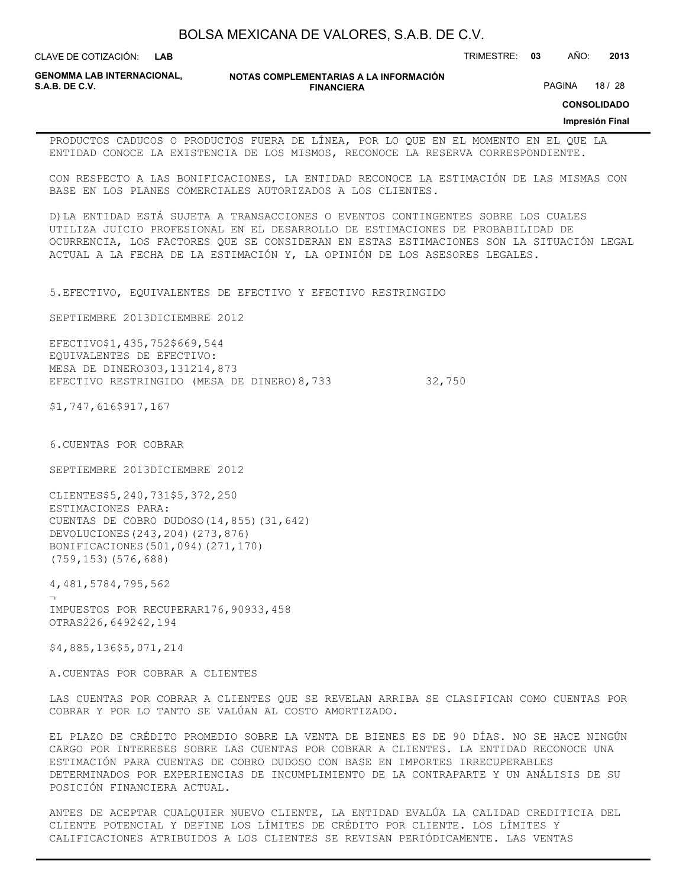PRODUCTOS CADUCOS O PRODUCTOS FUERA DE LÍNEA, POR LO QUE EN EL MOMENTO EN EL QUE LA ENTIDAD CONOCE LA EXISTENCIA DE LOS MISMOS, RECONOCE LA RESERVA CORRESPONDIENTE.

CON RESPECTO A LAS BONIFICACIONES, LA ENTIDAD RECONOCE LA ESTIMACIÓN DE LAS MISMAS CON BASE EN LOS PLANES COMERCIALES AUTORIZADOS A LOS CLIENTES.

D) LA ENTIDAD ESTÁ SUJETA A TRANSACCIONES O EVENTOS CONTINGENTES SOBRE LOS CUALES UTILIZA JUICIO PROFESIONAL EN EL DESARROLLO DE ESTIMACIONES DE PROBABILIDAD DE OCURRENCIA, LOS FACTORES QUE SE CONSIDERAN EN ESTAS ESTIMACIONES SON LA SITUACIÓN LEGAL ACTUAL A LA FECHA DE LA ESTIMACIÓN Y, LA OPINIÓN DE LOS ASESORES LEGALES.

## 5. EFECTIVO, EQUIVALENTES DE EFECTIVO Y EFECTIVO RESTRINGIDO

| | SEPTIEMBRE 2013 | DICIEMBRE 2012 |
|---|---|---|
| EFECTIVO | $1,435,752 | $669,544 |
| EQUIVALENTES DE EFECTIVO: | | |
| MESA DE DINERO | 303,131 | 214,873 |
| EFECTIVO RESTRINGIDO (MESA DE DINERO) | 8,733 | 32,750 |
| | $1,747,616 | $917,167 |

## 6. CUENTAS POR COBRAR

| | SEPTIEMBRE 2013 | DICIEMBRE 2012 |
|---|---|---|
| CLIENTES | $5,240,731 | $5,372,250 |
| ESTIMACIONES PARA: | | |
| CUENTAS DE COBRO DUDOSO | (14,855) | (31,642) |
| DEVOLUCIONES | (243,204) | (273,876) |
| BONIFICACIONES | (501,094) | (271,170) |
| | (759,153) | (576,688) |
| | 4,481,578 | 4,795,562 |
| IMPUESTOS POR RECUPERAR | 176,909 | 33,458 |
| OTRAS | 226,649 | 242,194 |
| | $4,885,136 | $5,071,214 |

A. CUENTAS POR COBRAR A CLIENTES

LAS CUENTAS POR COBRAR A CLIENTES QUE SE REVELAN ARRIBA SE CLASIFICAN COMO CUENTAS POR COBRAR Y POR LO TANTO SE VALÚAN AL COSTO AMORTIZADO.

EL PLAZO DE CRÉDITO PROMEDIO SOBRE LA VENTA DE BIENES ES DE 90 DÍAS. NO SE HACE NINGÚN CARGO POR INTERESES SOBRE LAS CUENTAS POR COBRAR A CLIENTES. LA ENTIDAD RECONOCE UNA ESTIMACIÓN PARA CUENTAS DE COBRO DUDOSO CON BASE EN IMPORTES IRRECUPERABLES DETERMINADOS POR EXPERIENCIAS DE INCUMPLIMIENTO DE LA CONTRAPARTE Y UN ANÁLISIS DE SU POSICIÓN FINANCIERA ACTUAL.

ANTES DE ACEPTAR CUALQUIER NUEVO CLIENTE, LA ENTIDAD EVALÚA LA CALIDAD CREDITICIA DEL CLIENTE POTENCIAL Y DEFINE LOS LÍMITES DE CRÉDITO POR CLIENTE. LOS LÍMITES Y CALIFICACIONES ATRIBUIDOS A LOS CLIENTES SE REVISAN PERIÓDICAMENTE. LAS VENTAS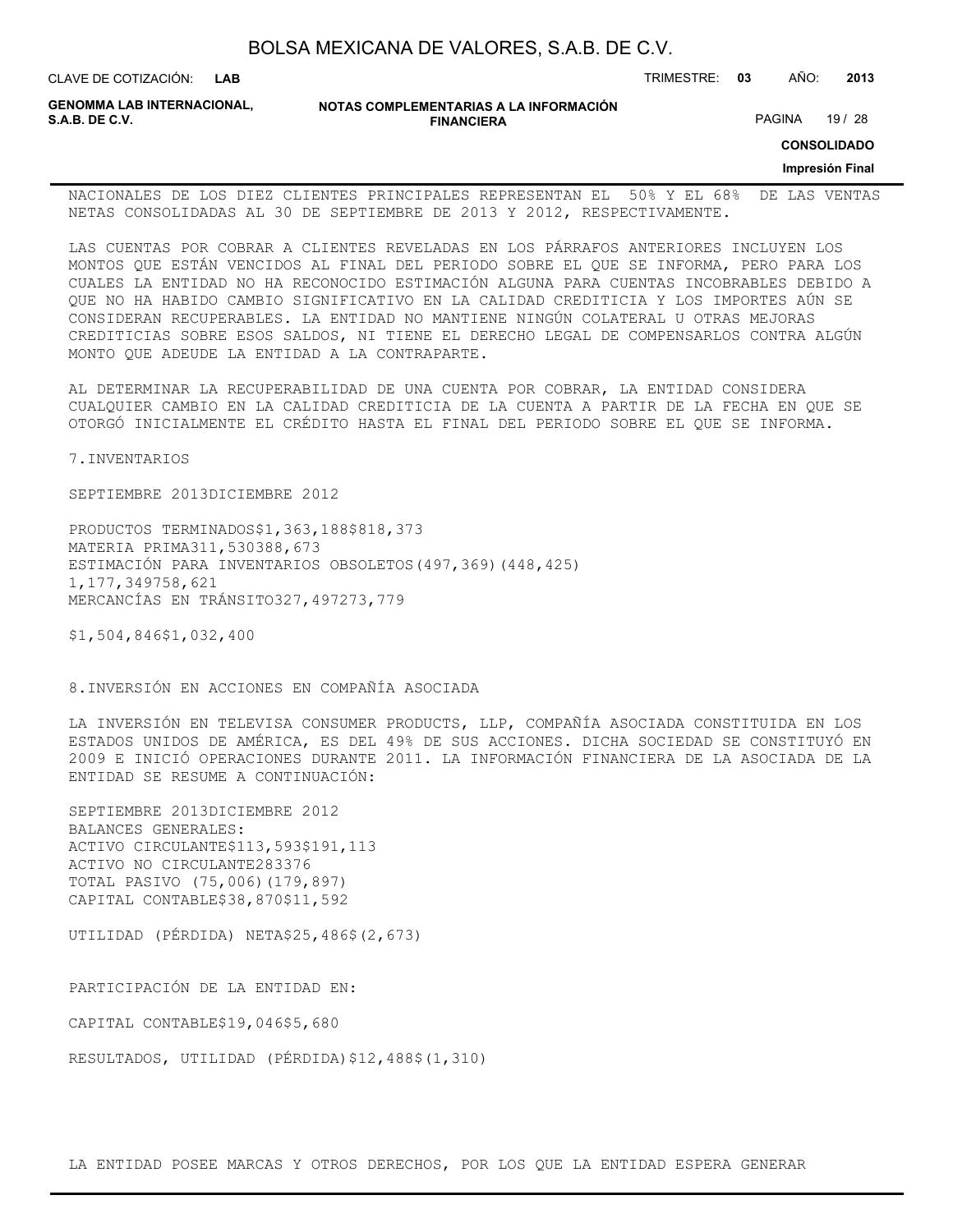NACIONALES DE LOS DIEZ CLIENTES PRINCIPALES REPRESENTAN EL 50% Y EL 68% DE LAS VENTAS NETAS CONSOLIDADAS AL 30 DE SEPTIEMBRE DE 2013 Y 2012, RESPECTIVAMENTE.

LAS CUENTAS POR COBRAR A CLIENTES REVELADAS EN LOS PÁRRAFOS ANTERIORES INCLUYEN LOS MONTOS QUE ESTÁN VENCIDOS AL FINAL DEL PERIODO SOBRE EL QUE SE INFORMA, PERO PARA LOS CUALES LA ENTIDAD NO HA RECONOCIDO ESTIMACIÓN ALGUNA PARA CUENTAS INCOBRABLES DEBIDO A QUE NO HA HABIDO CAMBIO SIGNIFICATIVO EN LA CALIDAD CREDITICIA Y LOS IMPORTES AÚN SE CONSIDERAN RECUPERABLES. LA ENTIDAD NO MANTIENE NINGÚN COLATERAL U OTRAS MEJORAS CREDITICIAS SOBRE ESOS SALDOS, NI TIENE EL DERECHO LEGAL DE COMPENSARLOS CONTRA ALGÚN MONTO QUE ADEUDE LA ENTIDAD A LA CONTRAPARTE.

AL DETERMINAR LA RECUPERABILIDAD DE UNA CUENTA POR COBRAR, LA ENTIDAD CONSIDERA CUALQUIER CAMBIO EN LA CALIDAD CREDITICIA DE LA CUENTA A PARTIR DE LA FECHA EN QUE SE OTORGÓ INICIALMENTE EL CRÉDITO HASTA EL FINAL DEL PERIODO SOBRE EL QUE SE INFORMA.

## 7. INVENTARIOS

| | SEPTIEMBRE 2013 | DICIEMBRE 2012 |
|---|---|---|
| PRODUCTOS TERMINADOS | $1,363,188 | $818,373 |
| MATERIA PRIMA | 311,530 | 388,673 |
| ESTIMACIÓN PARA INVENTARIOS OBSOLETOS | (497,369) | (448,425) |
| | 1,177,349 | 758,621 |
| MERCANCÍAS EN TRÁNSITO | 327,497 | 273,779 |
| | $1,504,846 | $1,032,400 |

## 8. INVERSIÓN EN ACCIONES EN COMPAÑÍA ASOCIADA

LA INVERSIÓN EN TELEVISA CONSUMER PRODUCTS, LLP, COMPAÑÍA ASOCIADA CONSTITUIDA EN LOS ESTADOS UNIDOS DE AMÉRICA, ES DEL 49% DE SUS ACCIONES. DICHA SOCIEDAD SE CONSTITUYÓ EN 2009 E INICIÓ OPERACIONES DURANTE 2011. LA INFORMACIÓN FINANCIERA DE LA ASOCIADA DE LA ENTIDAD SE RESUME A CONTINUACIÓN:

| | SEPTIEMBRE 2013 | DICIEMBRE 2012 |
|---|---|---|
| BALANCES GENERALES: | | |
| ACTIVO CIRCULANTE | $113,593 | $191,113 |
| ACTIVO NO CIRCULANTE | 283 | 376 |
| TOTAL PASIVO | (75,006) | (179,897) |
| CAPITAL CONTABLE | $38,870 | $11,592 |
| UTILIDAD (PÉRDIDA) NETA | $25,486 | $(2,673) |
| PARTICIPACIÓN DE LA ENTIDAD EN: | | |
| CAPITAL CONTABLE | $19,046 | $5,680 |
| RESULTADOS, UTILIDAD (PÉRDIDA) | $12,488 | $(1,310) |

LA ENTIDAD POSEE MARCAS Y OTROS DERECHOS, POR LOS QUE LA ENTIDAD ESPERA GENERAR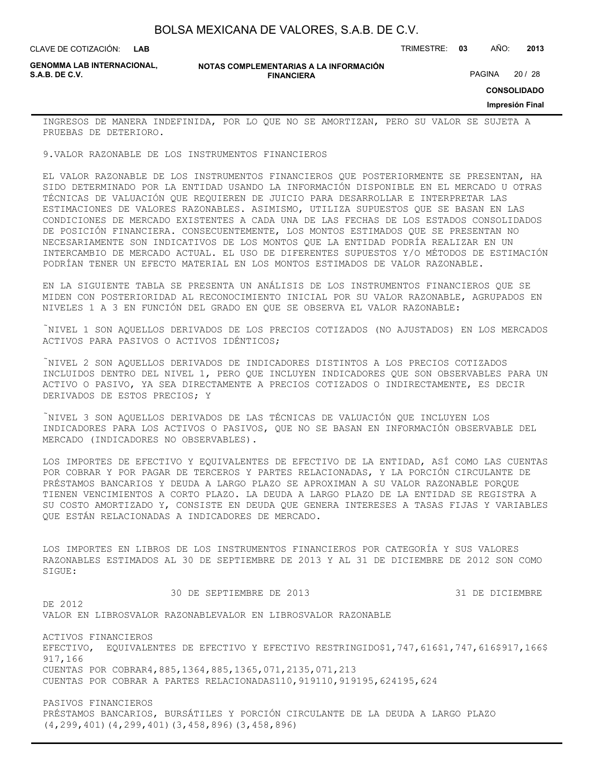INGRESOS DE MANERA INDEFINIDA, POR LO QUE NO SE AMORTIZAN, PERO SU VALOR SE SUJETA A PRUEBAS DE DETERIORO.

## 9.VALOR RAZONABLE DE LOS INSTRUMENTOS FINANCIEROS

EL VALOR RAZONABLE DE LOS INSTRUMENTOS FINANCIEROS QUE POSTERIORMENTE SE PRESENTAN, HA SIDO DETERMINADO POR LA ENTIDAD USANDO LA INFORMACIÓN DISPONIBLE EN EL MERCADO U OTRAS TÉCNICAS DE VALUACIÓN QUE REQUIEREN DE JUICIO PARA DESARROLLAR E INTERPRETAR LAS ESTIMACIONES DE VALORES RAZONABLES. ASIMISMO, UTILIZA SUPUESTOS QUE SE BASAN EN LAS CONDICIONES DE MERCADO EXISTENTES A CADA UNA DE LAS FECHAS DE LOS ESTADOS CONSOLIDADOS DE POSICIÓN FINANCIERA. CONSECUENTEMENTE, LOS MONTOS ESTIMADOS QUE SE PRESENTAN NO NECESARIAMENTE SON INDICATIVOS DE LOS MONTOS QUE LA ENTIDAD PODRÍA REALIZAR EN UN INTERCAMBIO DE MERCADO ACTUAL. EL USO DE DIFERENTES SUPUESTOS Y/O MÉTODOS DE ESTIMACIÓN PODRÍAN TENER UN EFECTO MATERIAL EN LOS MONTOS ESTIMADOS DE VALOR RAZONABLE.

EN LA SIGUIENTE TABLA SE PRESENTA UN ANÁLISIS DE LOS INSTRUMENTOS FINANCIEROS QUE SE MIDEN CON POSTERIORIDAD AL RECONOCIMIENTO INICIAL POR SU VALOR RAZONABLE, AGRUPADOS EN NIVELES 1 A 3 EN FUNCIÓN DEL GRADO EN QUE SE OBSERVA EL VALOR RAZONABLE:

˜NIVEL 1 SON AQUELLOS DERIVADOS DE LOS PRECIOS COTIZADOS (NO AJUSTADOS) EN LOS MERCADOS ACTIVOS PARA PASIVOS O ACTIVOS IDÉNTICOS;

˜NIVEL 2 SON AQUELLOS DERIVADOS DE INDICADORES DISTINTOS A LOS PRECIOS COTIZADOS INCLUIDOS DENTRO DEL NIVEL 1, PERO QUE INCLUYEN INDICADORES QUE SON OBSERVABLES PARA UN ACTIVO O PASIVO, YA SEA DIRECTAMENTE A PRECIOS COTIZADOS O INDIRECTAMENTE, ES DECIR DERIVADOS DE ESTOS PRECIOS; Y

˜NIVEL 3 SON AQUELLOS DERIVADOS DE LAS TÉCNICAS DE VALUACIÓN QUE INCLUYEN LOS INDICADORES PARA LOS ACTIVOS O PASIVOS, QUE NO SE BASAN EN INFORMACIÓN OBSERVABLE DEL MERCADO (INDICADORES NO OBSERVABLES).

LOS IMPORTES DE EFECTIVO Y EQUIVALENTES DE EFECTIVO DE LA ENTIDAD, ASÍ COMO LAS CUENTAS POR COBRAR Y POR PAGAR DE TERCEROS Y PARTES RELACIONADAS, Y LA PORCIÓN CIRCULANTE DE PRÉSTAMOS BANCARIOS Y DEUDA A LARGO PLAZO SE APROXIMAN A SU VALOR RAZONABLE PORQUE TIENEN VENCIMIENTOS A CORTO PLAZO. LA DEUDA A LARGO PLAZO DE LA ENTIDAD SE REGISTRA A SU COSTO AMORTIZADO Y, CONSISTE EN DEUDA QUE GENERA INTERESES A TASAS FIJAS Y VARIABLES QUE ESTÁN RELACIONADAS A INDICADORES DE MERCADO.

LOS IMPORTES EN LIBROS DE LOS INSTRUMENTOS FINANCIEROS POR CATEGORÍA Y SUS VALORES RAZONABLES ESTIMADOS AL 30 DE SEPTIEMBRE DE 2013 Y AL 31 DE DICIEMBRE DE 2012 SON COMO SIGUE:

| | 30 DE SEPTIEMBRE DE 2013 | | 31 DE DICIEMBRE DE 2012 | |
|---|---|---|---|---|
| | VALOR EN LIBROS | VALOR RAZONABLE | VALOR EN LIBROS | VALOR RAZONABLE |
| ACTIVOS FINANCIEROS | | | | |
| EFECTIVO, EQUIVALENTES DE EFECTIVO Y EFECTIVO RESTRINGIDO | $1,747,616 | $1,747,616 | $917,166 | $917,166 |
| CUENTAS POR COBRAR | 4,885,136 | 4,885,136 | 5,071,213 | 5,071,213 |
| CUENTAS POR COBRAR A PARTES RELACIONADAS | 110,919 | 110,919 | 195,624 | 195,624 |
| PASIVOS FINANCIEROS | | | | |
| PRÉSTAMOS BANCARIOS, BURSÁTILES Y PORCIÓN CIRCULANTE DE LA DEUDA A LARGO PLAZO | (4,299,401) | (4,299,401) | (3,458,896) | (3,458,896) |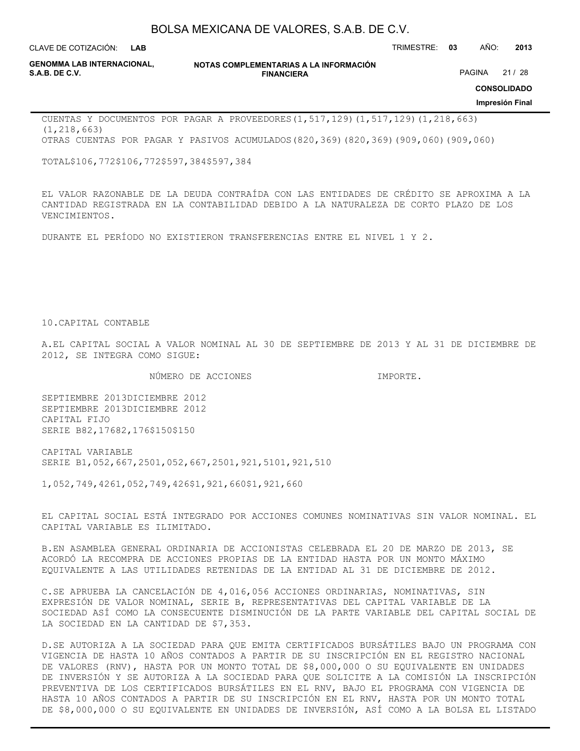| | | | | |
|---|---|---|---|---|
| CUENTAS Y DOCUMENTOS POR PAGAR A PROVEEDORES | (1,517,129) | (1,517,129) | (1,218,663) | (1,218,663) |
| OTRAS CUENTAS POR PAGAR Y PASIVOS ACUMULADOS | (820,369) | (820,369) | (909,060) | (909,060) |
| TOTAL | $106,772 | $106,772 | $597,384 | $597,384 |

EL VALOR RAZONABLE DE LA DEUDA CONTRAÍDA CON LAS ENTIDADES DE CRÉDITO SE APROXIMA A LA CANTIDAD REGISTRADA EN LA CONTABILIDAD DEBIDO A LA NATURALEZA DE CORTO PLAZO DE LOS VENCIMIENTOS.

DURANTE EL PERÍODO NO EXISTIERON TRANSFERENCIAS ENTRE EL NIVEL 1 Y 2.

10.CAPITAL CONTABLE

A.EL CAPITAL SOCIAL A VALOR NOMINAL AL 30 DE SEPTIEMBRE DE 2013 Y AL 31 DE DICIEMBRE DE 2012, SE INTEGRA COMO SIGUE:

| | NÚMERO DE ACCIONES | | IMPORTE. | |
|---|---|---|---|---|
| | SEPTIEMBRE 2013 | DICIEMBRE 2012 | SEPTIEMBRE 2013 | DICIEMBRE 2012 |
| CAPITAL FIJO | | | | |
| SERIE B | 82,176 | 82,176 | $150 | $150 |
| CAPITAL VARIABLE | | | | |
| SERIE B | 1,052,667,250 | 1,052,667,250 | 1,921,510 | 1,921,510 |
| | 1,052,749,426 | 1,052,749,426 | $1,921,660 | $1,921,660 |

EL CAPITAL SOCIAL ESTÁ INTEGRADO POR ACCIONES COMUNES NOMINATIVAS SIN VALOR NOMINAL. EL CAPITAL VARIABLE ES ILIMITADO.

B.EN ASAMBLEA GENERAL ORDINARIA DE ACCIONISTAS CELEBRADA EL 20 DE MARZO DE 2013, SE ACORDÓ LA RECOMPRA DE ACCIONES PROPIAS DE LA ENTIDAD HASTA POR UN MONTO MÁXIMO EQUIVALENTE A LAS UTILIDADES RETENIDAS DE LA ENTIDAD AL 31 DE DICIEMBRE DE 2012.

C.SE APRUEBA LA CANCELACIÓN DE 4,016,056 ACCIONES ORDINARIAS, NOMINATIVAS, SIN EXPRESIÓN DE VALOR NOMINAL, SERIE B, REPRESENTATIVAS DEL CAPITAL VARIABLE DE LA SOCIEDAD ASÍ COMO LA CONSECUENTE DISMINUCIÓN DE LA PARTE VARIABLE DEL CAPITAL SOCIAL DE LA SOCIEDAD EN LA CANTIDAD DE $7,353.

D.SE AUTORIZA A LA SOCIEDAD PARA QUE EMITA CERTIFICADOS BURSÁTILES BAJO UN PROGRAMA CON VIGENCIA DE HASTA 10 AÑOS CONTADOS A PARTIR DE SU INSCRIPCIÓN EN EL REGISTRO NACIONAL DE VALORES (RNV), HASTA POR UN MONTO TOTAL DE $8,000,000 O SU EQUIVALENTE EN UNIDADES DE INVERSIÓN Y SE AUTORIZA A LA SOCIEDAD PARA QUE SOLICITE A LA COMISIÓN LA INSCRIPCIÓN PREVENTIVA DE LOS CERTIFICADOS BURSÁTILES EN EL RNV, BAJO EL PROGRAMA CON VIGENCIA DE HASTA 10 AÑOS CONTADOS A PARTIR DE SU INSCRIPCIÓN EN EL RNV, HASTA POR UN MONTO TOTAL DE $8,000,000 O SU EQUIVALENTE EN UNIDADES DE INVERSIÓN, ASÍ COMO A LA BOLSA EL LISTADO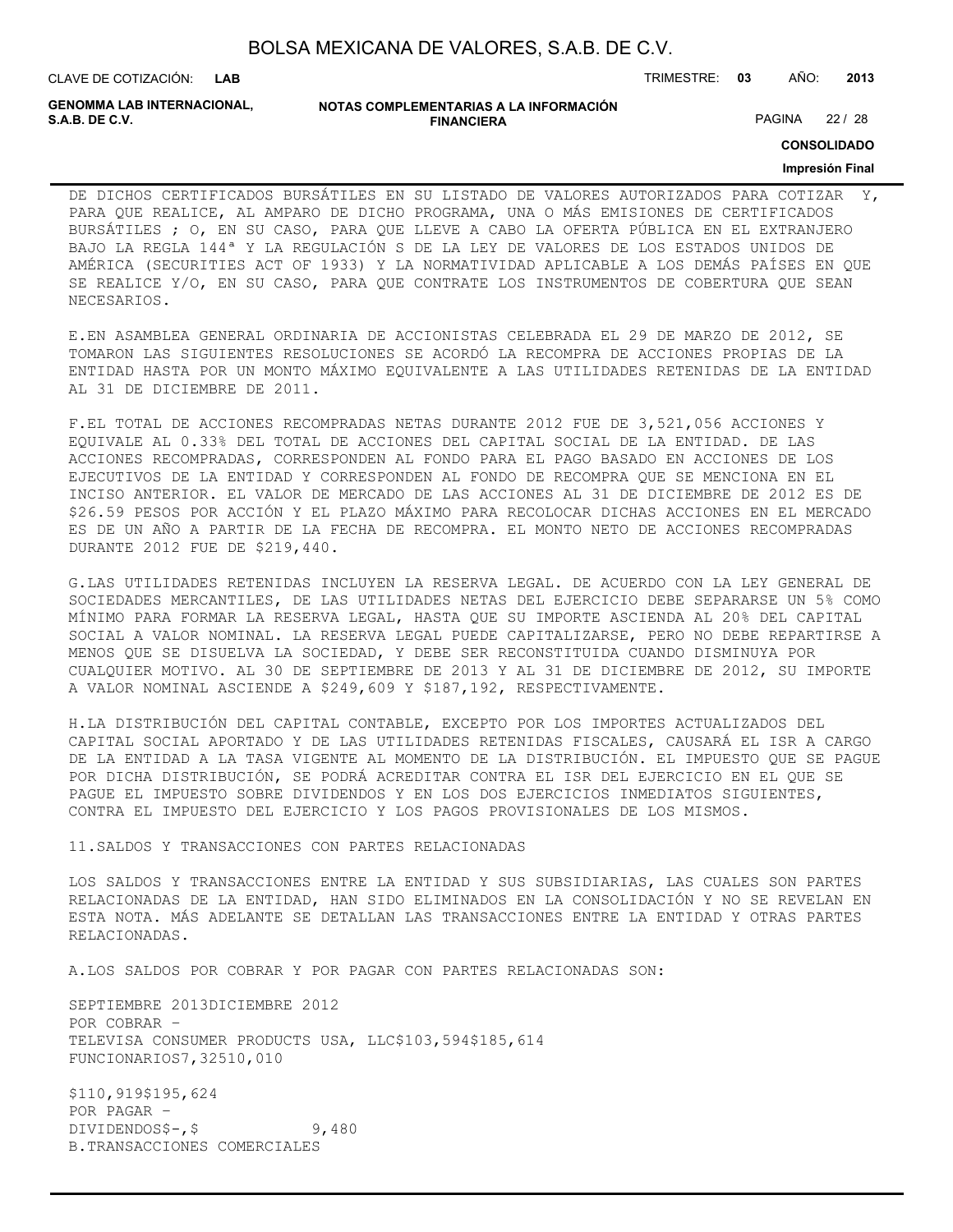DE DICHOS CERTIFICADOS BURSÁTILES EN SU LISTADO DE VALORES AUTORIZADOS PARA COTIZAR Y, PARA QUE REALICE, AL AMPARO DE DICHO PROGRAMA, UNA O MÁS EMISIONES DE CERTIFICADOS BURSÁTILES ; O, EN SU CASO, PARA QUE LLEVE A CABO LA OFERTA PÚBLICA EN EL EXTRANJERO BAJO LA REGLA 144ª Y LA REGULACIÓN S DE LA LEY DE VALORES DE LOS ESTADOS UNIDOS DE AMÉRICA (SECURITIES ACT OF 1933) Y LA NORMATIVIDAD APLICABLE A LOS DEMÁS PAÍSES EN QUE SE REALICE Y/O, EN SU CASO, PARA QUE CONTRATE LOS INSTRUMENTOS DE COBERTURA QUE SEAN NECESARIOS.

E.EN ASAMBLEA GENERAL ORDINARIA DE ACCIONISTAS CELEBRADA EL 29 DE MARZO DE 2012, SE TOMARON LAS SIGUIENTES RESOLUCIONES SE ACORDÓ LA RECOMPRA DE ACCIONES PROPIAS DE LA ENTIDAD HASTA POR UN MONTO MÁXIMO EQUIVALENTE A LAS UTILIDADES RETENIDAS DE LA ENTIDAD AL 31 DE DICIEMBRE DE 2011.

F.EL TOTAL DE ACCIONES RECOMPRADAS NETAS DURANTE 2012 FUE DE 3,521,056 ACCIONES Y EQUIVALE AL 0.33% DEL TOTAL DE ACCIONES DEL CAPITAL SOCIAL DE LA ENTIDAD. DE LAS ACCIONES RECOMPRADAS, CORRESPONDEN AL FONDO PARA EL PAGO BASADO EN ACCIONES DE LOS EJECUTIVOS DE LA ENTIDAD Y CORRESPONDEN AL FONDO DE RECOMPRA QUE SE MENCIONA EN EL INCISO ANTERIOR. EL VALOR DE MERCADO DE LAS ACCIONES AL 31 DE DICIEMBRE DE 2012 ES DE $26.59 PESOS POR ACCIÓN Y EL PLAZO MÁXIMO PARA RECOLOCAR DICHAS ACCIONES EN EL MERCADO ES DE UN AÑO A PARTIR DE LA FECHA DE RECOMPRA. EL MONTO NETO DE ACCIONES RECOMPRADAS DURANTE 2012 FUE DE $219,440.

G.LAS UTILIDADES RETENIDAS INCLUYEN LA RESERVA LEGAL. DE ACUERDO CON LA LEY GENERAL DE SOCIEDADES MERCANTILES, DE LAS UTILIDADES NETAS DEL EJERCICIO DEBE SEPARARSE UN 5% COMO MÍNIMO PARA FORMAR LA RESERVA LEGAL, HASTA QUE SU IMPORTE ASCIENDA AL 20% DEL CAPITAL SOCIAL A VALOR NOMINAL. LA RESERVA LEGAL PUEDE CAPITALIZARSE, PERO NO DEBE REPARTIRSE A MENOS QUE SE DISUELVA LA SOCIEDAD, Y DEBE SER RECONSTITUIDA CUANDO DISMINUYA POR CUALQUIER MOTIVO. AL 30 DE SEPTIEMBRE DE 2013 Y AL 31 DE DICIEMBRE DE 2012, SU IMPORTE A VALOR NOMINAL ASCIENDE A $249,609 Y $187,192, RESPECTIVAMENTE.

H.LA DISTRIBUCIÓN DEL CAPITAL CONTABLE, EXCEPTO POR LOS IMPORTES ACTUALIZADOS DEL CAPITAL SOCIAL APORTADO Y DE LAS UTILIDADES RETENIDAS FISCALES, CAUSARÁ EL ISR A CARGO DE LA ENTIDAD A LA TASA VIGENTE AL MOMENTO DE LA DISTRIBUCIÓN. EL IMPUESTO QUE SE PAGUE POR DICHA DISTRIBUCIÓN, SE PODRÁ ACREDITAR CONTRA EL ISR DEL EJERCICIO EN EL QUE SE PAGUE EL IMPUESTO SOBRE DIVIDENDOS Y EN LOS DOS EJERCICIOS INMEDIATOS SIGUIENTES, CONTRA EL IMPUESTO DEL EJERCICIO Y LOS PAGOS PROVISIONALES DE LOS MISMOS.

11.SALDOS Y TRANSACCIONES CON PARTES RELACIONADAS

LOS SALDOS Y TRANSACCIONES ENTRE LA ENTIDAD Y SUS SUBSIDIARIAS, LAS CUALES SON PARTES RELACIONADAS DE LA ENTIDAD, HAN SIDO ELIMINADOS EN LA CONSOLIDACIÓN Y NO SE REVELAN EN ESTA NOTA. MÁS ADELANTE SE DETALLAN LAS TRANSACCIONES ENTRE LA ENTIDAD Y OTRAS PARTES RELACIONADAS.

A.LOS SALDOS POR COBRAR Y POR PAGAR CON PARTES RELACIONADAS SON:

| | SEPTIEMBRE 2013 | DICIEMBRE 2012 |
|---|---|---|
| POR COBRAR – | | |
| TELEVISA CONSUMER PRODUCTS USA, LLC | $103,594 | $185,614 |
| FUNCIONARIOS | 7,325 | 10,010 |
| | $110,919 | $195,624 |
| POR PAGAR – | | |
| DIVIDENDOS | $-, | $ 9,480 |

B.TRANSACCIONES COMERCIALES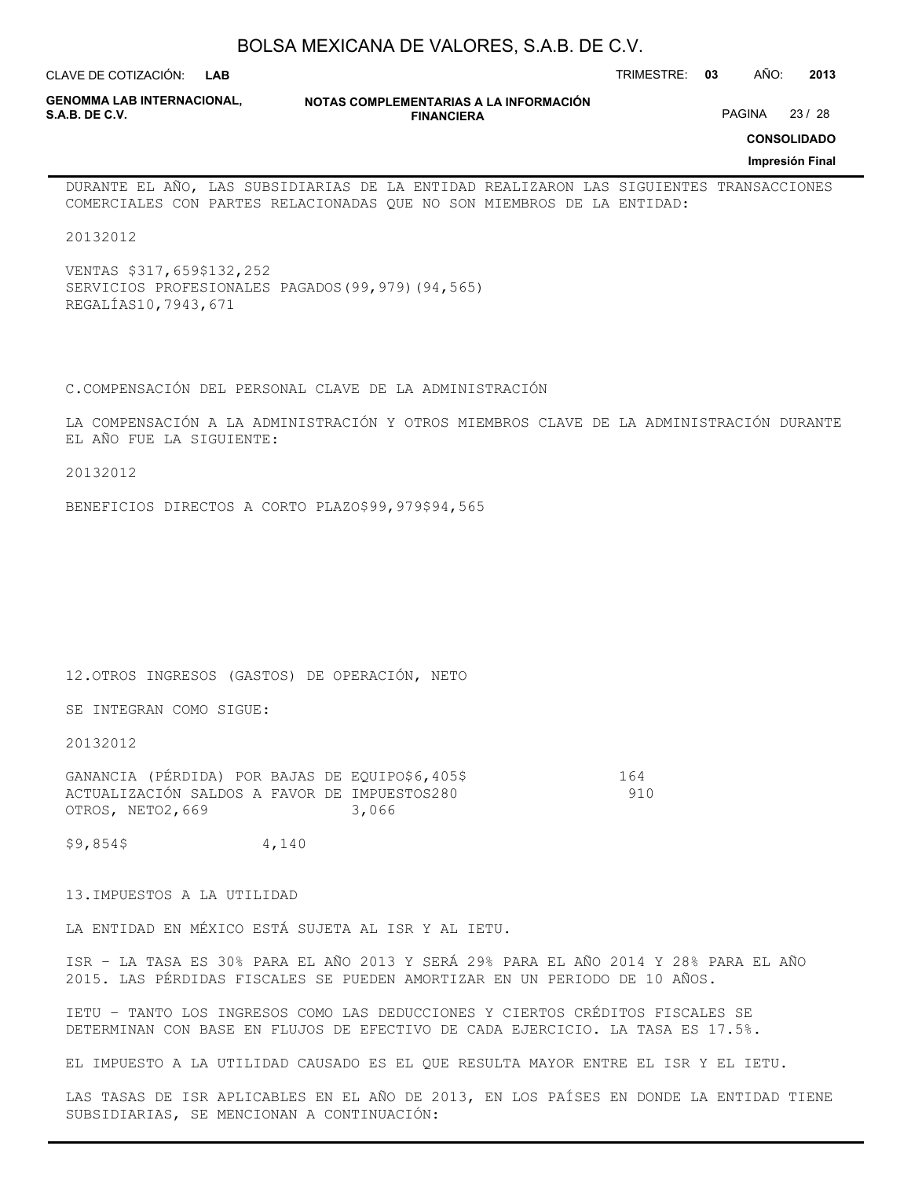DURANTE EL AÑO, LAS SUBSIDIARIAS DE LA ENTIDAD REALIZARON LAS SIGUIENTES TRANSACCIONES COMERCIALES CON PARTES RELACIONADAS QUE NO SON MIEMBROS DE LA ENTIDAD:

| | 2013 | 2012 |
|---|---|---|
| VENTAS | $317,659 | $132,252 |
| SERVICIOS PROFESIONALES PAGADOS | (99,979) | (94,565) |
| REGALÍAS | 10,794 | 3,671 |

C. COMPENSACIÓN DEL PERSONAL CLAVE DE LA ADMINISTRACIÓN

LA COMPENSACIÓN A LA ADMINISTRACIÓN Y OTROS MIEMBROS CLAVE DE LA ADMINISTRACIÓN DURANTE EL AÑO FUE LA SIGUIENTE:

| | 2013 | 2012 |
|---|---|---|
| BENEFICIOS DIRECTOS A CORTO PLAZO | $99,979 | $94,565 |

12. OTROS INGRESOS (GASTOS) DE OPERACIÓN, NETO

SE INTEGRAN COMO SIGUE:

| | 2013 | 2012 |
|---|---|---|
| GANANCIA (PÉRDIDA) POR BAJAS DE EQUIPO | $6,405 | $ 164 |
| ACTUALIZACIÓN SALDOS A FAVOR DE IMPUESTOS | 280 | 910 |
| OTROS, NETO | 2,669 | 3,066 |
| | $9,854 | $ 4,140 |

13. IMPUESTOS A LA UTILIDAD

LA ENTIDAD EN MÉXICO ESTÁ SUJETA AL ISR Y AL IETU.

ISR - LA TASA ES 30% PARA EL AÑO 2013 Y SERÁ 29% PARA EL AÑO 2014 Y 28% PARA EL AÑO 2015. LAS PÉRDIDAS FISCALES SE PUEDEN AMORTIZAR EN UN PERIODO DE 10 AÑOS.

IETU - TANTO LOS INGRESOS COMO LAS DEDUCCIONES Y CIERTOS CRÉDITOS FISCALES SE DETERMINAN CON BASE EN FLUJOS DE EFECTIVO DE CADA EJERCICIO. LA TASA ES 17.5%.

EL IMPUESTO A LA UTILIDAD CAUSADO ES EL QUE RESULTA MAYOR ENTRE EL ISR Y EL IETU.

LAS TASAS DE ISR APLICABLES EN EL AÑO DE 2013, EN LOS PAÍSES EN DONDE LA ENTIDAD TIENE SUBSIDIARIAS, SE MENCIONAN A CONTINUACIÓN: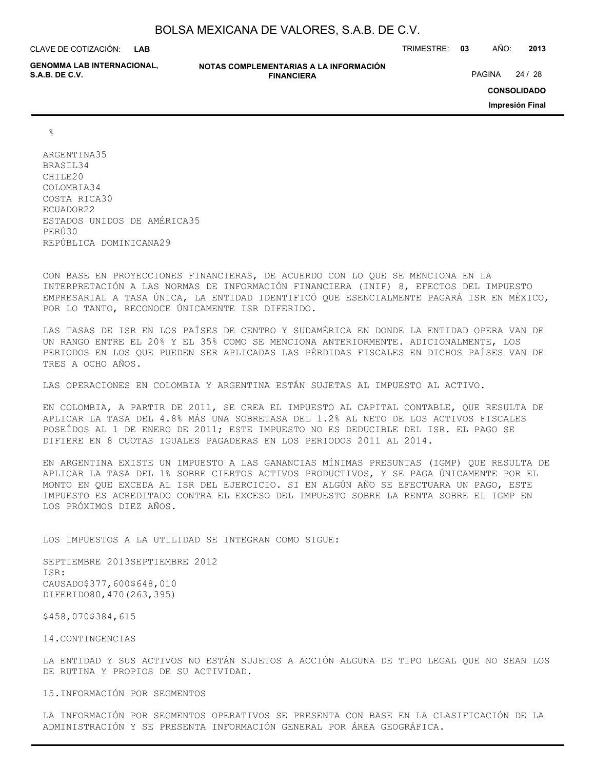| | % |
|---|---|
| ARGENTINA | 35 |
| BRASIL | 34 |
| CHILE | 20 |
| COLOMBIA | 34 |
| COSTA RICA | 30 |
| ECUADOR | 22 |
| ESTADOS UNIDOS DE AMÉRICA | 35 |
| PERÚ | 30 |
| REPÚBLICA DOMINICANA | 29 |

CON BASE EN PROYECCIONES FINANCIERAS, DE ACUERDO CON LO QUE SE MENCIONA EN LA INTERPRETACIÓN A LAS NORMAS DE INFORMACIÓN FINANCIERA (INIF) 8, EFECTOS DEL IMPUESTO EMPRESARIAL A TASA ÚNICA, LA ENTIDAD IDENTIFICÓ QUE ESENCIALMENTE PAGARÁ ISR EN MÉXICO, POR LO TANTO, RECONOCE ÚNICAMENTE ISR DIFERIDO.

LAS TASAS DE ISR EN LOS PAÍSES DE CENTRO Y SUDAMÉRICA EN DONDE LA ENTIDAD OPERA VAN DE UN RANGO ENTRE EL 20% Y EL 35% COMO SE MENCIONA ANTERIORMENTE. ADICIONALMENTE, LOS PERIODOS EN LOS QUE PUEDEN SER APLICADAS LAS PÉRDIDAS FISCALES EN DICHOS PAÍSES VAN DE TRES A OCHO AÑOS.

LAS OPERACIONES EN COLOMBIA Y ARGENTINA ESTÁN SUJETAS AL IMPUESTO AL ACTIVO.

EN COLOMBIA, A PARTIR DE 2011, SE CREA EL IMPUESTO AL CAPITAL CONTABLE, QUE RESULTA DE APLICAR LA TASA DEL 4.8% MÁS UNA SOBRETASA DEL 1.2% AL NETO DE LOS ACTIVOS FISCALES POSEÍDOS AL 1 DE ENERO DE 2011; ESTE IMPUESTO NO ES DEDUCIBLE DEL ISR. EL PAGO SE DIFIERE EN 8 CUOTAS IGUALES PAGADERAS EN LOS PERIODOS 2011 AL 2014.

EN ARGENTINA EXISTE UN IMPUESTO A LAS GANANCIAS MÍNIMAS PRESUNTAS (IGMP) QUE RESULTA DE APLICAR LA TASA DEL 1% SOBRE CIERTOS ACTIVOS PRODUCTIVOS, Y SE PAGA ÚNICAMENTE POR EL MONTO EN QUE EXCEDA AL ISR DEL EJERCICIO. SI EN ALGÚN AÑO SE EFECTUARA UN PAGO, ESTE IMPUESTO ES ACREDITADO CONTRA EL EXCESO DEL IMPUESTO SOBRE LA RENTA SOBRE EL IGMP EN LOS PRÓXIMOS DIEZ AÑOS.

LOS IMPUESTOS A LA UTILIDAD SE INTEGRAN COMO SIGUE:

| | SEPTIEMBRE 2013 | SEPTIEMBRE 2012 |
|---|---|---|
| ISR: | | |
| CAUSADO | $377,600 | $648,010 |
| DIFERIDO | 80,470 | (263,395) |
| | $458,070 | $384,615 |

## 14. CONTINGENCIAS

LA ENTIDAD Y SUS ACTIVOS NO ESTÁN SUJETOS A ACCIÓN ALGUNA DE TIPO LEGAL QUE NO SEAN LOS DE RUTINA Y PROPIOS DE SU ACTIVIDAD.

## 15. INFORMACIÓN POR SEGMENTOS

LA INFORMACIÓN POR SEGMENTOS OPERATIVOS SE PRESENTA CON BASE EN LA CLASIFICACIÓN DE LA ADMINISTRACIÓN Y SE PRESENTA INFORMACIÓN GENERAL POR ÁREA GEOGRÁFICA.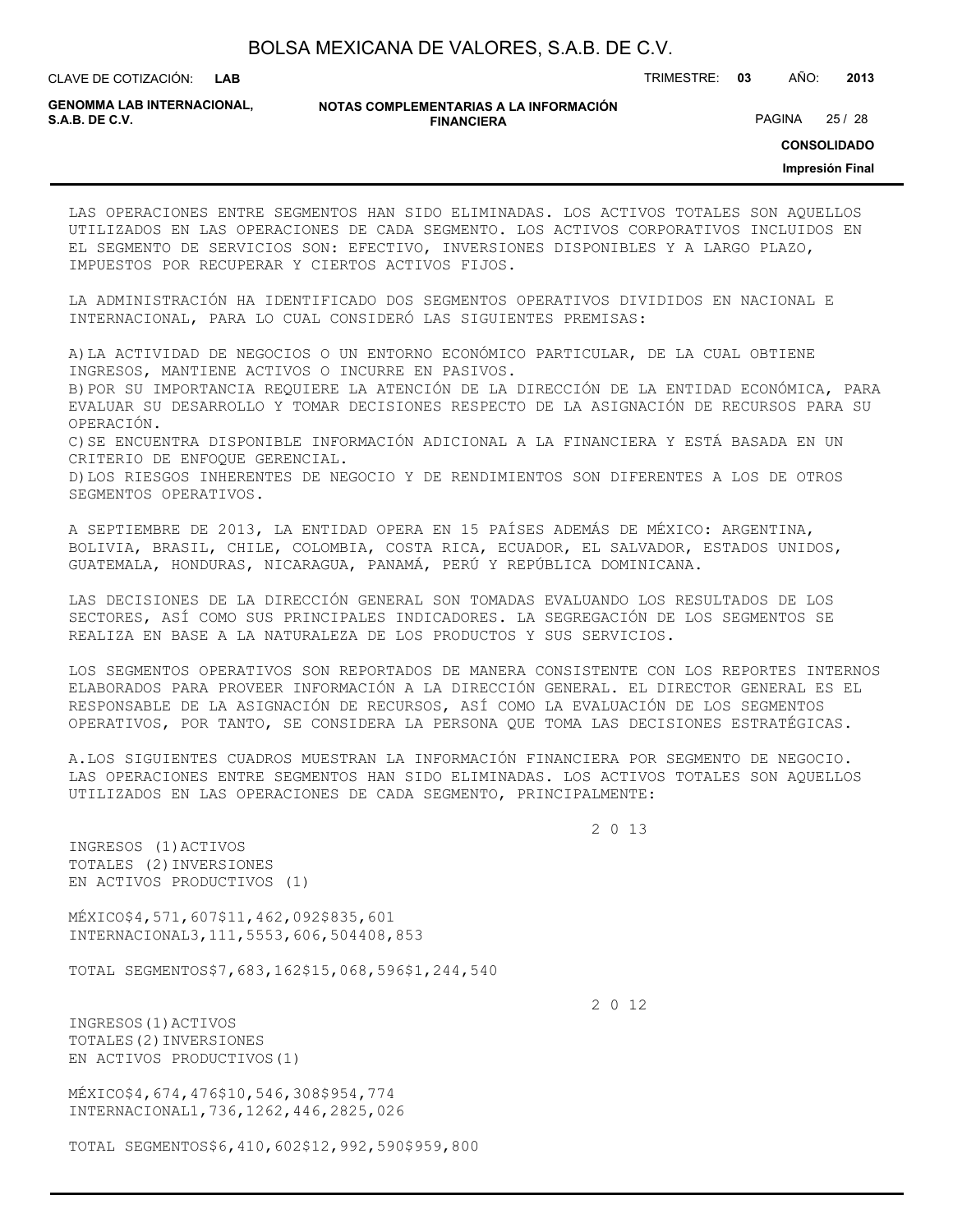LAS OPERACIONES ENTRE SEGMENTOS HAN SIDO ELIMINADAS. LOS ACTIVOS TOTALES SON AQUELLOS UTILIZADOS EN LAS OPERACIONES DE CADA SEGMENTO. LOS ACTIVOS CORPORATIVOS INCLUIDOS EN EL SEGMENTO DE SERVICIOS SON: EFECTIVO, INVERSIONES DISPONIBLES Y A LARGO PLAZO, IMPUESTOS POR RECUPERAR Y CIERTOS ACTIVOS FIJOS.

LA ADMINISTRACIÓN HA IDENTIFICADO DOS SEGMENTOS OPERATIVOS DIVIDIDOS EN NACIONAL E INTERNACIONAL, PARA LO CUAL CONSIDERÓ LAS SIGUIENTES PREMISAS:

A) LA ACTIVIDAD DE NEGOCIOS O UN ENTORNO ECONÓMICO PARTICULAR, DE LA CUAL OBTIENE INGRESOS, MANTIENE ACTIVOS O INCURRE EN PASIVOS.
B) POR SU IMPORTANCIA REQUIERE LA ATENCIÓN DE LA DIRECCIÓN DE LA ENTIDAD ECONÓMICA, PARA EVALUAR SU DESARROLLO Y TOMAR DECISIONES RESPECTO DE LA ASIGNACIÓN DE RECURSOS PARA SU OPERACIÓN.
C) SE ENCUENTRA DISPONIBLE INFORMACIÓN ADICIONAL A LA FINANCIERA Y ESTÁ BASADA EN UN CRITERIO DE ENFOQUE GERENCIAL.
D) LOS RIESGOS INHERENTES DE NEGOCIO Y DE RENDIMIENTOS SON DIFERENTES A LOS DE OTROS SEGMENTOS OPERATIVOS.

A SEPTIEMBRE DE 2013, LA ENTIDAD OPERA EN 15 PAÍSES ADEMÁS DE MÉXICO: ARGENTINA, BOLIVIA, BRASIL, CHILE, COLOMBIA, COSTA RICA, ECUADOR, EL SALVADOR, ESTADOS UNIDOS, GUATEMALA, HONDURAS, NICARAGUA, PANAMÁ, PERÚ Y REPÚBLICA DOMINICANA.

LAS DECISIONES DE LA DIRECCIÓN GENERAL SON TOMADAS EVALUANDO LOS RESULTADOS DE LOS SECTORES, ASÍ COMO SUS PRINCIPALES INDICADORES. LA SEGREGACIÓN DE LOS SEGMENTOS SE REALIZA EN BASE A LA NATURALEZA DE LOS PRODUCTOS Y SUS SERVICIOS.

LOS SEGMENTOS OPERATIVOS SON REPORTADOS DE MANERA CONSISTENTE CON LOS REPORTES INTERNOS ELABORADOS PARA PROVEER INFORMACIÓN A LA DIRECCIÓN GENERAL. EL DIRECTOR GENERAL ES EL RESPONSABLE DE LA ASIGNACIÓN DE RECURSOS, ASÍ COMO LA EVALUACIÓN DE LOS SEGMENTOS OPERATIVOS, POR TANTO, SE CONSIDERA LA PERSONA QUE TOMA LAS DECISIONES ESTRATÉGICAS.

A. LOS SIGUIENTES CUADROS MUESTRAN LA INFORMACIÓN FINANCIERA POR SEGMENTO DE NEGOCIO. LAS OPERACIONES ENTRE SEGMENTOS HAN SIDO ELIMINADAS. LOS ACTIVOS TOTALES SON AQUELLOS UTILIZADOS EN LAS OPERACIONES DE CADA SEGMENTO, PRINCIPALMENTE:

**2013**

| | INGRESOS (1) | ACTIVOS TOTALES (2) | INVERSIONES EN ACTIVOS PRODUCTIVOS (1) |
|---|---|---|---|
| MÉXICO | $4,571,607 | $11,462,092 | $835,601 |
| INTERNACIONAL | 3,111,555 | 3,606,504 | 408,853 |
| TOTAL SEGMENTOS | $7,683,162 | $15,068,596 | $1,244,540 |

**2012**

| | INGRESOS (1) | ACTIVOS TOTALES (2) | INVERSIONES EN ACTIVOS PRODUCTIVOS (1) |
|---|---|---|---|
| MÉXICO | $4,674,476 | $10,546,308 | $954,774 |
| INTERNACIONAL | 1,736,126 | 2,446,282 | 5,026 |
| TOTAL SEGMENTOS | $6,410,602 | $12,992,590 | $959,800 |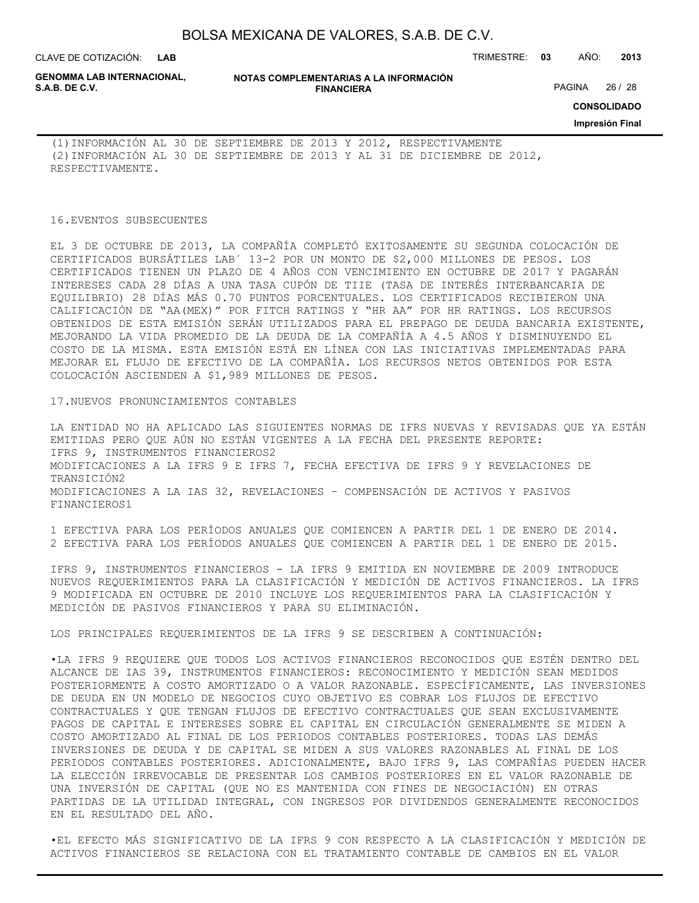(1)INFORMACIÓN AL 30 DE SEPTIEMBRE DE 2013 Y 2012, RESPECTIVAMENTE
(2)INFORMACIÓN AL 30 DE SEPTIEMBRE DE 2013 Y AL 31 DE DICIEMBRE DE 2012, RESPECTIVAMENTE.

## 16.EVENTOS SUBSECUENTES

EL 3 DE OCTUBRE DE 2013, LA COMPAÑÍA COMPLETÓ EXITOSAMENTE SU SEGUNDA COLOCACIÓN DE CERTIFICADOS BURSÁTILES LAB´ 13-2 POR UN MONTO DE $2,000 MILLONES DE PESOS. LOS CERTIFICADOS TIENEN UN PLAZO DE 4 AÑOS CON VENCIMIENTO EN OCTUBRE DE 2017 Y PAGARÁN INTERESES CADA 28 DÍAS A UNA TASA CUPÓN DE TIIE (TASA DE INTERÉS INTERBANCARIA DE EQUILIBRIO) 28 DÍAS MÁS 0.70 PUNTOS PORCENTUALES. LOS CERTIFICADOS RECIBIERON UNA CALIFICACIÓN DE "AA(MEX)" POR FITCH RATINGS Y "HR AA" POR HR RATINGS. LOS RECURSOS OBTENIDOS DE ESTA EMISIÓN SERÁN UTILIZADOS PARA EL PREPAGO DE DEUDA BANCARIA EXISTENTE, MEJORANDO LA VIDA PROMEDIO DE LA DEUDA DE LA COMPAÑÍA A 4.5 AÑOS Y DISMINUYENDO EL COSTO DE LA MISMA. ESTA EMISIÓN ESTÁ EN LÍNEA CON LAS INICIATIVAS IMPLEMENTADAS PARA MEJORAR EL FLUJO DE EFECTIVO DE LA COMPAÑÍA. LOS RECURSOS NETOS OBTENIDOS POR ESTA COLOCACIÓN ASCIENDEN A $1,989 MILLONES DE PESOS.

## 17.NUEVOS PRONUNCIAMIENTOS CONTABLES

LA ENTIDAD NO HA APLICADO LAS SIGUIENTES NORMAS DE IFRS NUEVAS Y REVISADAS QUE YA ESTÁN EMITIDAS PERO QUE AÚN NO ESTÁN VIGENTES A LA FECHA DEL PRESENTE REPORTE:
IFRS 9, INSTRUMENTOS FINANCIEROS[2]
MODIFICACIONES A LA IFRS 9 E IFRS 7, FECHA EFECTIVA DE IFRS 9 Y REVELACIONES DE TRANSICIÓN[2]
MODIFICACIONES A LA IAS 32, REVELACIONES – COMPENSACIÓN DE ACTIVOS Y PASIVOS FINANCIEROS[1]

1 EFECTIVA PARA LOS PERÍODOS ANUALES QUE COMIENCEN A PARTIR DEL 1 DE ENERO DE 2014.
2 EFECTIVA PARA LOS PERÍODOS ANUALES QUE COMIENCEN A PARTIR DEL 1 DE ENERO DE 2015.

IFRS 9, INSTRUMENTOS FINANCIEROS - LA IFRS 9 EMITIDA EN NOVIEMBRE DE 2009 INTRODUCE NUEVOS REQUERIMIENTOS PARA LA CLASIFICACIÓN Y MEDICIÓN DE ACTIVOS FINANCIEROS. LA IFRS 9 MODIFICADA EN OCTUBRE DE 2010 INCLUYE LOS REQUERIMIENTOS PARA LA CLASIFICACIÓN Y MEDICIÓN DE PASIVOS FINANCIEROS Y PARA SU ELIMINACIÓN.

LOS PRINCIPALES REQUERIMIENTOS DE LA IFRS 9 SE DESCRIBEN A CONTINUACIÓN:

- LA IFRS 9 REQUIERE QUE TODOS LOS ACTIVOS FINANCIEROS RECONOCIDOS QUE ESTÉN DENTRO DEL ALCANCE DE IAS 39, INSTRUMENTOS FINANCIEROS: RECONOCIMIENTO Y MEDICIÓN SEAN MEDIDOS POSTERIORMENTE A COSTO AMORTIZADO O A VALOR RAZONABLE. ESPECÍFICAMENTE, LAS INVERSIONES DE DEUDA EN UN MODELO DE NEGOCIOS CUYO OBJETIVO ES COBRAR LOS FLUJOS DE EFECTIVO CONTRACTUALES Y QUE TENGAN FLUJOS DE EFECTIVO CONTRACTUALES QUE SEAN EXCLUSIVAMENTE PAGOS DE CAPITAL E INTERESES SOBRE EL CAPITAL EN CIRCULACIÓN GENERALMENTE SE MIDEN A COSTO AMORTIZADO AL FINAL DE LOS PERIODOS CONTABLES POSTERIORES. TODAS LAS DEMÁS INVERSIONES DE DEUDA Y DE CAPITAL SE MIDEN A SUS VALORES RAZONABLES AL FINAL DE LOS PERIODOS CONTABLES POSTERIORES. ADICIONALMENTE, BAJO IFRS 9, LAS COMPAÑÍAS PUEDEN HACER LA ELECCIÓN IRREVOCABLE DE PRESENTAR LOS CAMBIOS POSTERIORES EN EL VALOR RAZONABLE DE UNA INVERSIÓN DE CAPITAL (QUE NO ES MANTENIDA CON FINES DE NEGOCIACIÓN) EN OTRAS PARTIDAS DE LA UTILIDAD INTEGRAL, CON INGRESOS POR DIVIDENDOS GENERALMENTE RECONOCIDOS EN EL RESULTADO DEL AÑO.

- EL EFECTO MÁS SIGNIFICATIVO DE LA IFRS 9 CON RESPECTO A LA CLASIFICACIÓN Y MEDICIÓN DE ACTIVOS FINANCIEROS SE RELACIONA CON EL TRATAMIENTO CONTABLE DE CAMBIOS EN EL VALOR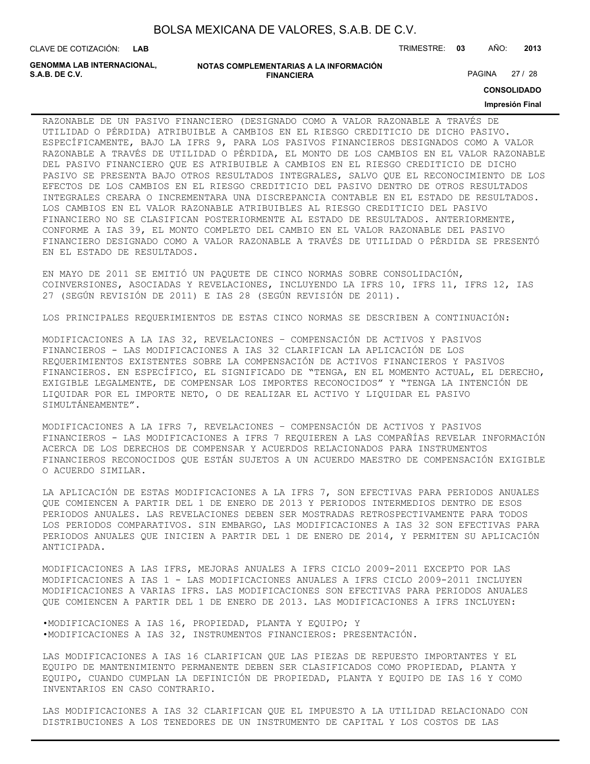RAZONABLE DE UN PASIVO FINANCIERO (DESIGNADO COMO A VALOR RAZONABLE A TRAVÉS DE UTILIDAD O PÉRDIDA) ATRIBUIBLE A CAMBIOS EN EL RIESGO CREDITICIO DE DICHO PASIVO. ESPECÍFICAMENTE, BAJO LA IFRS 9, PARA LOS PASIVOS FINANCIEROS DESIGNADOS COMO A VALOR RAZONABLE A TRAVÉS DE UTILIDAD O PÉRDIDA, EL MONTO DE LOS CAMBIOS EN EL VALOR RAZONABLE DEL PASIVO FINANCIERO QUE ES ATRIBUIBLE A CAMBIOS EN EL RIESGO CREDITICIO DE DICHO PASIVO SE PRESENTA BAJO OTROS RESULTADOS INTEGRALES, SALVO QUE EL RECONOCIMIENTO DE LOS EFECTOS DE LOS CAMBIOS EN EL RIESGO CREDITICIO DEL PASIVO DENTRO DE OTROS RESULTADOS INTEGRALES CREARA O INCREMENTARA UNA DISCREPANCIA CONTABLE EN EL ESTADO DE RESULTADOS. LOS CAMBIOS EN EL VALOR RAZONABLE ATRIBUIBLES AL RIESGO CREDITICIO DEL PASIVO FINANCIERO NO SE CLASIFICAN POSTERIORMENTE AL ESTADO DE RESULTADOS. ANTERIORMENTE, CONFORME A IAS 39, EL MONTO COMPLETO DEL CAMBIO EN EL VALOR RAZONABLE DEL PASIVO FINANCIERO DESIGNADO COMO A VALOR RAZONABLE A TRAVÉS DE UTILIDAD O PÉRDIDA SE PRESENTÓ EN EL ESTADO DE RESULTADOS.

EN MAYO DE 2011 SE EMITIÓ UN PAQUETE DE CINCO NORMAS SOBRE CONSOLIDACIÓN, COINVERSIONES, ASOCIADAS Y REVELACIONES, INCLUYENDO LA IFRS 10, IFRS 11, IFRS 12, IAS 27 (SEGÚN REVISIÓN DE 2011) E IAS 28 (SEGÚN REVISIÓN DE 2011).

LOS PRINCIPALES REQUERIMIENTOS DE ESTAS CINCO NORMAS SE DESCRIBEN A CONTINUACIÓN:

MODIFICACIONES A LA IAS 32, REVELACIONES – COMPENSACIÓN DE ACTIVOS Y PASIVOS FINANCIEROS - LAS MODIFICACIONES A IAS 32 CLARIFICAN LA APLICACIÓN DE LOS REQUERIMIENTOS EXISTENTES SOBRE LA COMPENSACIÓN DE ACTIVOS FINANCIEROS Y PASIVOS FINANCIEROS. EN ESPECÍFICO, EL SIGNIFICADO DE "TENGA, EN EL MOMENTO ACTUAL, EL DERECHO, EXIGIBLE LEGALMENTE, DE COMPENSAR LOS IMPORTES RECONOCIDOS" Y "TENGA LA INTENCIÓN DE LIQUIDAR POR EL IMPORTE NETO, O DE REALIZAR EL ACTIVO Y LIQUIDAR EL PASIVO SIMULTÁNEAMENTE".

MODIFICACIONES A LA IFRS 7, REVELACIONES – COMPENSACIÓN DE ACTIVOS Y PASIVOS FINANCIEROS - LAS MODIFICACIONES A IFRS 7 REQUIEREN A LAS COMPAÑÍAS REVELAR INFORMACIÓN ACERCA DE LOS DERECHOS DE COMPENSAR Y ACUERDOS RELACIONADOS PARA INSTRUMENTOS FINANCIEROS RECONOCIDOS QUE ESTÁN SUJETOS A UN ACUERDO MAESTRO DE COMPENSACIÓN EXIGIBLE O ACUERDO SIMILAR.

LA APLICACIÓN DE ESTAS MODIFICACIONES A LA IFRS 7, SON EFECTIVAS PARA PERIODOS ANUALES QUE COMIENCEN A PARTIR DEL 1 DE ENERO DE 2013 Y PERIODOS INTERMEDIOS DENTRO DE ESOS PERIODOS ANUALES. LAS REVELACIONES DEBEN SER MOSTRADAS RETROSPECTIVAMENTE PARA TODOS LOS PERIODOS COMPARATIVOS. SIN EMBARGO, LAS MODIFICACIONES A IAS 32 SON EFECTIVAS PARA PERIODOS ANUALES QUE INICIEN A PARTIR DEL 1 DE ENERO DE 2014, Y PERMITEN SU APLICACIÓN ANTICIPADA.

MODIFICACIONES A LAS IFRS, MEJORAS ANUALES A IFRS CICLO 2009-2011 EXCEPTO POR LAS MODIFICACIONES A IAS 1 - LAS MODIFICACIONES ANUALES A IFRS CICLO 2009-2011 INCLUYEN MODIFICACIONES A VARIAS IFRS. LAS MODIFICACIONES SON EFECTIVAS PARA PERIODOS ANUALES QUE COMIENCEN A PARTIR DEL 1 DE ENERO DE 2013. LAS MODIFICACIONES A IFRS INCLUYEN:

- MODIFICACIONES A IAS 16, PROPIEDAD, PLANTA Y EQUIPO; Y
- MODIFICACIONES A IAS 32, INSTRUMENTOS FINANCIEROS: PRESENTACIÓN.

LAS MODIFICACIONES A IAS 16 CLARIFICAN QUE LAS PIEZAS DE REPUESTO IMPORTANTES Y EL EQUIPO DE MANTENIMIENTO PERMANENTE DEBEN SER CLASIFICADOS COMO PROPIEDAD, PLANTA Y EQUIPO, CUANDO CUMPLAN LA DEFINICIÓN DE PROPIEDAD, PLANTA Y EQUIPO DE IAS 16 Y COMO INVENTARIOS EN CASO CONTRARIO.

LAS MODIFICACIONES A IAS 32 CLARIFICAN QUE EL IMPUESTO A LA UTILIDAD RELACIONADO CON DISTRIBUCIONES A LOS TENEDORES DE UN INSTRUMENTO DE CAPITAL Y LOS COSTOS DE LAS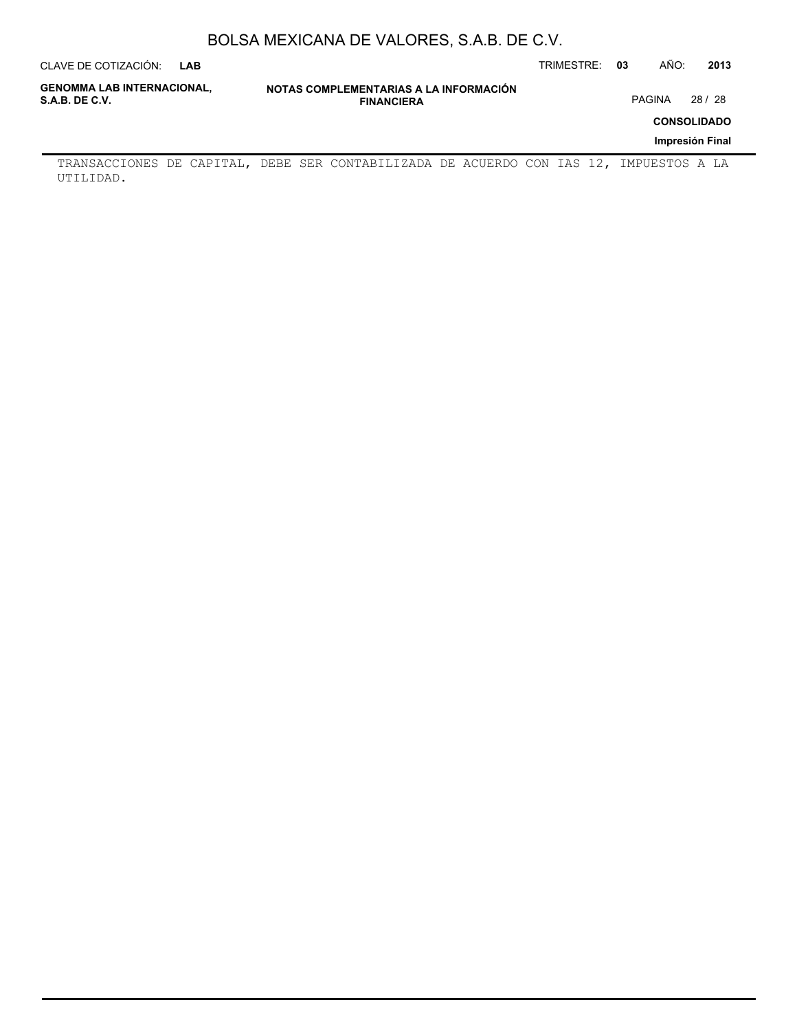TRANSACCIONES DE CAPITAL, DEBE SER CONTABILIZADA DE ACUERDO CON IAS 12, IMPUESTOS A LA UTILIDAD.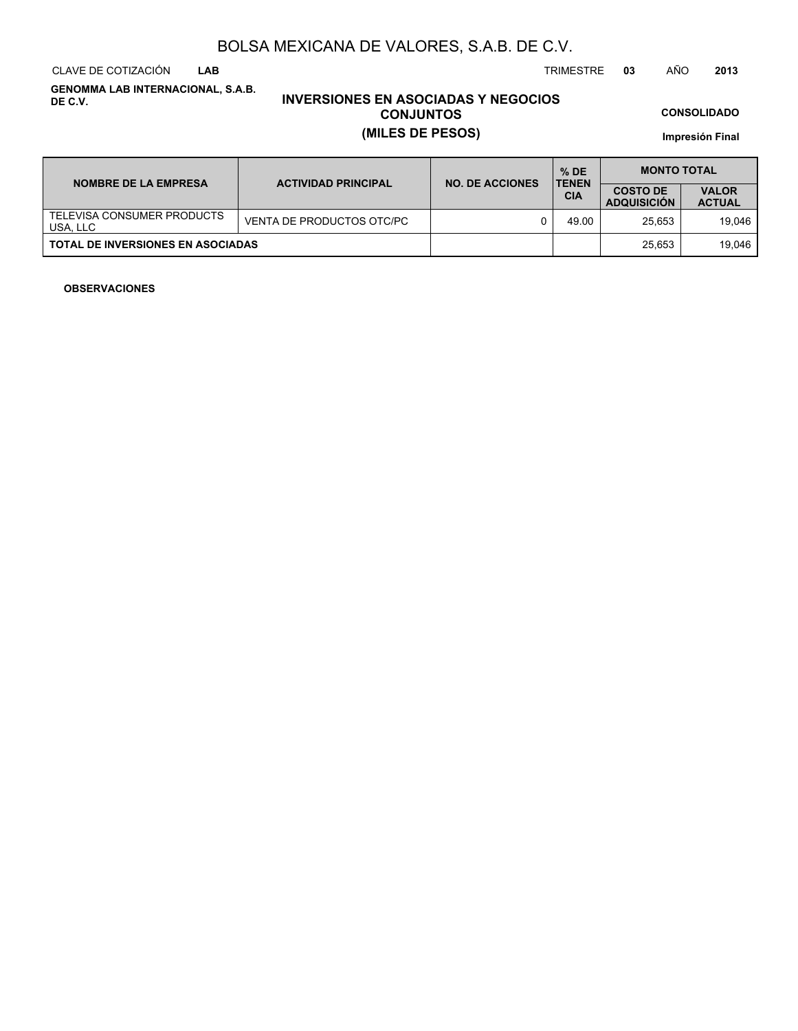# BOLSA MEXICANA DE VALORES, S.A.B. DE C.V.

CLAVE DE COTIZACIÓN **LAB** TRIMESTRE **03** AÑO **2013**

**GENOMMA LAB INTERNACIONAL, S.A.B. DE C.V.**

## INVERSIONES EN ASOCIADAS Y NEGOCIOS CONJUNTOS
## (MILES DE PESOS)

**CONSOLIDADO**

**Impresión Final**

| NOMBRE DE LA EMPRESA | ACTIVIDAD PRINCIPAL | NO. DE ACCIONES | % DE TENENCIA | MONTO TOTAL | |
|---|---|---|---|---|---|
| | | | | COSTO DE ADQUISICIÓN | VALOR ACTUAL |
| TELEVISA CONSUMER PRODUCTS USA, LLC | VENTA DE PRODUCTOS OTC/PC | 0 | 49.00 | 25,653 | 19,046 |
| **TOTAL DE INVERSIONES EN ASOCIADAS** | | | | 25,653 | 19,046 |

**OBSERVACIONES**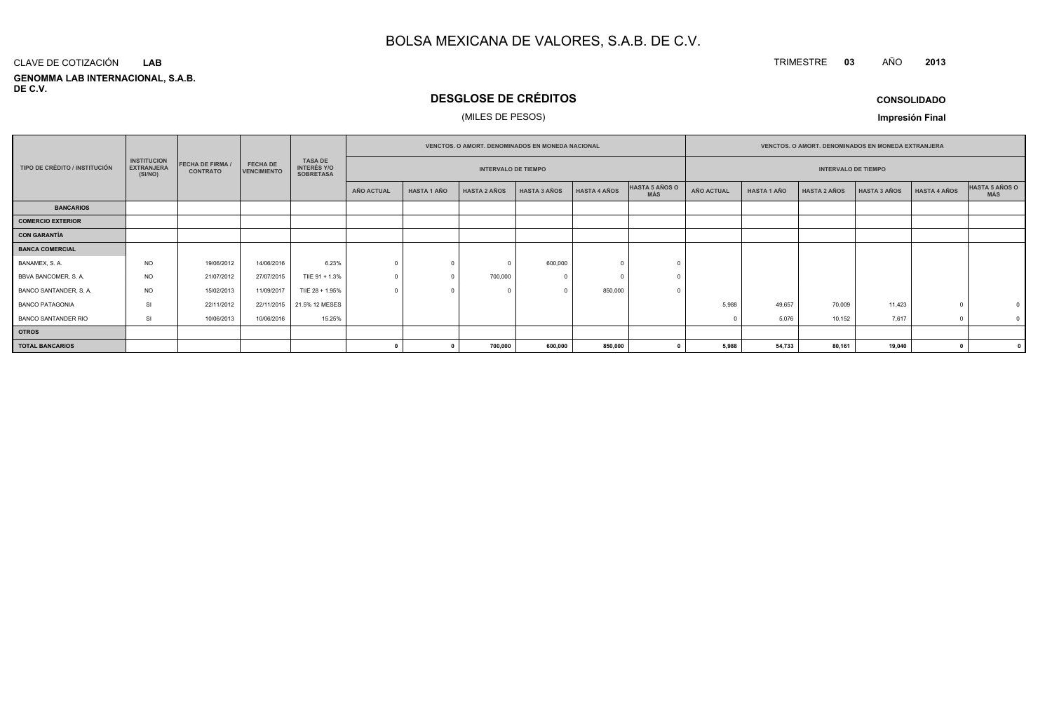# BOLSA MEXICANA DE VALORES, S.A.B. DE C.V.

CLAVE DE COTIZACIÓN **LAB**

**GENOMMA LAB INTERNACIONAL, S.A.B. DE C.V.**

TRIMESTRE **03** AÑO **2013**

## DESGLOSE DE CRÉDITOS

(MILES DE PESOS)

**CONSOLIDADO**

**Impresión Final**

| TIPO DE CRÉDITO / INSTITUCIÓN | INSTITUCION EXTRANJERA (SI/NO) | FECHA DE FIRMA / CONTRATO | FECHA DE VENCIMIENTO | TASA DE INTERÉS Y/O SOBRETASA | VENCTOS. O AMORT. DENOMINADOS EN MONEDA NACIONAL | | | | | | VENCTOS. O AMORT. DENOMINADOS EN MONEDA EXTRANJERA | | | | | |
|---|---|---|---|---|---|---|---|---|---|---|---|---|---|---|---|---|
| | | | | | INTERVALO DE TIEMPO | | | | | | INTERVALO DE TIEMPO | | | | | |
| | | | | | AÑO ACTUAL | HASTA 1 AÑO | HASTA 2 AÑOS | HASTA 3 AÑOS | HASTA 4 AÑOS | HASTA 5 AÑOS O MÁS | AÑO ACTUAL | HASTA 1 AÑO | HASTA 2 AÑOS | HASTA 3 AÑOS | HASTA 4 AÑOS | HASTA 5 AÑOS O MÁS |
| **BANCARIOS** | | | | | | | | | | | | | | | | |
| **COMERCIO EXTERIOR** | | | | | | | | | | | | | | | | |
| **CON GARANTÍA** | | | | | | | | | | | | | | | | |
| **BANCA COMERCIAL** | | | | | | | | | | | | | | | | |
| BANAMEX, S. A. | NO | 19/06/2012 | 14/06/2016 | 6.23% | 0 | 0 | 0 | 600,000 | 0 | 0 | | | | | | |
| BBVA BANCOMER, S. A. | NO | 21/07/2012 | 27/07/2015 | TIIE 91 + 1.3% | 0 | 0 | 700,000 | 0 | 0 | 0 | | | | | | |
| BANCO SANTANDER, S. A. | NO | 15/02/2013 | 11/09/2017 | TIIE 28 + 1.95% | 0 | 0 | 0 | 0 | 850,000 | 0 | | | | | | |
| BANCO PATAGONIA | SI | 22/11/2012 | 22/11/2015 | 21.5% 12 MESES | | | | | | | 5,988 | 49,657 | 70,009 | 11,423 | 0 | 0 |
| BANCO SANTANDER RIO | SI | 10/06/2013 | 10/06/2016 | 15.25% | | | | | | | 0 | 5,076 | 10,152 | 7,617 | 0 | 0 |
| **OTROS** | | | | | | | | | | | | | | | | |
| **TOTAL BANCARIOS** | | | | | **0** | **0** | **700,000** | **600,000** | **850,000** | **0** | **5,988** | **54,733** | **80,161** | **19,040** | **0** | **0** |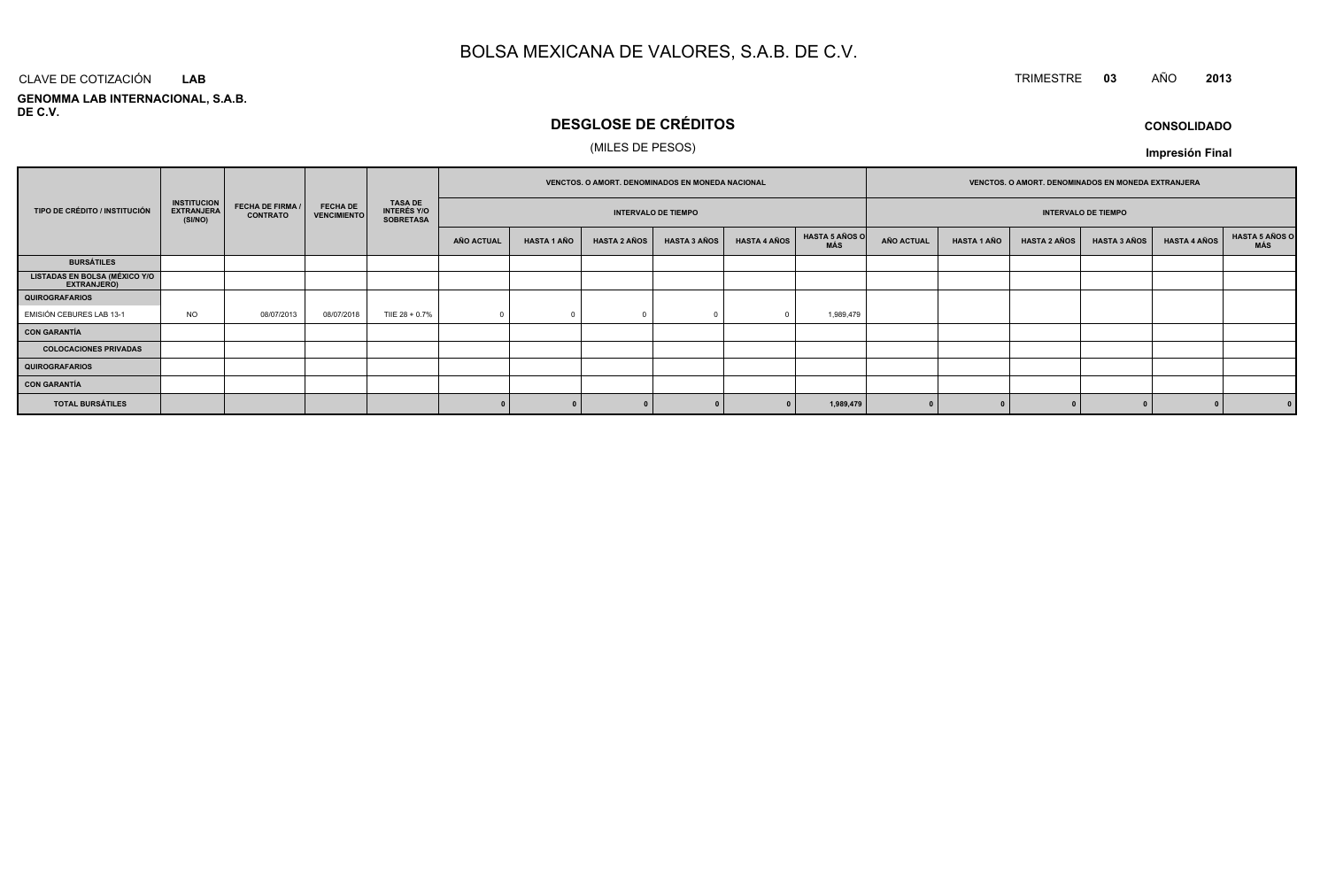# BOLSA MEXICANA DE VALORES, S.A.B. DE C.V.

CLAVE DE COTIZACIÓN **LAB**

TRIMESTRE **03** AÑO **2013**

**GENOMMA LAB INTERNACIONAL, S.A.B. DE C.V.**

## DESGLOSE DE CRÉDITOS

(MILES DE PESOS)

**CONSOLIDADO**

**Impresión Final**

| TIPO DE CRÉDITO / INSTITUCIÓN | INSTITUCION EXTRANJERA (SI/NO) | FECHA DE FIRMA / CONTRATO | FECHA DE VENCIMIENTO | TASA DE INTERÉS Y/O SOBRETASA | VENCTOS. O AMORT. DENOMINADOS EN MONEDA NACIONAL | | | | | | VENCTOS. O AMORT. DENOMINADOS EN MONEDA EXTRANJERA | | | | | |
|---|---|---|---|---|---|---|---|---|---|---|---|---|---|---|---|---|
| | | | | | INTERVALO DE TIEMPO | | | | | | INTERVALO DE TIEMPO | | | | | |
| | | | | | AÑO ACTUAL | HASTA 1 AÑO | HASTA 2 AÑOS | HASTA 3 AÑOS | HASTA 4 AÑOS | HASTA 5 AÑOS O MÁS | AÑO ACTUAL | HASTA 1 AÑO | HASTA 2 AÑOS | HASTA 3 AÑOS | HASTA 4 AÑOS | HASTA 5 AÑOS O MÁS |
| **BURSÁTILES** | | | | | | | | | | | | | | | | |
| **LISTADAS EN BOLSA (MÉXICO Y/O EXTRANJERO)** | | | | | | | | | | | | | | | | |
| **QUIROGRAFARIOS** | | | | | | | | | | | | | | | | |
| EMISIÓN CEBURES LAB 13-1 | NO | 08/07/2013 | 08/07/2018 | TIIE 28 + 0.7% | 0 | 0 | 0 | 0 | 0 | 1,989,479 | | | | | | |
| **CON GARANTÍA** | | | | | | | | | | | | | | | | |
| **COLOCACIONES PRIVADAS** | | | | | | | | | | | | | | | | |
| **QUIROGRAFARIOS** | | | | | | | | | | | | | | | | |
| **CON GARANTÍA** | | | | | | | | | | | | | | | | |
| **TOTAL BURSÁTILES** | | | | | **0** | **0** | **0** | **0** | **0** | **1,989,479** | **0** | **0** | **0** | **0** | **0** | **0** |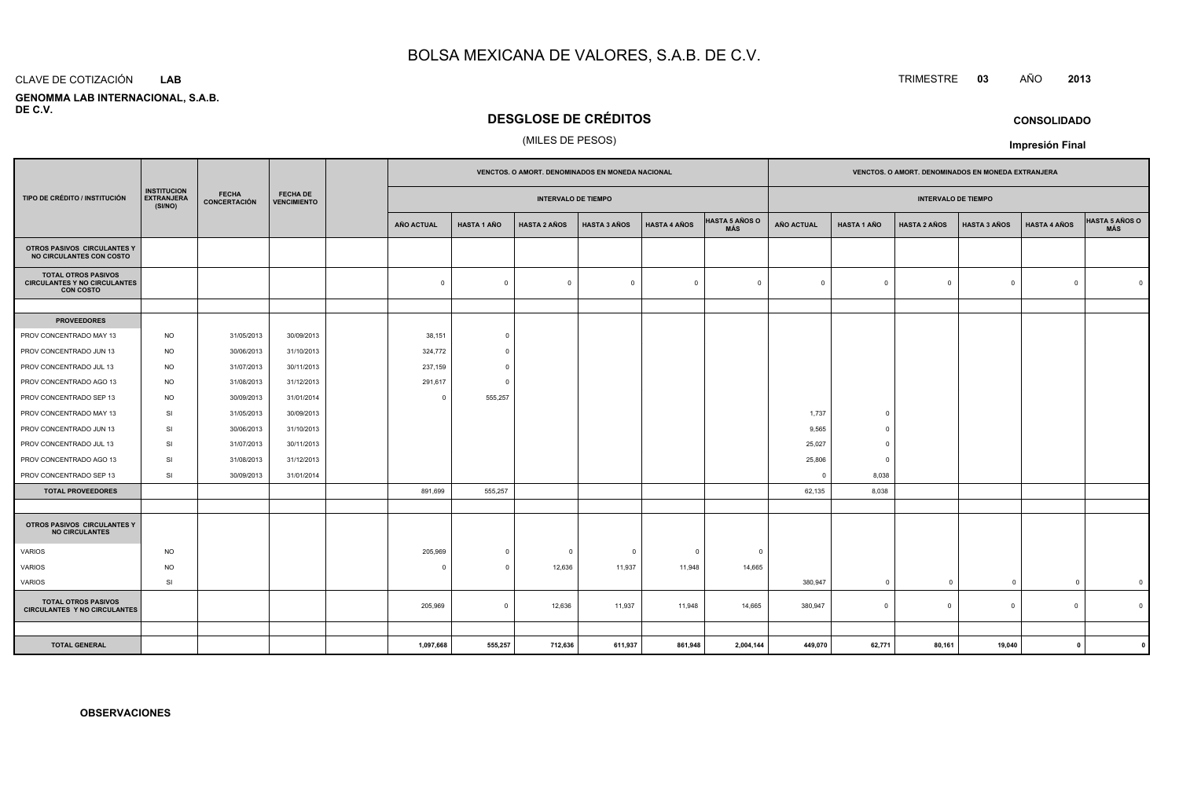# BOLSA MEXICANA DE VALORES, S.A.B. DE C.V.

CLAVE DE COTIZACIÓN **LAB**

TRIMESTRE **03** AÑO **2013**

**GENOMMA LAB INTERNACIONAL, S.A.B. DE C.V.**

## DESGLOSE DE CRÉDITOS

(MILES DE PESOS)

**CONSOLIDADO**

**Impresión Final**

| TIPO DE CRÉDITO / INSTITUCIÓN | INSTITUCION EXTRANJERA (SI/NO) | FECHA CONCERTACIÓN | FECHA DE VENCIMIENTO | | VENCTOS. O AMORT. DENOMINADOS EN MONEDA NACIONAL | | | | | | VENCTOS. O AMORT. DENOMINADOS EN MONEDA EXTRANJERA | | | | | |
|---|---|---|---|---|---|---|---|---|---|---|---|---|---|---|---|---|
| | | | | | INTERVALO DE TIEMPO | | | | | | INTERVALO DE TIEMPO | | | | | |
| | | | | | AÑO ACTUAL | HASTA 1 AÑO | HASTA 2 AÑOS | HASTA 3 AÑOS | HASTA 4 AÑOS | HASTA 5 AÑOS O MÁS | AÑO ACTUAL | HASTA 1 AÑO | HASTA 2 AÑOS | HASTA 3 AÑOS | HASTA 4 AÑOS | HASTA 5 AÑOS O MÁS |
| **OTROS PASIVOS CIRCULANTES Y NO CIRCULANTES CON COSTO** | | | | | | | | | | | | | | | | |
| **TOTAL OTROS PASIVOS CIRCULANTES Y NO CIRCULANTES CON COSTO** | | | | | 0 | 0 | 0 | 0 | 0 | 0 | 0 | 0 | 0 | 0 | 0 | 0 |
| | | | | | | | | | | | | | | | | |
| **PROVEEDORES** | | | | | | | | | | | | | | | | |
| PROV CONCENTRADO MAY 13 | NO | 31/05/2013 | 30/09/2013 | | 38,151 | 0 | | | | | | | | | | |
| PROV CONCENTRADO JUN 13 | NO | 30/06/2013 | 31/10/2013 | | 324,772 | 0 | | | | | | | | | | |
| PROV CONCENTRADO JUL 13 | NO | 31/07/2013 | 30/11/2013 | | 237,159 | 0 | | | | | | | | | | |
| PROV CONCENTRADO AGO 13 | NO | 31/08/2013 | 31/12/2013 | | 291,617 | 0 | | | | | | | | | | |
| PROV CONCENTRADO SEP 13 | NO | 30/09/2013 | 31/01/2014 | | 0 | 555,257 | | | | | | | | | | |
| PROV CONCENTRADO MAY 13 | SI | 31/05/2013 | 30/09/2013 | | | | | | | | 1,737 | 0 | | | | |
| PROV CONCENTRADO JUN 13 | SI | 30/06/2013 | 31/10/2013 | | | | | | | | 9,565 | 0 | | | | |
| PROV CONCENTRADO JUL 13 | SI | 31/07/2013 | 30/11/2013 | | | | | | | | 25,027 | 0 | | | | |
| PROV CONCENTRADO AGO 13 | SI | 31/08/2013 | 31/12/2013 | | | | | | | | 25,806 | 0 | | | | |
| PROV CONCENTRADO SEP 13 | SI | 30/09/2013 | 31/01/2014 | | | | | | | | 0 | 8,038 | | | | |
| **TOTAL PROVEEDORES** | | | | | 891,699 | 555,257 | | | | | 62,135 | 8,038 | | | | |
| | | | | | | | | | | | | | | | | |
| **OTROS PASIVOS CIRCULANTES Y NO CIRCULANTES** | | | | | | | | | | | | | | | | |
| VARIOS | NO | | | | 205,969 | 0 | 0 | 0 | 0 | 0 | | | | | | |
| VARIOS | NO | | | | 0 | 0 | 12,636 | 11,937 | 11,948 | 14,665 | | | | | | |
| VARIOS | SI | | | | | | | | | | 380,947 | 0 | 0 | 0 | 0 | 0 |
| **TOTAL OTROS PASIVOS CIRCULANTES Y NO CIRCULANTES** | | | | | 205,969 | 0 | 12,636 | 11,937 | 11,948 | 14,665 | 380,947 | 0 | 0 | 0 | 0 | 0 |
| | | | | | | | | | | | | | | | | |
| **TOTAL GENERAL** | | | | | **1,097,668** | **555,257** | **712,636** | **611,937** | **861,948** | **2,004,144** | **449,070** | **62,771** | **80,161** | **19,040** | **0** | **0** |

**OBSERVACIONES**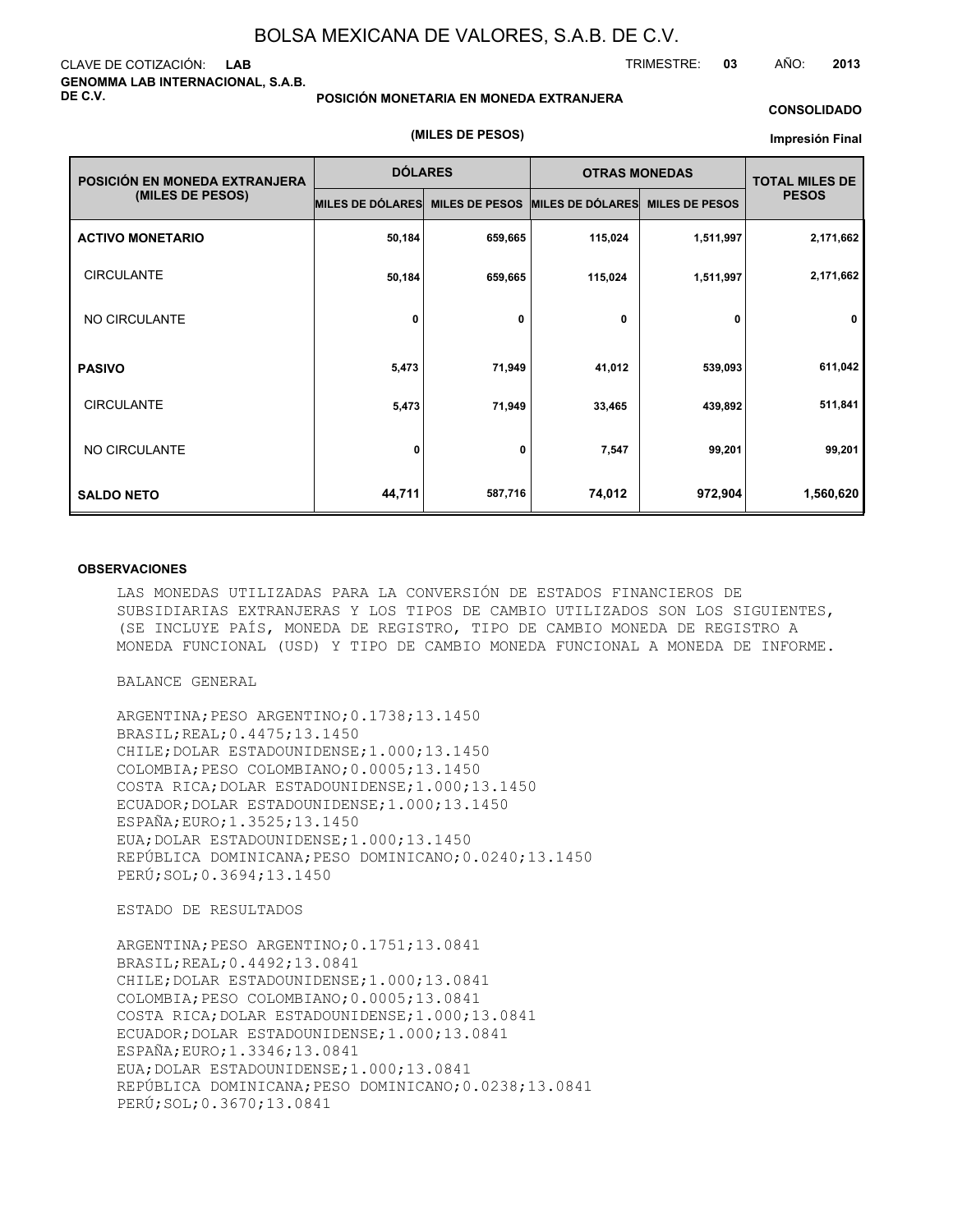# BOLSA MEXICANA DE VALORES, S.A.B. DE C.V.

CLAVE DE COTIZACIÓN: **LAB**

TRIMESTRE: **03** AÑO: **2013**

**GENOMMA LAB INTERNACIONAL, S.A.B. DE C.V.**

**POSICIÓN MONETARIA EN MONEDA EXTRANJERA**

**(MILES DE PESOS)**

**CONSOLIDADO**

**Impresión Final**

| POSICIÓN EN MONEDA EXTRANJERA (MILES DE PESOS) | DÓLARES | | OTRAS MONEDAS | | TOTAL MILES DE PESOS |
|---|---|---|---|---|---|
| | MILES DE DÓLARES | MILES DE PESOS | MILES DE DÓLARES | MILES DE PESOS | |
| **ACTIVO MONETARIO** | 50,184 | 659,665 | 115,024 | 1,511,997 | 2,171,662 |
| CIRCULANTE | 50,184 | 659,665 | 115,024 | 1,511,997 | 2,171,662 |
| NO CIRCULANTE | 0 | 0 | 0 | 0 | 0 |
| **PASIVO** | 5,473 | 71,949 | 41,012 | 539,093 | 611,042 |
| CIRCULANTE | 5,473 | 71,949 | 33,465 | 439,892 | 511,841 |
| NO CIRCULANTE | 0 | 0 | 7,547 | 99,201 | 99,201 |
| **SALDO NETO** | 44,711 | 587,716 | 74,012 | 972,904 | 1,560,620 |

**OBSERVACIONES**

LAS MONEDAS UTILIZADAS PARA LA CONVERSIÓN DE ESTADOS FINANCIEROS DE SUBSIDIARIAS EXTRANJERAS Y LOS TIPOS DE CAMBIO UTILIZADOS SON LOS SIGUIENTES, (SE INCLUYE PAÍS, MONEDA DE REGISTRO, TIPO DE CAMBIO MONEDA DE REGISTRO A MONEDA FUNCIONAL (USD) Y TIPO DE CAMBIO MONEDA FUNCIONAL A MONEDA DE INFORME.

BALANCE GENERAL

ARGENTINA;PESO ARGENTINO;0.1738;13.1450
BRASIL;REAL;0.4475;13.1450
CHILE;DOLAR ESTADOUNIDENSE;1.000;13.1450
COLOMBIA;PESO COLOMBIANO;0.0005;13.1450
COSTA RICA;DOLAR ESTADOUNIDENSE;1.000;13.1450
ECUADOR;DOLAR ESTADOUNIDENSE;1.000;13.1450
ESPAÑA;EURO;1.3525;13.1450
EUA;DOLAR ESTADOUNIDENSE;1.000;13.1450
REPÚBLICA DOMINICANA;PESO DOMINICANO;0.0240;13.1450
PERÚ;SOL;0.3694;13.1450

ESTADO DE RESULTADOS

ARGENTINA;PESO ARGENTINO;0.1751;13.0841
BRASIL;REAL;0.4492;13.0841
CHILE;DOLAR ESTADOUNIDENSE;1.000;13.0841
COLOMBIA;PESO COLOMBIANO;0.0005;13.0841
COSTA RICA;DOLAR ESTADOUNIDENSE;1.000;13.0841
ECUADOR;DOLAR ESTADOUNIDENSE;1.000;13.0841
ESPAÑA;EURO;1.3346;13.0841
EUA;DOLAR ESTADOUNIDENSE;1.000;13.0841
REPÚBLICA DOMINICANA;PESO DOMINICANO;0.0238;13.0841
PERÚ;SOL;0.3670;13.0841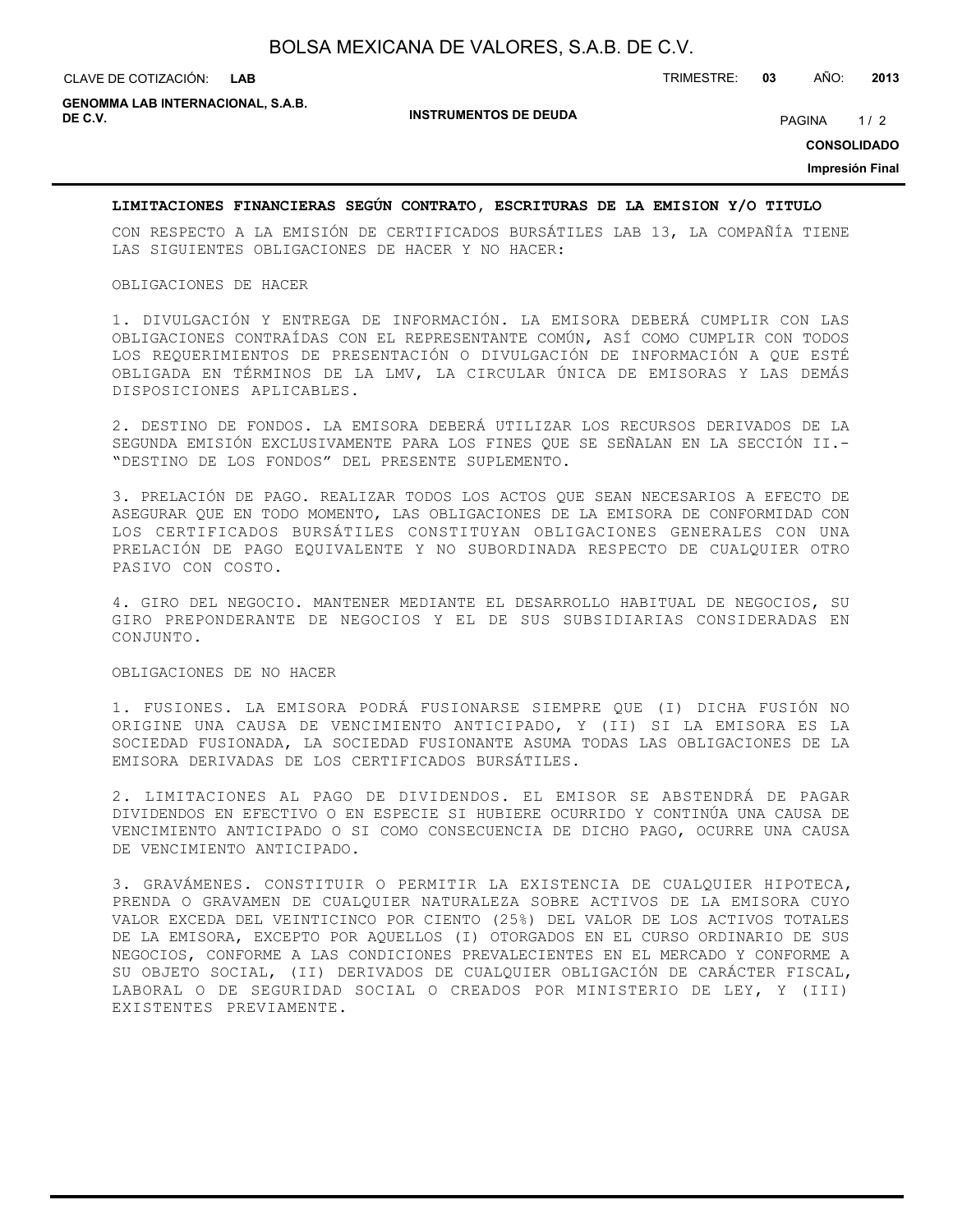**LIMITACIONES FINANCIERAS SEGÚN CONTRATO, ESCRITURAS DE LA EMISION Y/O TITULO**

CON RESPECTO A LA EMISIÓN DE CERTIFICADOS BURSÁTILES LAB 13, LA COMPAÑÍA TIENE LAS SIGUIENTES OBLIGACIONES DE HACER Y NO HACER:

OBLIGACIONES DE HACER

1. DIVULGACIÓN Y ENTREGA DE INFORMACIÓN. LA EMISORA DEBERÁ CUMPLIR CON LAS OBLIGACIONES CONTRAÍDAS CON EL REPRESENTANTE COMÚN, ASÍ COMO CUMPLIR CON TODOS LOS REQUERIMIENTOS DE PRESENTACIÓN O DIVULGACIÓN DE INFORMACIÓN A QUE ESTÉ OBLIGADA EN TÉRMINOS DE LA LMV, LA CIRCULAR ÚNICA DE EMISORAS Y LAS DEMÁS DISPOSICIONES APLICABLES.

2. DESTINO DE FONDOS. LA EMISORA DEBERÁ UTILIZAR LOS RECURSOS DERIVADOS DE LA SEGUNDA EMISIÓN EXCLUSIVAMENTE PARA LOS FINES QUE SE SEÑALAN EN LA SECCIÓN II.- "DESTINO DE LOS FONDOS" DEL PRESENTE SUPLEMENTO.

3. PRELACIÓN DE PAGO. REALIZAR TODOS LOS ACTOS QUE SEAN NECESARIOS A EFECTO DE ASEGURAR QUE EN TODO MOMENTO, LAS OBLIGACIONES DE LA EMISORA DE CONFORMIDAD CON LOS CERTIFICADOS BURSÁTILES CONSTITUYAN OBLIGACIONES GENERALES CON UNA PRELACIÓN DE PAGO EQUIVALENTE Y NO SUBORDINADA RESPECTO DE CUALQUIER OTRO PASIVO CON COSTO.

4. GIRO DEL NEGOCIO. MANTENER MEDIANTE EL DESARROLLO HABITUAL DE NEGOCIOS, SU GIRO PREPONDERANTE DE NEGOCIOS Y EL DE SUS SUBSIDIARIAS CONSIDERADAS EN CONJUNTO.

OBLIGACIONES DE NO HACER

1. FUSIONES. LA EMISORA PODRÁ FUSIONARSE SIEMPRE QUE (I) DICHA FUSIÓN NO ORIGINE UNA CAUSA DE VENCIMIENTO ANTICIPADO, Y (II) SI LA EMISORA ES LA SOCIEDAD FUSIONADA, LA SOCIEDAD FUSIONANTE ASUMA TODAS LAS OBLIGACIONES DE LA EMISORA DERIVADAS DE LOS CERTIFICADOS BURSÁTILES.

2. LIMITACIONES AL PAGO DE DIVIDENDOS. EL EMISOR SE ABSTENDRÁ DE PAGAR DIVIDENDOS EN EFECTIVO O EN ESPECIE SI HUBIERE OCURRIDO Y CONTINÚA UNA CAUSA DE VENCIMIENTO ANTICIPADO O SI COMO CONSECUENCIA DE DICHO PAGO, OCURRE UNA CAUSA DE VENCIMIENTO ANTICIPADO.

3. GRAVÁMENES. CONSTITUIR O PERMITIR LA EXISTENCIA DE CUALQUIER HIPOTECA, PRENDA O GRAVAMEN DE CUALQUIER NATURALEZA SOBRE ACTIVOS DE LA EMISORA CUYO VALOR EXCEDA DEL VEINTICINCO POR CIENTO (25%) DEL VALOR DE LOS ACTIVOS TOTALES DE LA EMISORA, EXCEPTO POR AQUELLOS (I) OTORGADOS EN EL CURSO ORDINARIO DE SUS NEGOCIOS, CONFORME A LAS CONDICIONES PREVALECIENTES EN EL MERCADO Y CONFORME A SU OBJETO SOCIAL, (II) DERIVADOS DE CUALQUIER OBLIGACIÓN DE CARÁCTER FISCAL, LABORAL O DE SEGURIDAD SOCIAL O CREADOS POR MINISTERIO DE LEY, Y (III) EXISTENTES PREVIAMENTE.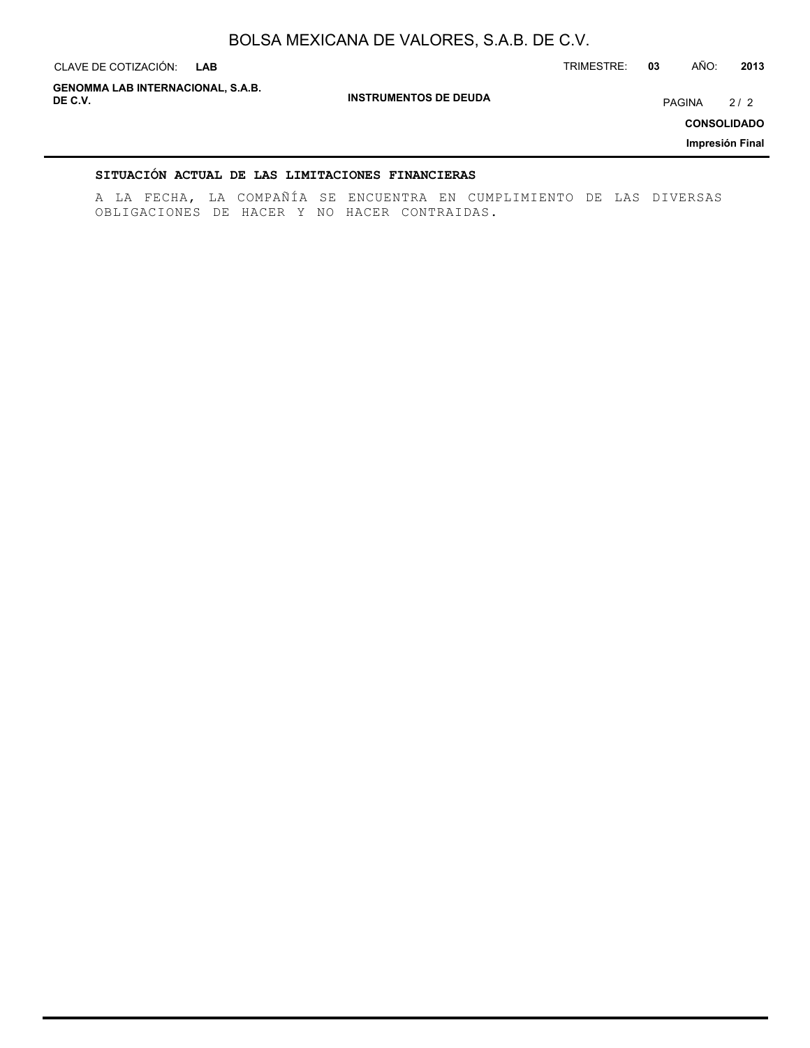## SITUACIÓN ACTUAL DE LAS LIMITACIONES FINANCIERAS

A LA FECHA, LA COMPAÑÍA SE ENCUENTRA EN CUMPLIMIENTO DE LAS DIVERSAS OBLIGACIONES DE HACER Y NO HACER CONTRAIDAS.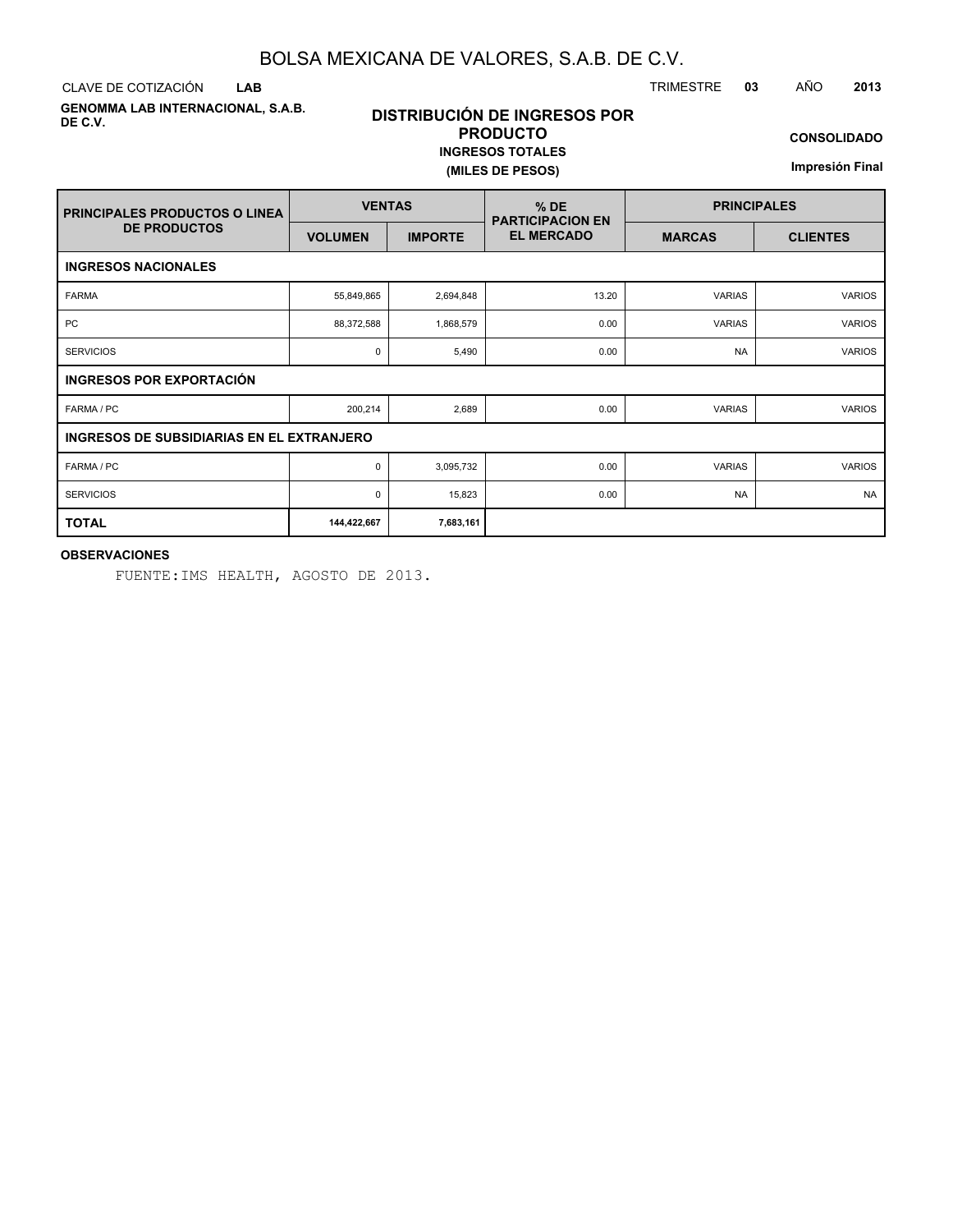# BOLSA MEXICANA DE VALORES, S.A.B. DE C.V.

CLAVE DE COTIZACIÓN **LAB**

TRIMESTRE **03** AÑO **2013**

**GENOMMA LAB INTERNACIONAL, S.A.B. DE C.V.**

## DISTRIBUCIÓN DE INGRESOS POR PRODUCTO

**INGRESOS TOTALES**

**(MILES DE PESOS)**

**CONSOLIDADO**

**Impresión Final**

| PRINCIPALES PRODUCTOS O LINEA DE PRODUCTOS | VENTAS | | % DE PARTICIPACION EN EL MERCADO | PRINCIPALES | |
|---|---|---|---|---|---|
| | VOLUMEN | IMPORTE | | MARCAS | CLIENTES |
| **INGRESOS NACIONALES** | | | | | |
| FARMA | 55,849,865 | 2,694,848 | 13.20 | VARIAS | VARIOS |
| PC | 88,372,588 | 1,868,579 | 0.00 | VARIAS | VARIOS |
| SERVICIOS | 0 | 5,490 | 0.00 | NA | VARIOS |
| **INGRESOS POR EXPORTACIÓN** | | | | | |
| FARMA / PC | 200,214 | 2,689 | 0.00 | VARIAS | VARIOS |
| **INGRESOS DE SUBSIDIARIAS EN EL EXTRANJERO** | | | | | |
| FARMA / PC | 0 | 3,095,732 | 0.00 | VARIAS | VARIOS |
| SERVICIOS | 0 | 15,823 | 0.00 | NA | NA |
| **TOTAL** | **144,422,667** | **7,683,161** | | | |

**OBSERVACIONES**

FUENTE:IMS HEALTH, AGOSTO DE 2013.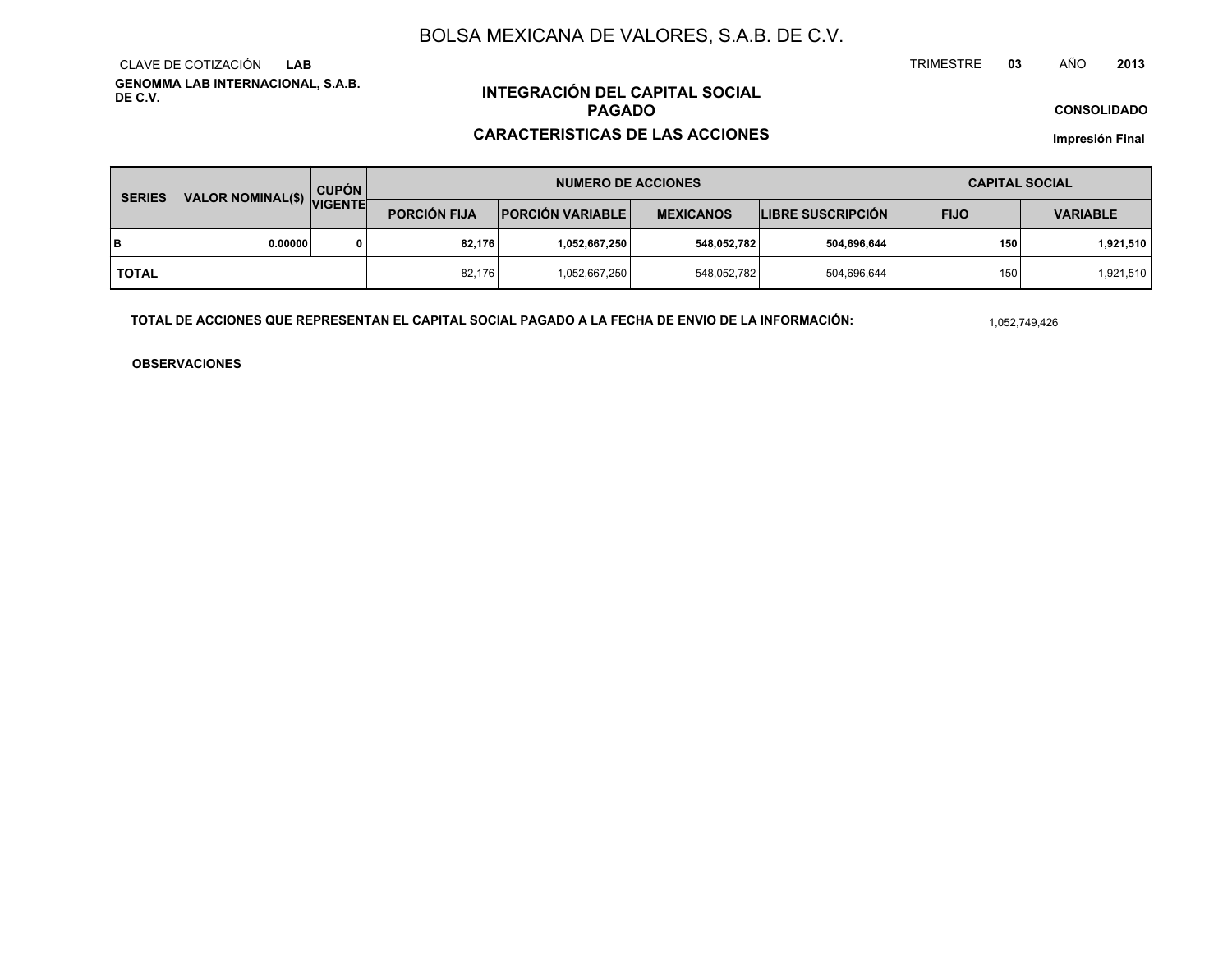# BOLSA MEXICANA DE VALORES, S.A.B. DE C.V.

CLAVE DE COTIZACIÓN **LAB**

TRIMESTRE **03** AÑO **2013**

**GENOMMA LAB INTERNACIONAL, S.A.B. DE C.V.**

## INTEGRACIÓN DEL CAPITAL SOCIAL PAGADO

## CARACTERISTICAS DE LAS ACCIONES

**CONSOLIDADO**

**Impresión Final**

| SERIES | VALOR NOMINAL($) | CUPÓN VIGENTE | NUMERO DE ACCIONES | | | | CAPITAL SOCIAL | |
|---|---|---|---|---|---|---|---|---|
| | | | PORCIÓN FIJA | PORCIÓN VARIABLE | MEXICANOS | LIBRE SUSCRIPCIÓN | FIJO | VARIABLE |
| B | 0.00000 | 0 | 82,176 | 1,052,667,250 | 548,052,782 | 504,696,644 | 150 | 1,921,510 |
| TOTAL | | | 82,176 | 1,052,667,250 | 548,052,782 | 504,696,644 | 150 | 1,921,510 |

**TOTAL DE ACCIONES QUE REPRESENTAN EL CAPITAL SOCIAL PAGADO A LA FECHA DE ENVIO DE LA INFORMACIÓN:** 1,052,749,426

**OBSERVACIONES**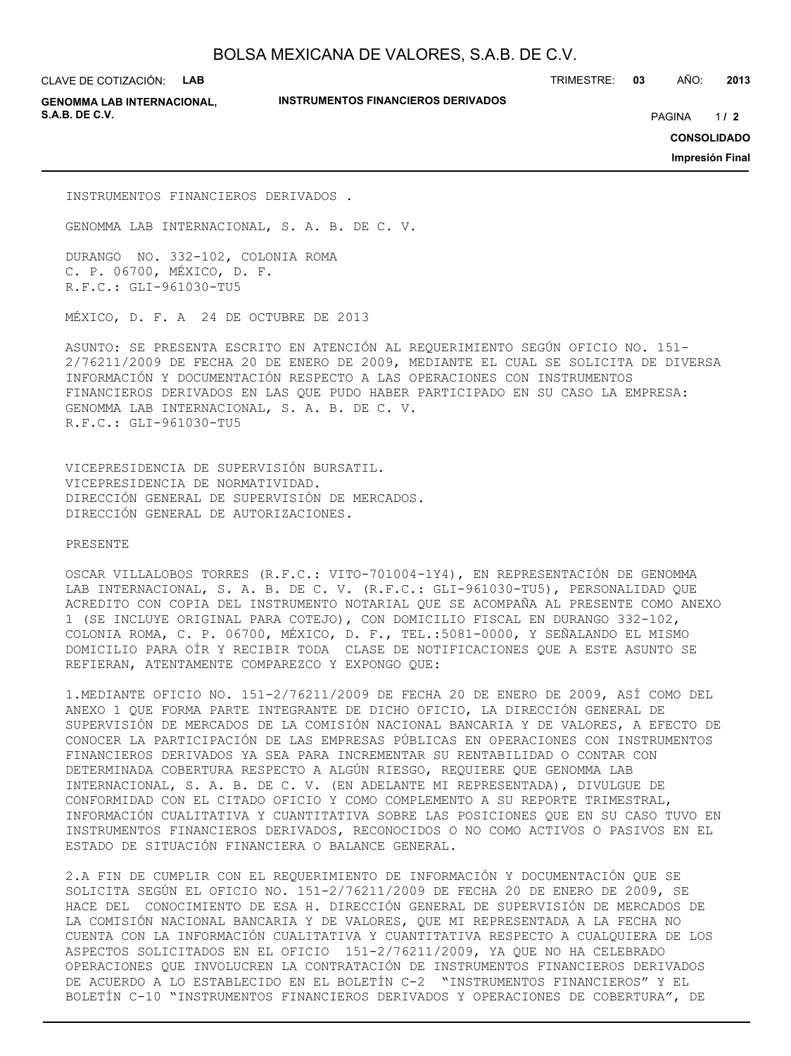INSTRUMENTOS FINANCIEROS DERIVADOS .

GENOMMA LAB INTERNACIONAL, S. A. B. DE C. V.

DURANGO NO. 332-102, COLONIA ROMA
C. P. 06700, MÉXICO, D. F.
R.F.C.: GLI-961030-TU5

MÉXICO, D. F. A 24 DE OCTUBRE DE 2013

ASUNTO: SE PRESENTA ESCRITO EN ATENCIÓN AL REQUERIMIENTO SEGÚN OFICIO NO. 151-2/76211/2009 DE FECHA 20 DE ENERO DE 2009, MEDIANTE EL CUAL SE SOLICITA DE DIVERSA INFORMACIÓN Y DOCUMENTACIÓN RESPECTO A LAS OPERACIONES CON INSTRUMENTOS FINANCIEROS DERIVADOS EN LAS QUE PUDO HABER PARTICIPADO EN SU CASO LA EMPRESA: GENOMMA LAB INTERNACIONAL, S. A. B. DE C. V.
R.F.C.: GLI-961030-TU5

VICEPRESIDENCIA DE SUPERVISIÓN BURSATIL.
VICEPRESIDENCIA DE NORMATIVIDAD.
DIRECCIÓN GENERAL DE SUPERVISIÓN DE MERCADOS.
DIRECCIÓN GENERAL DE AUTORIZACIONES.

PRESENTE

OSCAR VILLALOBOS TORRES (R.F.C.: VITO-701004-1Y4), EN REPRESENTACIÓN DE GENOMMA LAB INTERNACIONAL, S. A. B. DE C. V. (R.F.C.: GLI-961030-TU5), PERSONALIDAD QUE ACREDITO CON COPIA DEL INSTRUMENTO NOTARIAL QUE SE ACOMPAÑA AL PRESENTE COMO ANEXO 1 (SE INCLUYE ORIGINAL PARA COTEJO), CON DOMICILIO FISCAL EN DURANGO 332-102, COLONIA ROMA, C. P. 06700, MÉXICO, D. F., TEL.:5081-0000, Y SEÑALANDO EL MISMO DOMICILIO PARA OÍR Y RECIBIR TODA CLASE DE NOTIFICACIONES QUE A ESTE ASUNTO SE REFIERAN, ATENTAMENTE COMPAREZCO Y EXPONGO QUE:

1.MEDIANTE OFICIO NO. 151-2/76211/2009 DE FECHA 20 DE ENERO DE 2009, ASÍ COMO DEL ANEXO 1 QUE FORMA PARTE INTEGRANTE DE DICHO OFICIO, LA DIRECCIÓN GENERAL DE SUPERVISIÓN DE MERCADOS DE LA COMISIÓN NACIONAL BANCARIA Y DE VALORES, A EFECTO DE CONOCER LA PARTICIPACIÓN DE LAS EMPRESAS PÚBLICAS EN OPERACIONES CON INSTRUMENTOS FINANCIEROS DERIVADOS YA SEA PARA INCREMENTAR SU RENTABILIDAD O CONTAR CON DETERMINADA COBERTURA RESPECTO A ALGÚN RIESGO, REQUIERE QUE GENOMMA LAB INTERNACIONAL, S. A. B. DE C. V. (EN ADELANTE MI REPRESENTADA), DIVULGUE DE CONFORMIDAD CON EL CITADO OFICIO Y COMO COMPLEMENTO A SU REPORTE TRIMESTRAL, INFORMACIÓN CUALITATIVA Y CUANTITATIVA SOBRE LAS POSICIONES QUE EN SU CASO TUVO EN INSTRUMENTOS FINANCIEROS DERIVADOS, RECONOCIDOS O NO COMO ACTIVOS O PASIVOS EN EL ESTADO DE SITUACIÓN FINANCIERA O BALANCE GENERAL.

2.A FIN DE CUMPLIR CON EL REQUERIMIENTO DE INFORMACIÓN Y DOCUMENTACIÓN QUE SE SOLICITA SEGÚN EL OFICIO NO. 151-2/76211/2009 DE FECHA 20 DE ENERO DE 2009, SE HACE DEL CONOCIMIENTO DE ESA H. DIRECCIÓN GENERAL DE SUPERVISIÓN DE MERCADOS DE LA COMISIÓN NACIONAL BANCARIA Y DE VALORES, QUE MI REPRESENTADA A LA FECHA NO CUENTA CON LA INFORMACIÓN CUALITATIVA Y CUANTITATIVA RESPECTO A CUALQUIERA DE LOS ASPECTOS SOLICITADOS EN EL OFICIO 151-2/76211/2009, YA QUE NO HA CELEBRADO OPERACIONES QUE INVOLUCREN LA CONTRATACIÓN DE INSTRUMENTOS FINANCIEROS DERIVADOS DE ACUERDO A LO ESTABLECIDO EN EL BOLETÍN C-2 "INSTRUMENTOS FINANCIEROS" Y EL BOLETÍN C-10 "INSTRUMENTOS FINANCIEROS DERIVADOS Y OPERACIONES DE COBERTURA", DE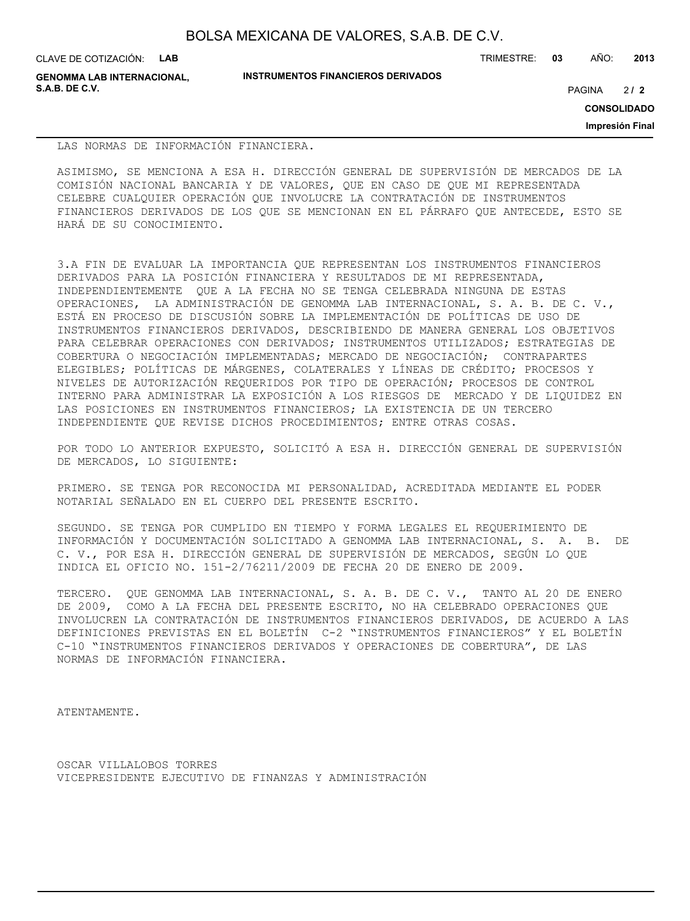LAS NORMAS DE INFORMACIÓN FINANCIERA.

ASIMISMO, SE MENCIONA A ESA H. DIRECCIÓN GENERAL DE SUPERVISIÓN DE MERCADOS DE LA COMISIÓN NACIONAL BANCARIA Y DE VALORES, QUE EN CASO DE QUE MI REPRESENTADA CELEBRE CUALQUIER OPERACIÓN QUE INVOLUCRE LA CONTRATACIÓN DE INSTRUMENTOS FINANCIEROS DERIVADOS DE LOS QUE SE MENCIONAN EN EL PÁRRAFO QUE ANTECEDE, ESTO SE HARÁ DE SU CONOCIMIENTO.

3.A FIN DE EVALUAR LA IMPORTANCIA QUE REPRESENTAN LOS INSTRUMENTOS FINANCIEROS DERIVADOS PARA LA POSICIÓN FINANCIERA Y RESULTADOS DE MI REPRESENTADA, INDEPENDIENTEMENTE QUE A LA FECHA NO SE TENGA CELEBRADA NINGUNA DE ESTAS OPERACIONES, LA ADMINISTRACIÓN DE GENOMMA LAB INTERNACIONAL, S. A. B. DE C. V., ESTÁ EN PROCESO DE DISCUSIÓN SOBRE LA IMPLEMENTACIÓN DE POLÍTICAS DE USO DE INSTRUMENTOS FINANCIEROS DERIVADOS, DESCRIBIENDO DE MANERA GENERAL LOS OBJETIVOS PARA CELEBRAR OPERACIONES CON DERIVADOS; INSTRUMENTOS UTILIZADOS; ESTRATEGIAS DE COBERTURA O NEGOCIACIÓN IMPLEMENTADAS; MERCADO DE NEGOCIACIÓN; CONTRAPARTES ELEGIBLES; POLÍTICAS DE MÁRGENES, COLATERALES Y LÍNEAS DE CRÉDITO; PROCESOS Y NIVELES DE AUTORIZACIÓN REQUERIDOS POR TIPO DE OPERACIÓN; PROCESOS DE CONTROL INTERNO PARA ADMINISTRAR LA EXPOSICIÓN A LOS RIESGOS DE MERCADO Y DE LIQUIDEZ EN LAS POSICIONES EN INSTRUMENTOS FINANCIEROS; LA EXISTENCIA DE UN TERCERO INDEPENDIENTE QUE REVISE DICHOS PROCEDIMIENTOS; ENTRE OTRAS COSAS.

POR TODO LO ANTERIOR EXPUESTO, SOLICITÓ A ESA H. DIRECCIÓN GENERAL DE SUPERVISIÓN DE MERCADOS, LO SIGUIENTE:

PRIMERO. SE TENGA POR RECONOCIDA MI PERSONALIDAD, ACREDITADA MEDIANTE EL PODER NOTARIAL SEÑALADO EN EL CUERPO DEL PRESENTE ESCRITO.

SEGUNDO. SE TENGA POR CUMPLIDO EN TIEMPO Y FORMA LEGALES EL REQUERIMIENTO DE INFORMACIÓN Y DOCUMENTACIÓN SOLICITADO A GENOMMA LAB INTERNACIONAL, S. A. B. DE C. V., POR ESA H. DIRECCIÓN GENERAL DE SUPERVISIÓN DE MERCADOS, SEGÚN LO QUE INDICA EL OFICIO NO. 151-2/76211/2009 DE FECHA 20 DE ENERO DE 2009.

TERCERO. QUE GENOMMA LAB INTERNACIONAL, S. A. B. DE C. V., TANTO AL 20 DE ENERO DE 2009, COMO A LA FECHA DEL PRESENTE ESCRITO, NO HA CELEBRADO OPERACIONES QUE INVOLUCREN LA CONTRATACIÓN DE INSTRUMENTOS FINANCIEROS DERIVADOS, DE ACUERDO A LAS DEFINICIONES PREVISTAS EN EL BOLETÍN C-2 "INSTRUMENTOS FINANCIEROS" Y EL BOLETÍN C-10 "INSTRUMENTOS FINANCIEROS DERIVADOS Y OPERACIONES DE COBERTURA", DE LAS NORMAS DE INFORMACIÓN FINANCIERA.

ATENTAMENTE.

OSCAR VILLALOBOS TORRES
VICEPRESIDENTE EJECUTIVO DE FINANZAS Y ADMINISTRACIÓN